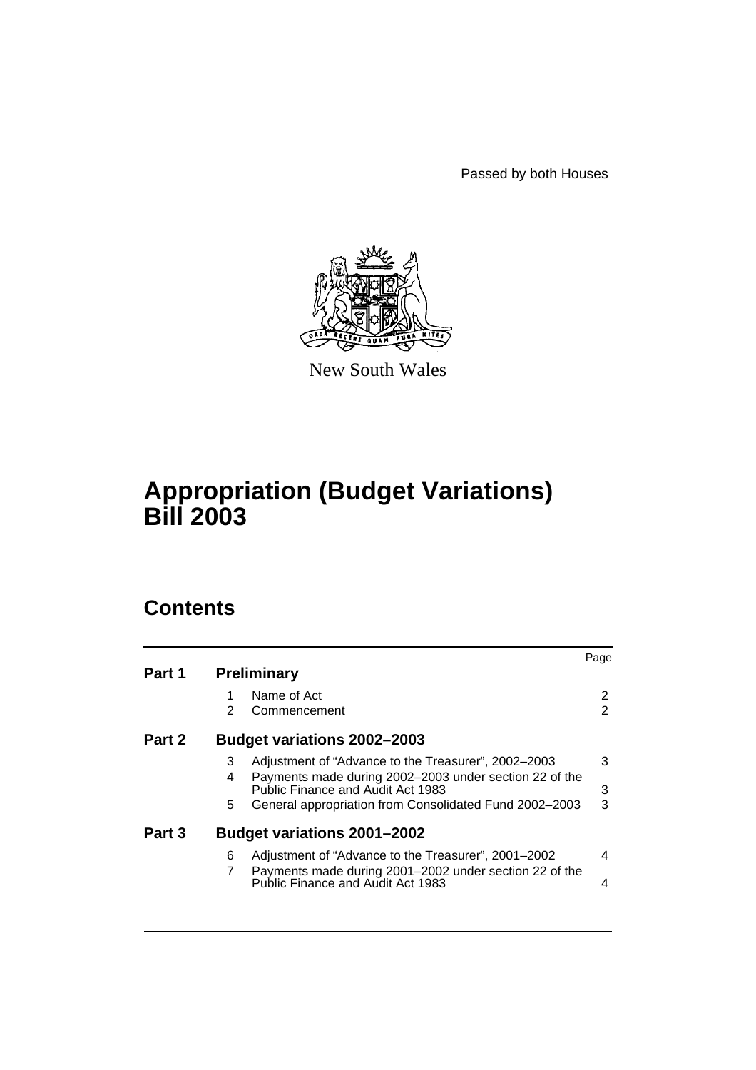Passed by both Houses

New South Wales

# Appropriation (Budget Variations) Bill 2003

## Contents

| | | | Page |
|---|---|---|---|
| **Part 1** | **Preliminary** | | |
| | 1 | Name of Act | 2 |
| | 2 | Commencement | 2 |
| **Part 2** | **Budget variations 2002–2003** | | |
| | 3 | Adjustment of "Advance to the Treasurer", 2002–2003 | 3 |
| | 4 | Payments made during 2002–2003 under section 22 of the Public Finance and Audit Act 1983 | 3 |
| | 5 | General appropriation from Consolidated Fund 2002–2003 | 3 |
| **Part 3** | **Budget variations 2001–2002** | | |
| | 6 | Adjustment of "Advance to the Treasurer", 2001–2002 | 4 |
| | 7 | Payments made during 2001–2002 under section 22 of the Public Finance and Audit Act 1983 | 4 |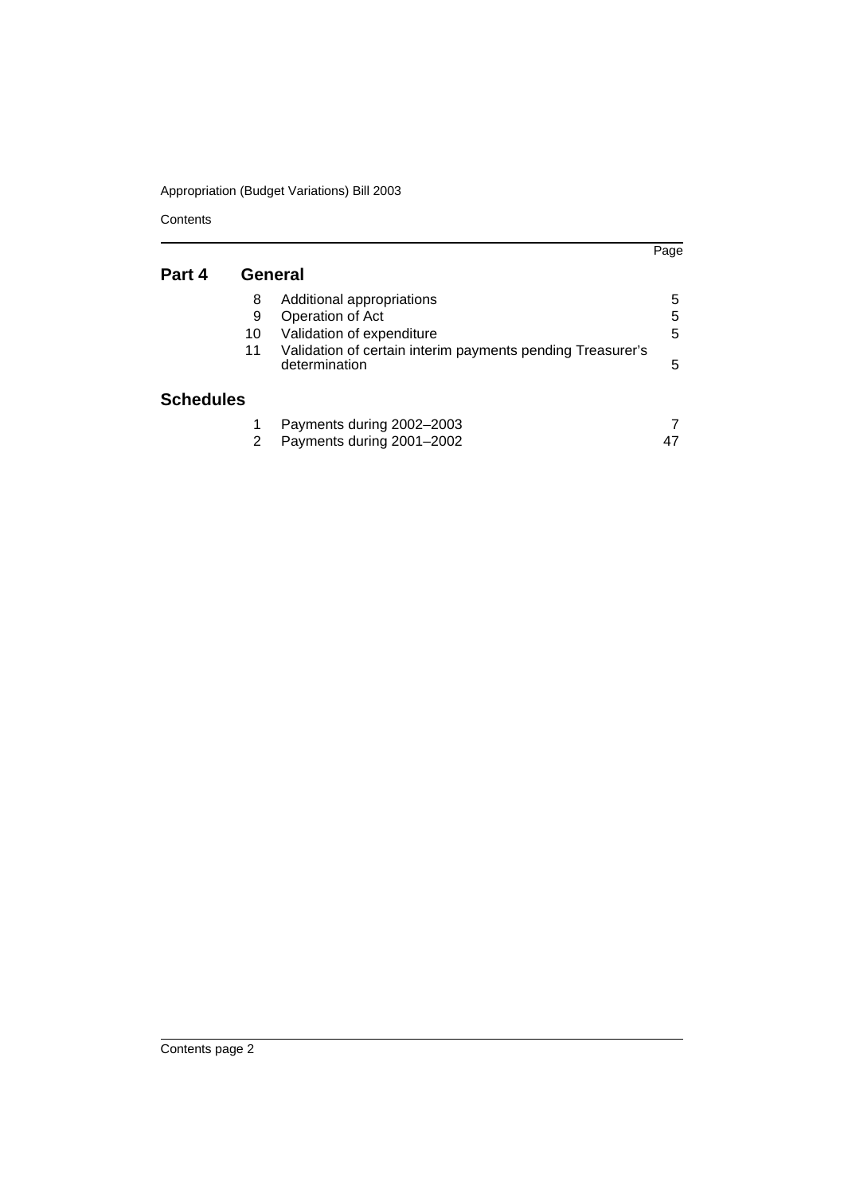## Part 4 General

| | | Page |
|---|---|---|
| 8 | Additional appropriations | 5 |
| 9 | Operation of Act | 5 |
| 10 | Validation of expenditure | 5 |
| 11 | Validation of certain interim payments pending Treasurer's determination | 5 |

## Schedules

| | | |
|---|---|---|
| 1 | Payments during 2002–2003 | 7 |
| 2 | Payments during 2001–2002 | 47 |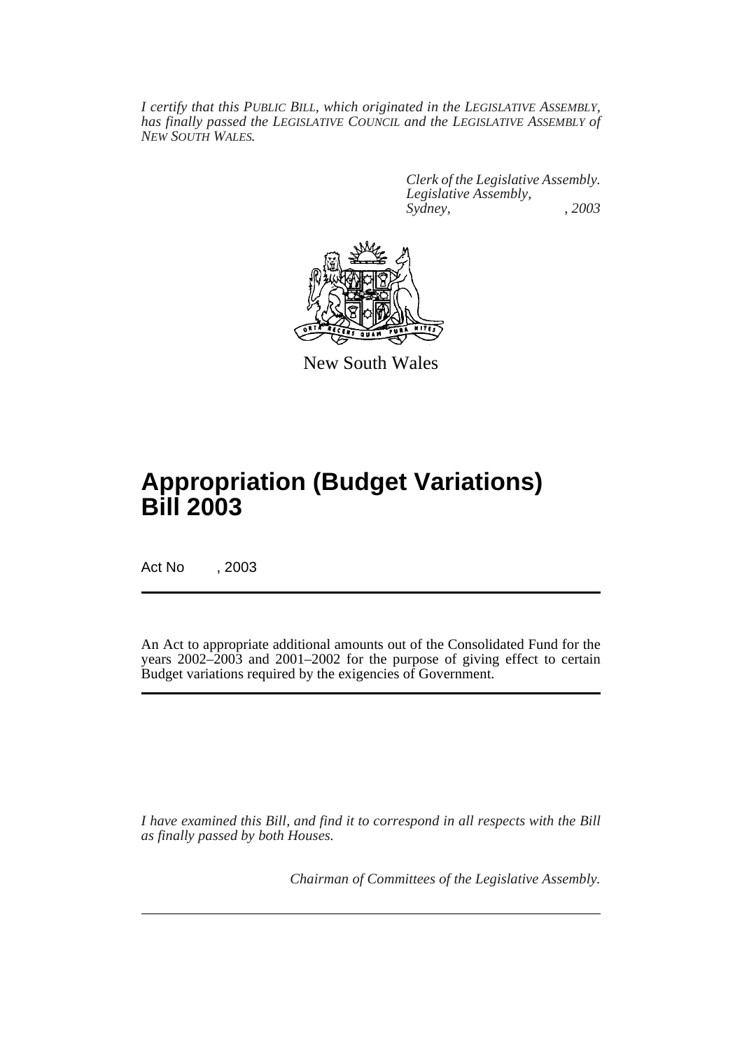*I certify that this PUBLIC BILL, which originated in the LEGISLATIVE ASSEMBLY, has finally passed the LEGISLATIVE COUNCIL and the LEGISLATIVE ASSEMBLY of NEW SOUTH WALES.*

*Clerk of the Legislative Assembly.*
*Legislative Assembly,*
*Sydney, , 2003*

New South Wales

# Appropriation (Budget Variations) Bill 2003

Act No , 2003

An Act to appropriate additional amounts out of the Consolidated Fund for the years 2002–2003 and 2001–2002 for the purpose of giving effect to certain Budget variations required by the exigencies of Government.

*I have examined this Bill, and find it to correspond in all respects with the Bill as finally passed by both Houses.*

*Chairman of Committees of the Legislative Assembly.*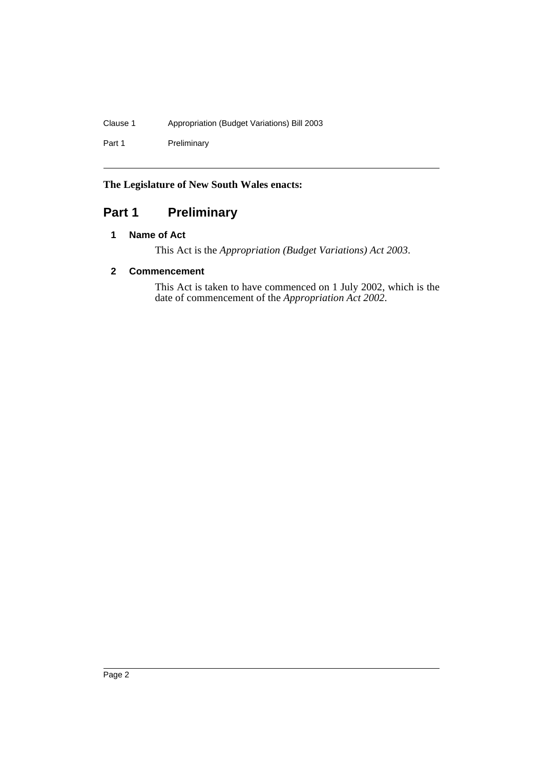**The Legislature of New South Wales enacts:**

# Part 1 Preliminary

## 1 Name of Act

This Act is the *Appropriation (Budget Variations) Act 2003*.

## 2 Commencement

This Act is taken to have commenced on 1 July 2002, which is the date of commencement of the *Appropriation Act 2002*.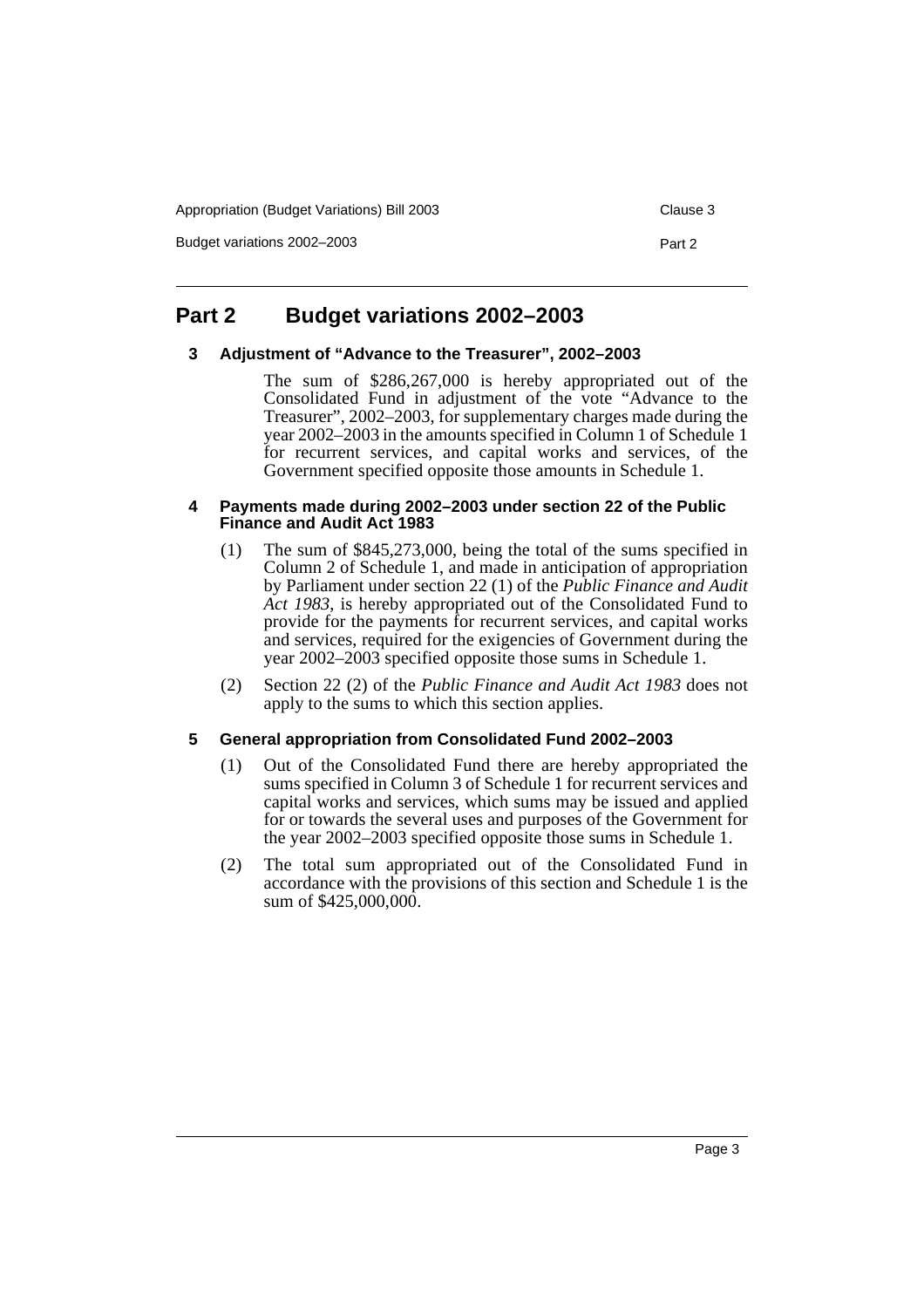## Part 2 Budget variations 2002–2003

### 3 Adjustment of "Advance to the Treasurer", 2002–2003

The sum of $286,267,000 is hereby appropriated out of the Consolidated Fund in adjustment of the vote "Advance to the Treasurer", 2002–2003, for supplementary charges made during the year 2002–2003 in the amounts specified in Column 1 of Schedule 1 for recurrent services, and capital works and services, of the Government specified opposite those amounts in Schedule 1.

### 4 Payments made during 2002–2003 under section 22 of the Public Finance and Audit Act 1983

(1) The sum of $845,273,000, being the total of the sums specified in Column 2 of Schedule 1, and made in anticipation of appropriation by Parliament under section 22 (1) of the *Public Finance and Audit Act 1983*, is hereby appropriated out of the Consolidated Fund to provide for the payments for recurrent services, and capital works and services, required for the exigencies of Government during the year 2002–2003 specified opposite those sums in Schedule 1.

(2) Section 22 (2) of the *Public Finance and Audit Act 1983* does not apply to the sums to which this section applies.

### 5 General appropriation from Consolidated Fund 2002–2003

(1) Out of the Consolidated Fund there are hereby appropriated the sums specified in Column 3 of Schedule 1 for recurrent services and capital works and services, which sums may be issued and applied for or towards the several uses and purposes of the Government for the year 2002–2003 specified opposite those sums in Schedule 1.

(2) The total sum appropriated out of the Consolidated Fund in accordance with the provisions of this section and Schedule 1 is the sum of $425,000,000.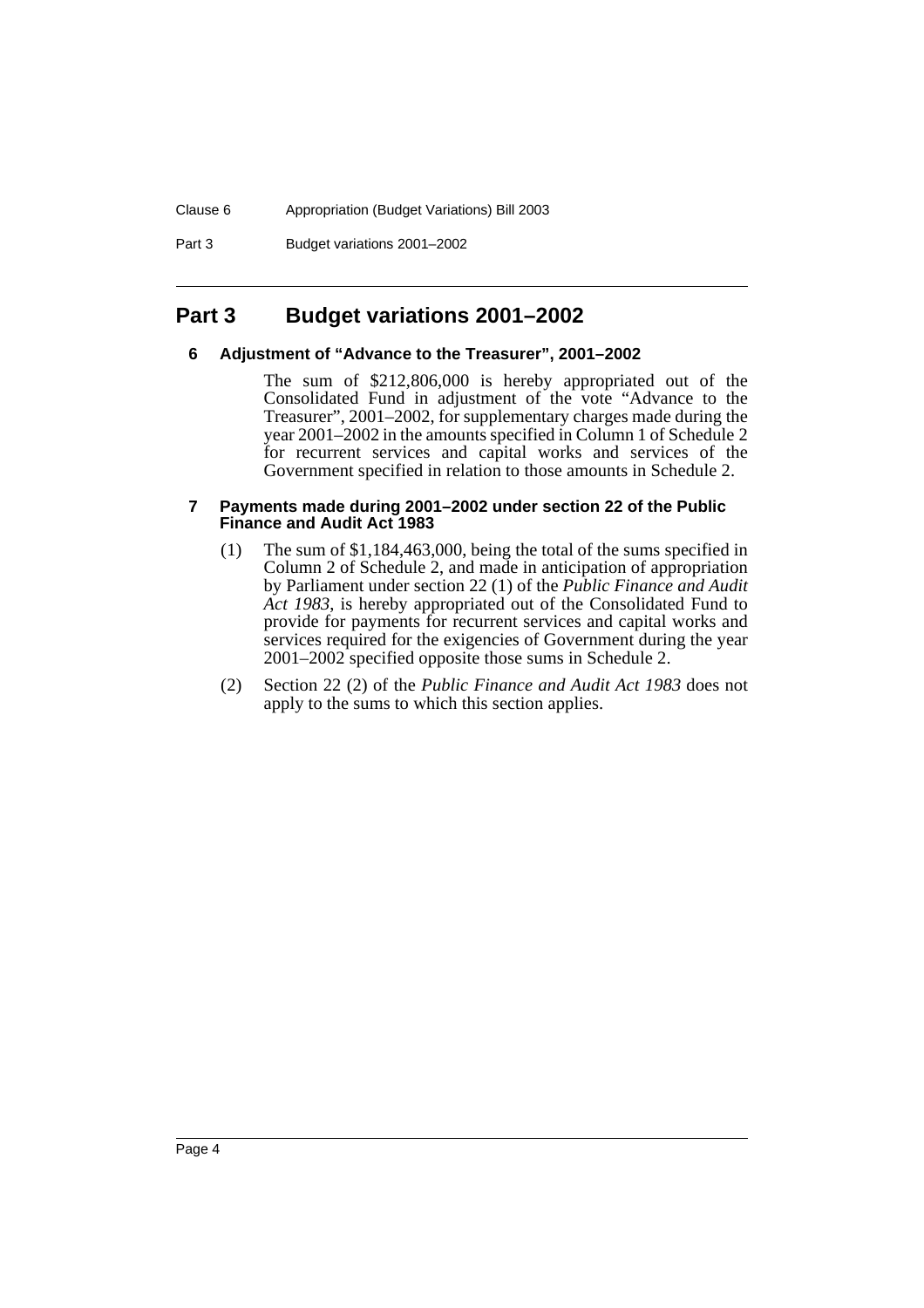# Part 3 Budget variations 2001–2002

## 6 Adjustment of "Advance to the Treasurer", 2001–2002

The sum of $212,806,000 is hereby appropriated out of the Consolidated Fund in adjustment of the vote "Advance to the Treasurer", 2001–2002, for supplementary charges made during the year 2001–2002 in the amounts specified in Column 1 of Schedule 2 for recurrent services and capital works and services of the Government specified in relation to those amounts in Schedule 2.

## 7 Payments made during 2001–2002 under section 22 of the Public Finance and Audit Act 1983

(1) The sum of $1,184,463,000, being the total of the sums specified in Column 2 of Schedule 2, and made in anticipation of appropriation by Parliament under section 22 (1) of the *Public Finance and Audit Act 1983*, is hereby appropriated out of the Consolidated Fund to provide for payments for recurrent services and capital works and services required for the exigencies of Government during the year 2001–2002 specified opposite those sums in Schedule 2.

(2) Section 22 (2) of the *Public Finance and Audit Act 1983* does not apply to the sums to which this section applies.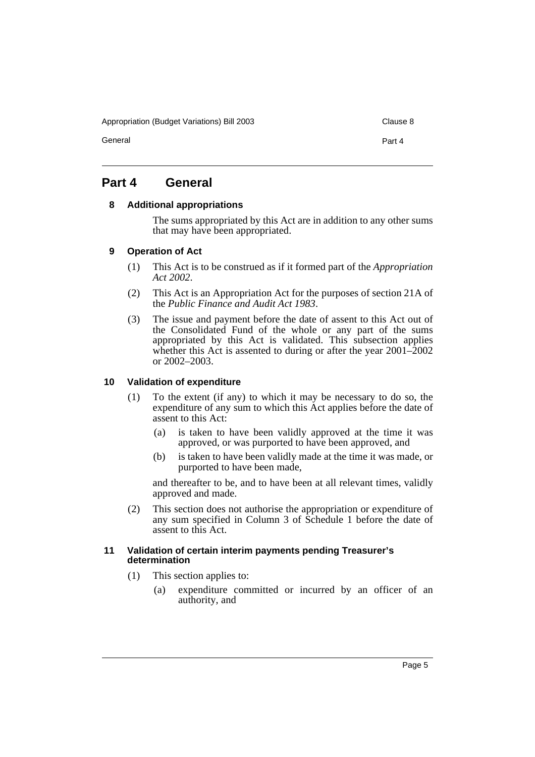## Part 4 General

### 8 Additional appropriations

The sums appropriated by this Act are in addition to any other sums that may have been appropriated.

### 9 Operation of Act

(1) This Act is to be construed as if it formed part of the *Appropriation Act 2002*.

(2) This Act is an Appropriation Act for the purposes of section 21A of the *Public Finance and Audit Act 1983*.

(3) The issue and payment before the date of assent to this Act out of the Consolidated Fund of the whole or any part of the sums appropriated by this Act is validated. This subsection applies whether this Act is assented to during or after the year 2001–2002 or 2002–2003.

### 10 Validation of expenditure

(1) To the extent (if any) to which it may be necessary to do so, the expenditure of any sum to which this Act applies before the date of assent to this Act:

- (a) is taken to have been validly approved at the time it was approved, or was purported to have been approved, and
- (b) is taken to have been validly made at the time it was made, or purported to have been made,

and thereafter to be, and to have been at all relevant times, validly approved and made.

(2) This section does not authorise the appropriation or expenditure of any sum specified in Column 3 of Schedule 1 before the date of assent to this Act.

### 11 Validation of certain interim payments pending Treasurer's determination

(1) This section applies to:

- (a) expenditure committed or incurred by an officer of an authority, and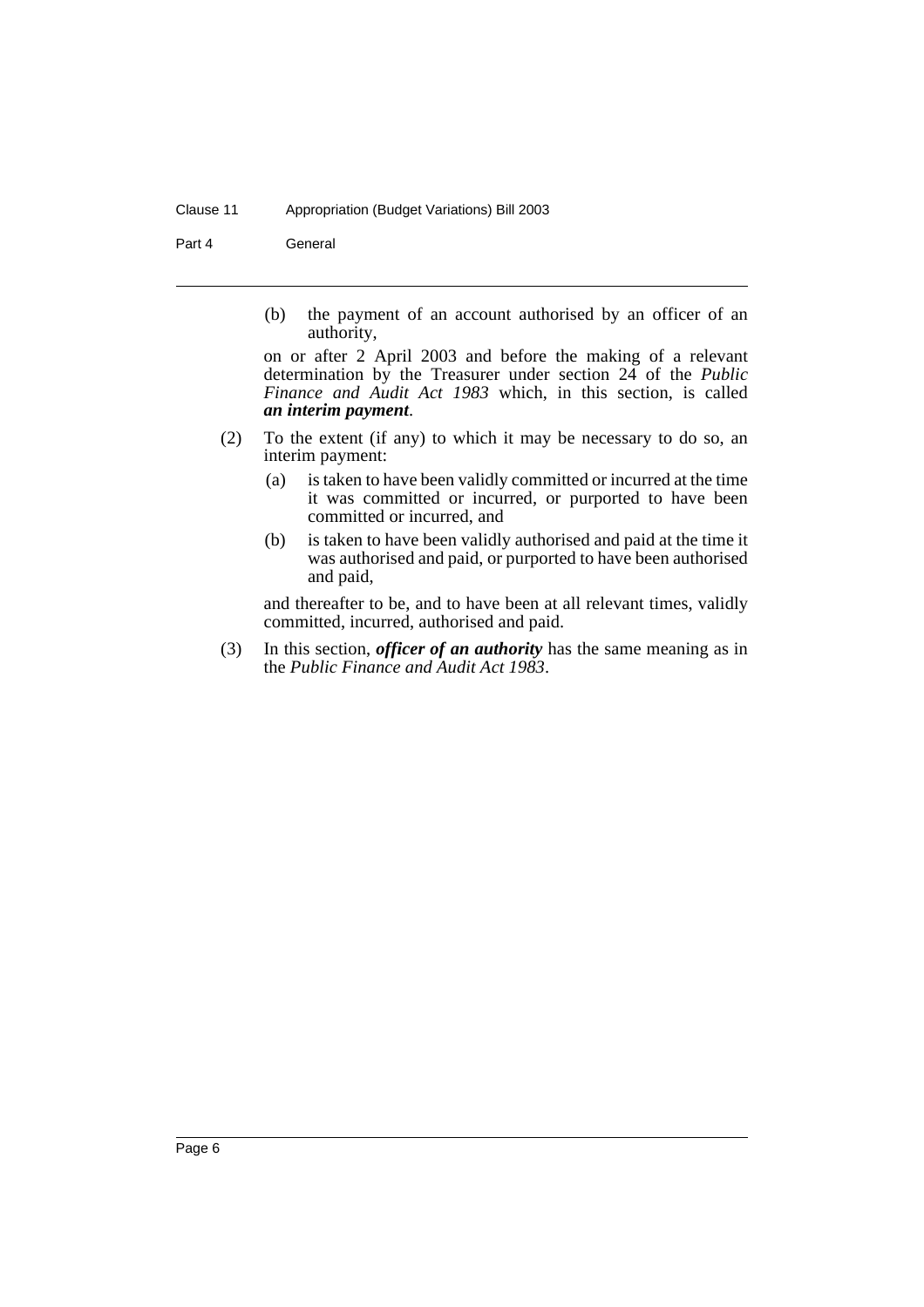(b) the payment of an account authorised by an officer of an authority,

on or after 2 April 2003 and before the making of a relevant determination by the Treasurer under section 24 of the *Public Finance and Audit Act 1983* which, in this section, is called ***an interim payment***.

(2) To the extent (if any) to which it may be necessary to do so, an interim payment:

(a) is taken to have been validly committed or incurred at the time it was committed or incurred, or purported to have been committed or incurred, and

(b) is taken to have been validly authorised and paid at the time it was authorised and paid, or purported to have been authorised and paid,

and thereafter to be, and to have been at all relevant times, validly committed, incurred, authorised and paid.

(3) In this section, ***officer of an authority*** has the same meaning as in the *Public Finance and Audit Act 1983*.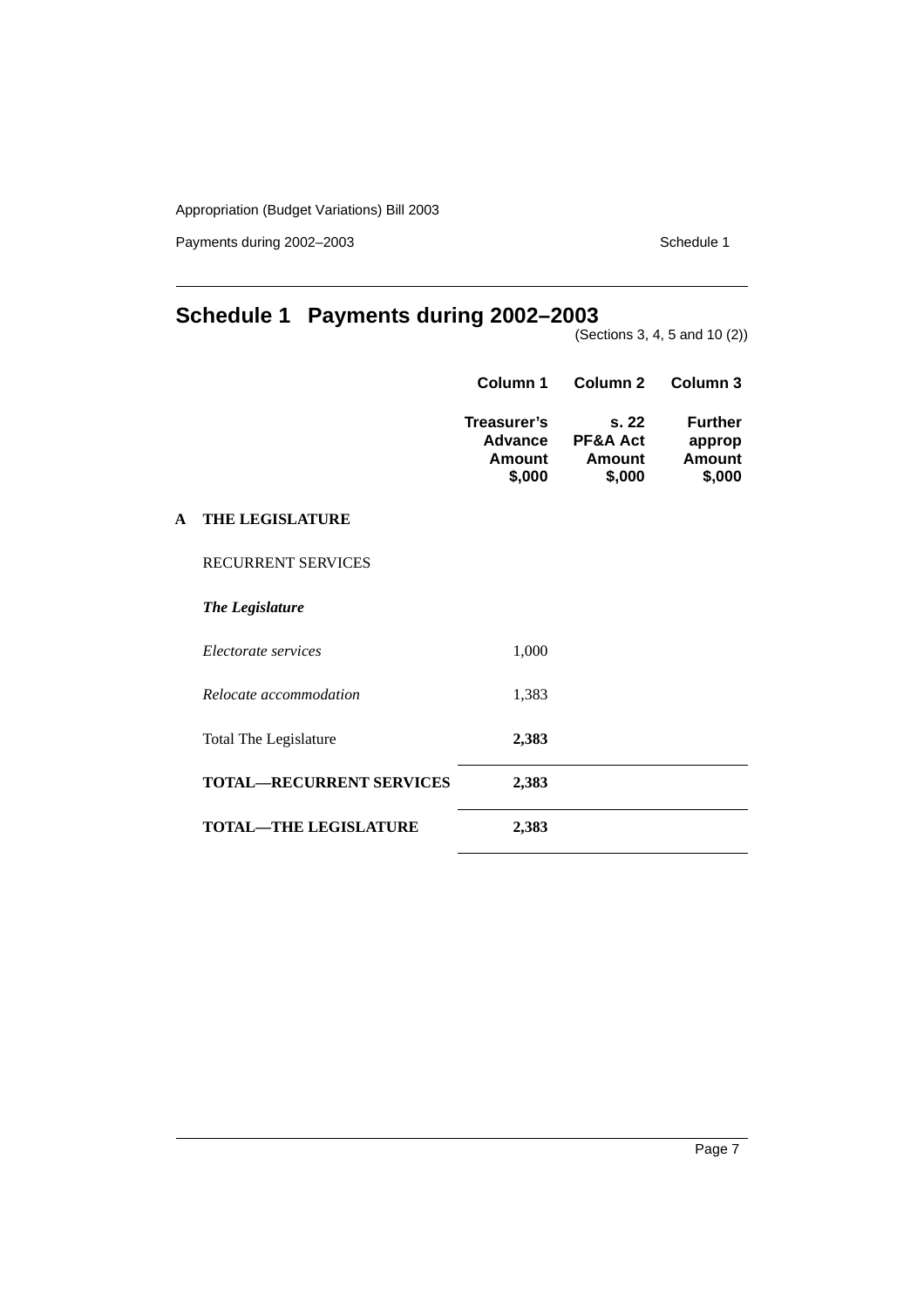# Schedule 1 Payments during 2002–2003

(Sections 3, 4, 5 and 10 (2))

| | Column 1 | Column 2 | Column 3 |
|---|---|---|---|
| | **Treasurer's Advance Amount $,000** | **s. 22 PF&A Act Amount $,000** | **Further approp Amount $,000** |
| **A THE LEGISLATURE** | | | |
| RECURRENT SERVICES | | | |
| ***The Legislature*** | | | |
| *Electorate services* | 1,000 | | |
| *Relocate accommodation* | 1,383 | | |
| Total The Legislature | **2,383** | | |
| **TOTAL—RECURRENT SERVICES** | **2,383** | | |
| **TOTAL—THE LEGISLATURE** | **2,383** | | |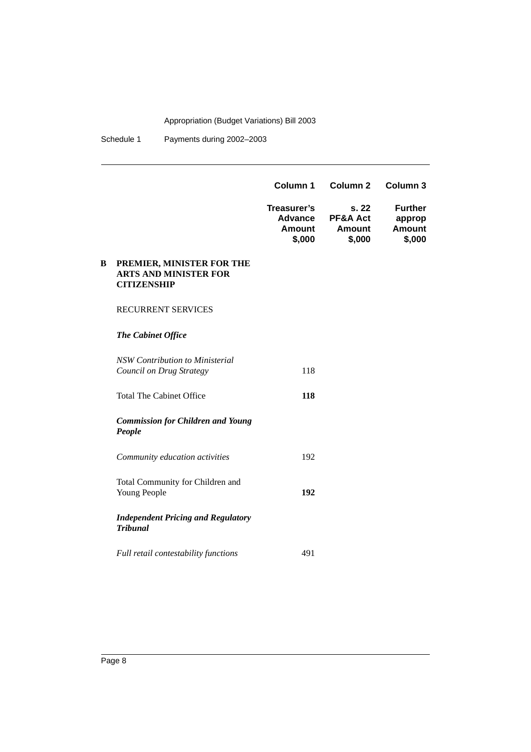| | Column 1 | Column 2 | Column 3 |
|---|---|---|---|
| | **Treasurer's Advance Amount $,000** | **s. 22 PF&A Act Amount $,000** | **Further approp Amount $,000** |
| **B PREMIER, MINISTER FOR THE ARTS AND MINISTER FOR CITIZENSHIP** | | | |
| RECURRENT SERVICES | | | |
| ***The Cabinet Office*** | | | |
| *NSW Contribution to Ministerial Council on Drug Strategy* | 118 | | |
| Total The Cabinet Office | **118** | | |
| ***Commission for Children and Young People*** | | | |
| *Community education activities* | 192 | | |
| Total Community for Children and Young People | **192** | | |
| ***Independent Pricing and Regulatory Tribunal*** | | | |
| *Full retail contestability functions* | 491 | | |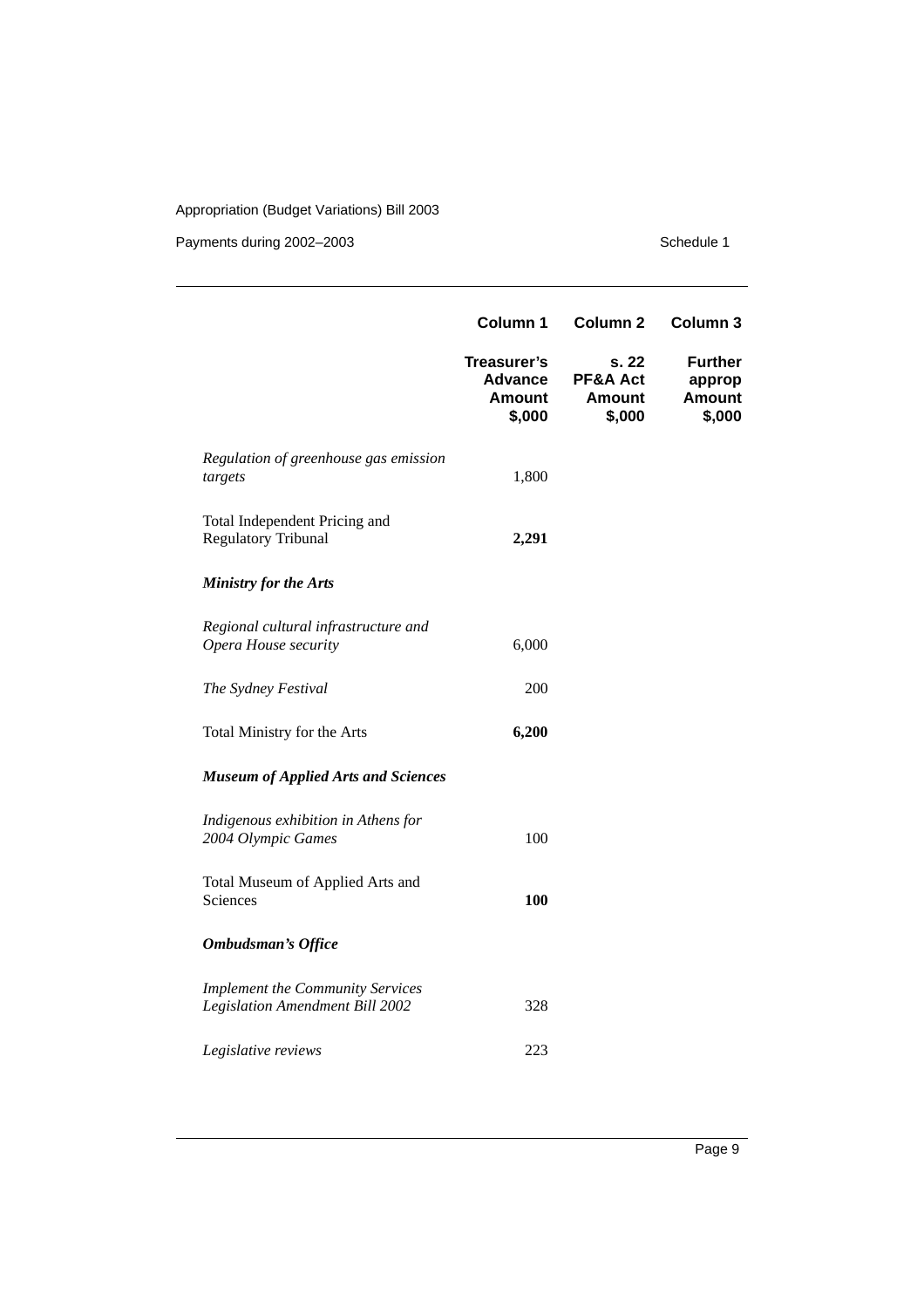| | Column 1 | Column 2 | Column 3 |
|---|---|---|---|
| | **Treasurer's Advance Amount $,000** | **s. 22 PF&A Act Amount $,000** | **Further approp Amount $,000** |
| *Regulation of greenhouse gas emission targets* | 1,800 | | |
| Total Independent Pricing and Regulatory Tribunal | **2,291** | | |
| ***Ministry for the Arts*** | | | |
| *Regional cultural infrastructure and Opera House security* | 6,000 | | |
| *The Sydney Festival* | 200 | | |
| Total Ministry for the Arts | **6,200** | | |
| ***Museum of Applied Arts and Sciences*** | | | |
| *Indigenous exhibition in Athens for 2004 Olympic Games* | 100 | | |
| Total Museum of Applied Arts and Sciences | **100** | | |
| ***Ombudsman's Office*** | | | |
| *Implement the Community Services Legislation Amendment Bill 2002* | 328 | | |
| *Legislative reviews* | 223 | | |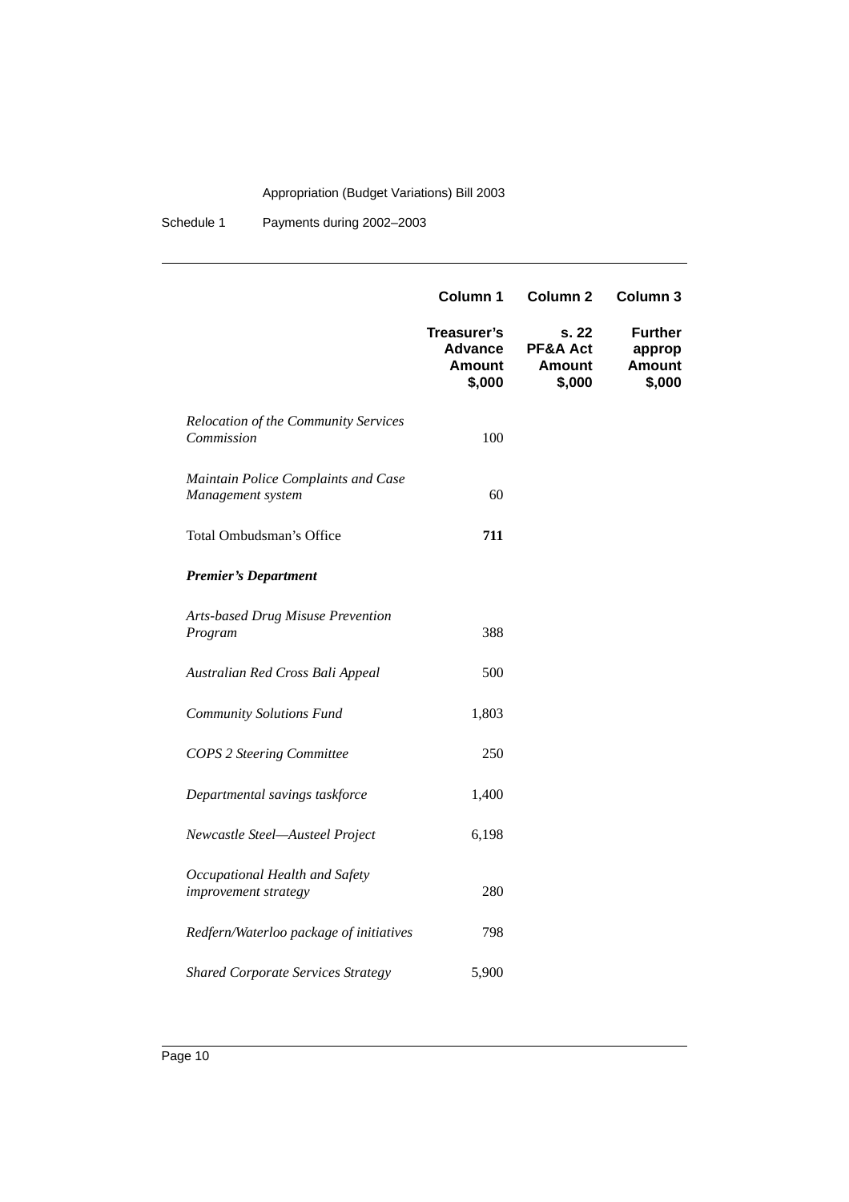| | Column 1 | Column 2 | Column 3 |
|---|---|---|---|
| | **Treasurer's Advance Amount $,000** | **s. 22 PF&A Act Amount $,000** | **Further approp Amount $,000** |
| *Relocation of the Community Services Commission* | 100 | | |
| *Maintain Police Complaints and Case Management system* | 60 | | |
| Total Ombudsman's Office | **711** | | |
| ***Premier's Department*** | | | |
| *Arts-based Drug Misuse Prevention Program* | 388 | | |
| *Australian Red Cross Bali Appeal* | 500 | | |
| *Community Solutions Fund* | 1,803 | | |
| *COPS 2 Steering Committee* | 250 | | |
| *Departmental savings taskforce* | 1,400 | | |
| *Newcastle Steel—Austeel Project* | 6,198 | | |
| *Occupational Health and Safety improvement strategy* | 280 | | |
| *Redfern/Waterloo package of initiatives* | 798 | | |
| *Shared Corporate Services Strategy* | 5,900 | | |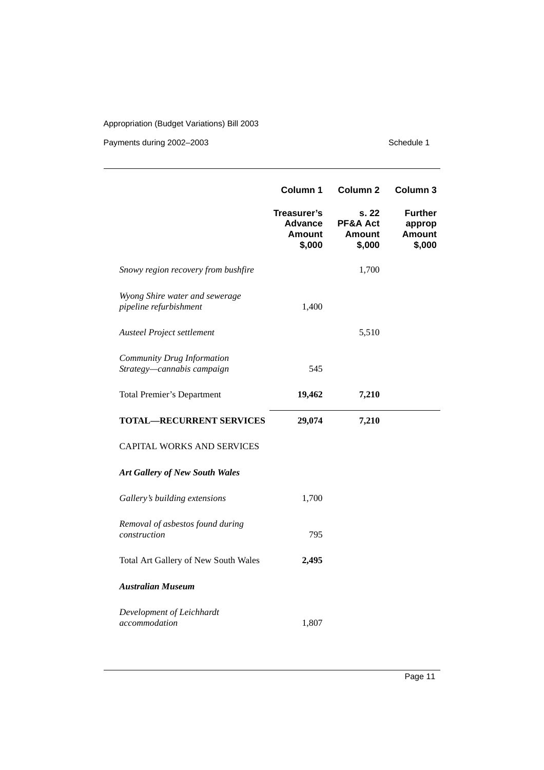| | Column 1 | Column 2 | Column 3 |
|---|---|---|---|
| | **Treasurer's Advance Amount $,000** | **s. 22 PF&A Act Amount $,000** | **Further approp Amount $,000** |
| *Snowy region recovery from bushfire* | | 1,700 | |
| *Wyong Shire water and sewerage pipeline refurbishment* | 1,400 | | |
| *Austeel Project settlement* | | 5,510 | |
| *Community Drug Information Strategy—cannabis campaign* | 545 | | |
| Total Premier's Department | **19,462** | **7,210** | |
| **TOTAL—RECURRENT SERVICES** | **29,074** | **7,210** | |
| CAPITAL WORKS AND SERVICES | | | |
| ***Art Gallery of New South Wales*** | | | |
| *Gallery's building extensions* | 1,700 | | |
| *Removal of asbestos found during construction* | 795 | | |
| Total Art Gallery of New South Wales | **2,495** | | |
| ***Australian Museum*** | | | |
| *Development of Leichhardt accommodation* | 1,807 | | |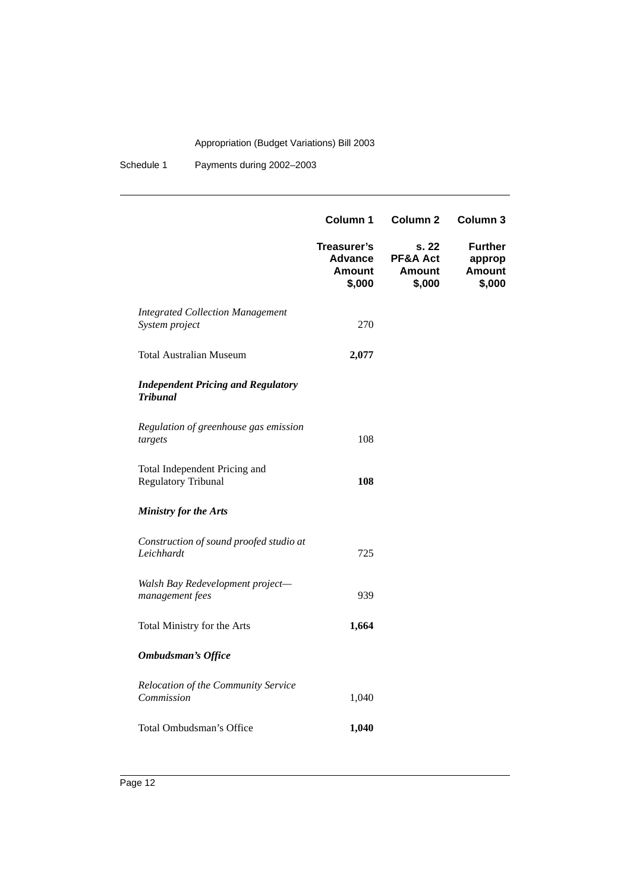| | Column 1 | Column 2 | Column 3 |
|---|---|---|---|
| | **Treasurer's Advance Amount $,000** | **s. 22 PF&A Act Amount $,000** | **Further approp Amount $,000** |
| *Integrated Collection Management System project* | 270 | | |
| Total Australian Museum | **2,077** | | |
| ***Independent Pricing and Regulatory Tribunal*** | | | |
| *Regulation of greenhouse gas emission targets* | 108 | | |
| Total Independent Pricing and Regulatory Tribunal | **108** | | |
| ***Ministry for the Arts*** | | | |
| *Construction of sound proofed studio at Leichhardt* | 725 | | |
| *Walsh Bay Redevelopment project—management fees* | 939 | | |
| Total Ministry for the Arts | **1,664** | | |
| ***Ombudsman's Office*** | | | |
| *Relocation of the Community Service Commission* | 1,040 | | |
| Total Ombudsman's Office | **1,040** | | |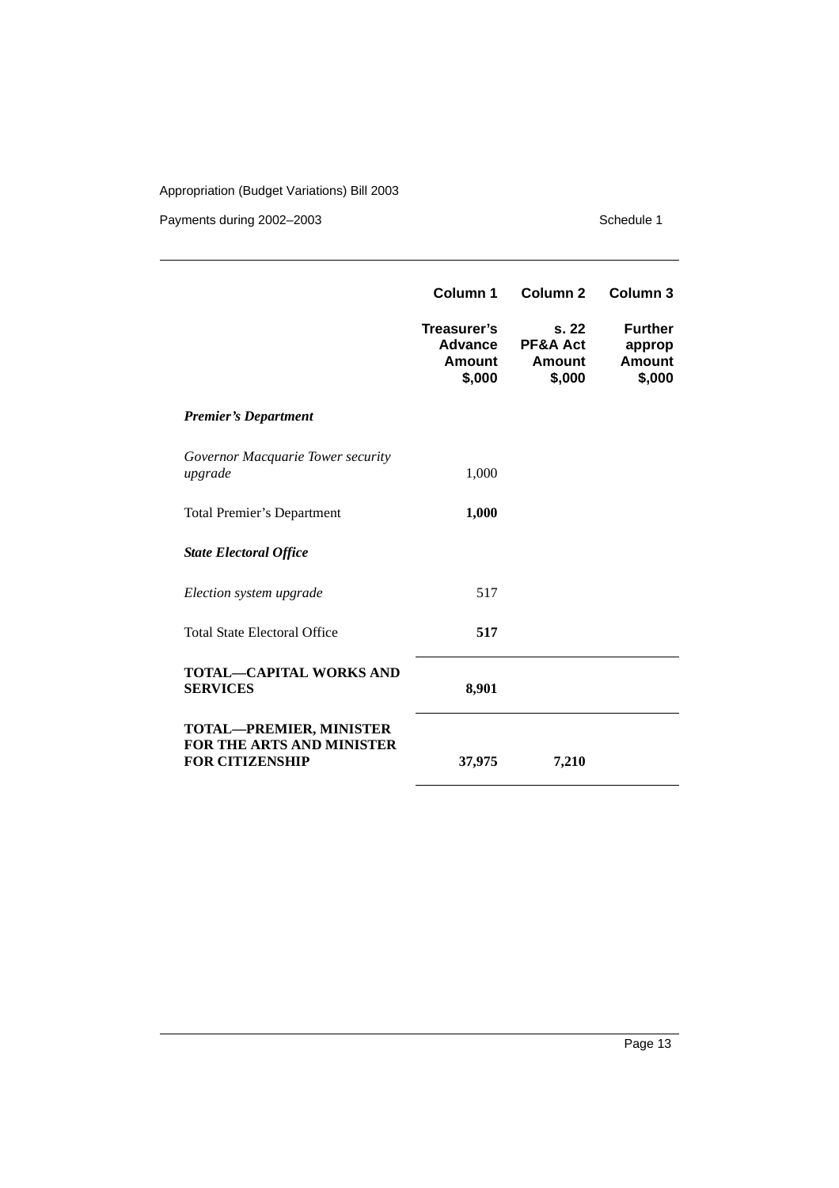| | Column 1 | Column 2 | Column 3 |
|---|---|---|---|
| | **Treasurer's Advance Amount $,000** | **s. 22 PF&A Act Amount $,000** | **Further approp Amount $,000** |
| ***Premier's Department*** | | | |
| *Governor Macquarie Tower security upgrade* | 1,000 | | |
| Total Premier's Department | **1,000** | | |
| ***State Electoral Office*** | | | |
| *Election system upgrade* | 517 | | |
| Total State Electoral Office | **517** | | |
| **TOTAL—CAPITAL WORKS AND SERVICES** | **8,901** | | |
| **TOTAL—PREMIER, MINISTER FOR THE ARTS AND MINISTER FOR CITIZENSHIP** | **37,975** | **7,210** | |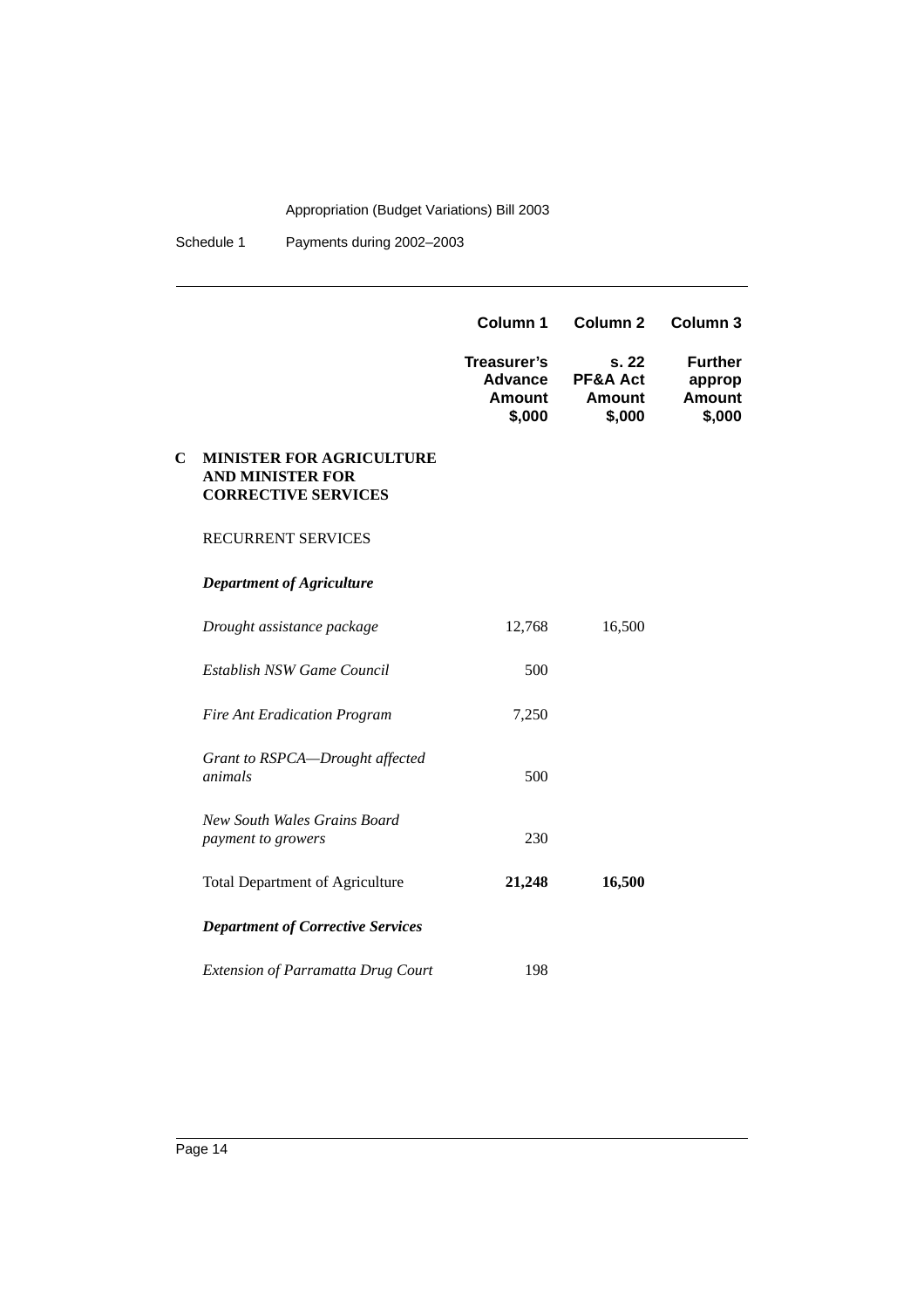| | Column 1 | Column 2 | Column 3 |
|---|---|---|---|
| | **Treasurer's Advance Amount $,000** | **s. 22 PF&A Act Amount $,000** | **Further approp Amount $,000** |
| **C MINISTER FOR AGRICULTURE AND MINISTER FOR CORRECTIVE SERVICES** | | | |
| RECURRENT SERVICES | | | |
| ***Department of Agriculture*** | | | |
| *Drought assistance package* | 12,768 | 16,500 | |
| *Establish NSW Game Council* | 500 | | |
| *Fire Ant Eradication Program* | 7,250 | | |
| *Grant to RSPCA—Drought affected animals* | 500 | | |
| *New South Wales Grains Board payment to growers* | 230 | | |
| Total Department of Agriculture | **21,248** | **16,500** | |
| ***Department of Corrective Services*** | | | |
| *Extension of Parramatta Drug Court* | 198 | | |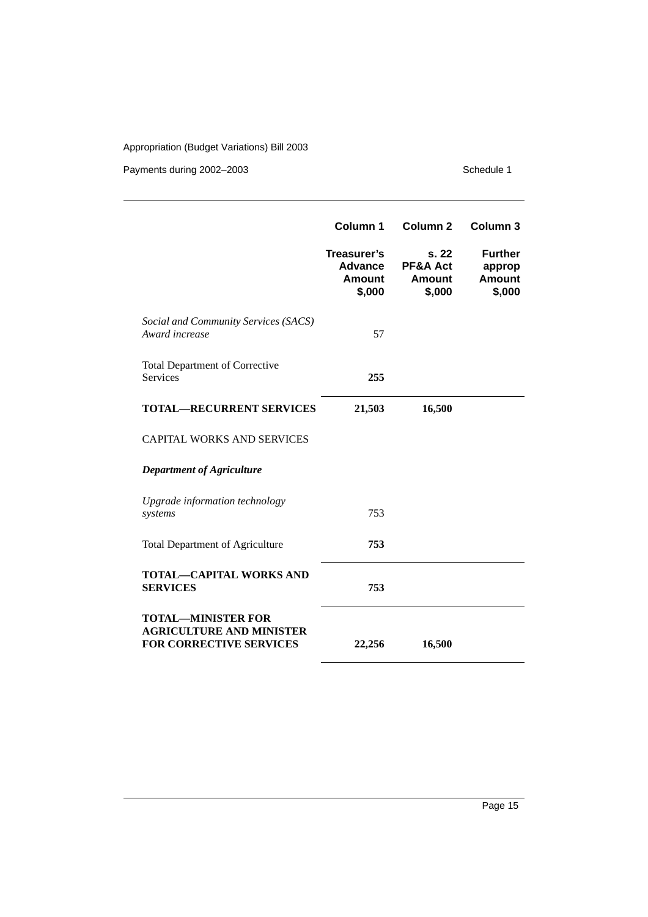| | Column 1 | Column 2 | Column 3 |
|---|---|---|---|
| | **Treasurer's Advance Amount $,000** | **s. 22 PF&A Act Amount $,000** | **Further approp Amount $,000** |
| *Social and Community Services (SACS) Award increase* | 57 | | |
| Total Department of Corrective Services | **255** | | |
| **TOTAL—RECURRENT SERVICES** | **21,503** | **16,500** | |
| CAPITAL WORKS AND SERVICES | | | |
| ***Department of Agriculture*** | | | |
| *Upgrade information technology systems* | 753 | | |
| Total Department of Agriculture | **753** | | |
| **TOTAL—CAPITAL WORKS AND SERVICES** | **753** | | |
| **TOTAL—MINISTER FOR AGRICULTURE AND MINISTER FOR CORRECTIVE SERVICES** | **22,256** | **16,500** | |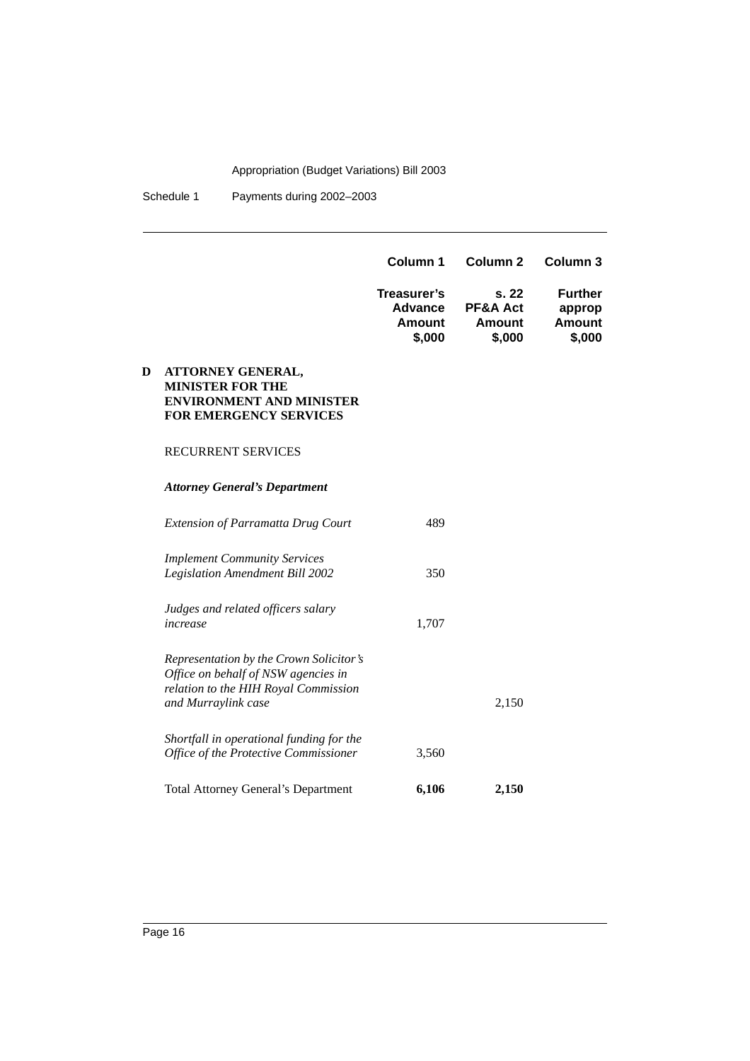| | Column 1 | Column 2 | Column 3 |
|---|---|---|---|
| | **Treasurer's Advance Amount $,000** | **s. 22 PF&A Act Amount $,000** | **Further approp Amount $,000** |
| **D ATTORNEY GENERAL, MINISTER FOR THE ENVIRONMENT AND MINISTER FOR EMERGENCY SERVICES** | | | |
| RECURRENT SERVICES | | | |
| ***Attorney General's Department*** | | | |
| *Extension of Parramatta Drug Court* | 489 | | |
| *Implement Community Services Legislation Amendment Bill 2002* | 350 | | |
| *Judges and related officers salary increase* | 1,707 | | |
| *Representation by the Crown Solicitor's Office on behalf of NSW agencies in relation to the HIH Royal Commission and Murraylink case* | | 2,150 | |
| *Shortfall in operational funding for the Office of the Protective Commissioner* | 3,560 | | |
| Total Attorney General's Department | **6,106** | **2,150** | |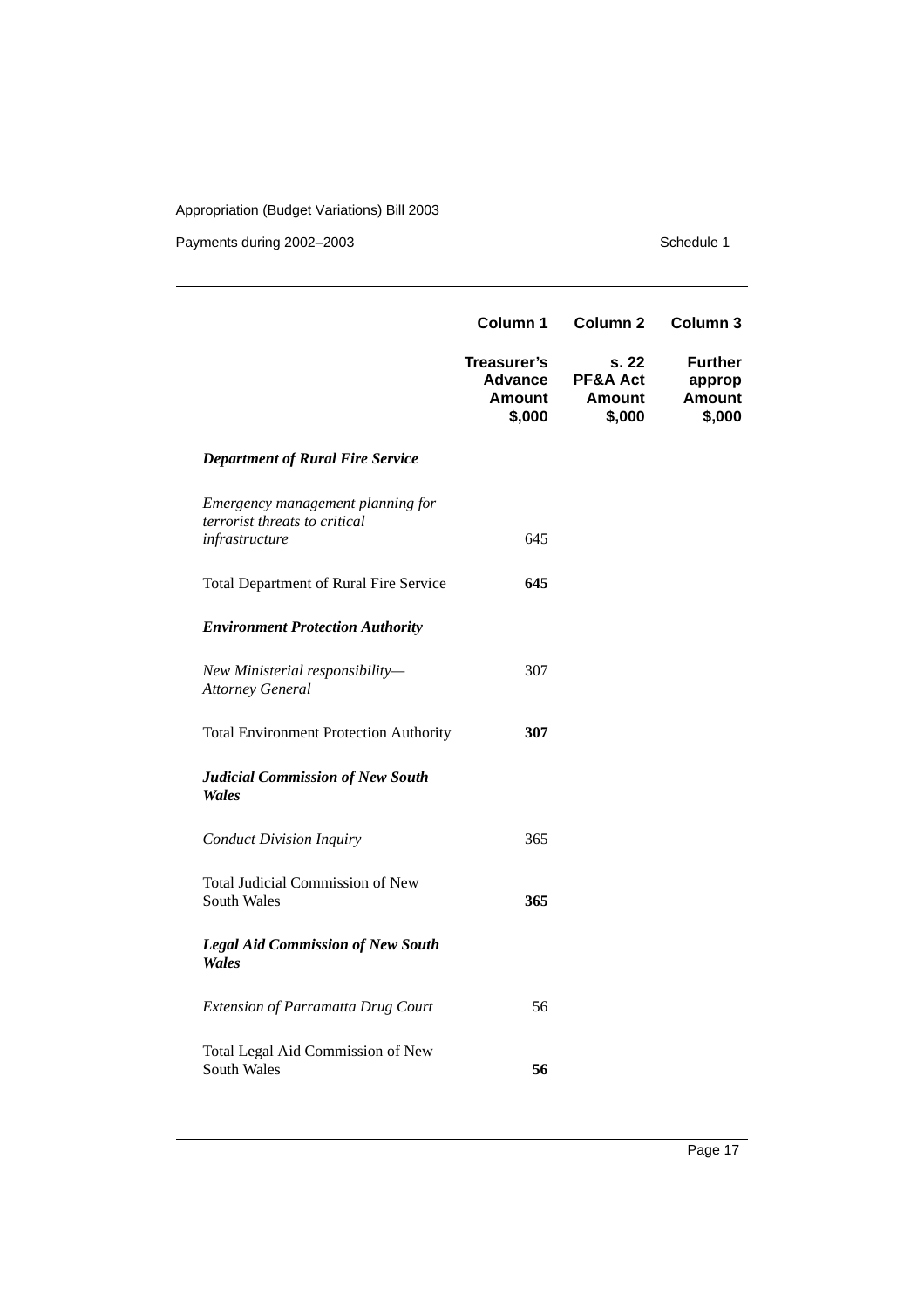| | Column 1 | Column 2 | Column 3 |
|---|---|---|---|
| | **Treasurer's Advance Amount $,000** | **s. 22 PF&A Act Amount $,000** | **Further approp Amount $,000** |
| ***Department of Rural Fire Service*** | | | |
| *Emergency management planning for terrorist threats to critical infrastructure* | 645 | | |
| Total Department of Rural Fire Service | **645** | | |
| ***Environment Protection Authority*** | | | |
| *New Ministerial responsibility—Attorney General* | 307 | | |
| Total Environment Protection Authority | **307** | | |
| ***Judicial Commission of New South Wales*** | | | |
| *Conduct Division Inquiry* | 365 | | |
| Total Judicial Commission of New South Wales | **365** | | |
| ***Legal Aid Commission of New South Wales*** | | | |
| *Extension of Parramatta Drug Court* | 56 | | |
| Total Legal Aid Commission of New South Wales | **56** | | |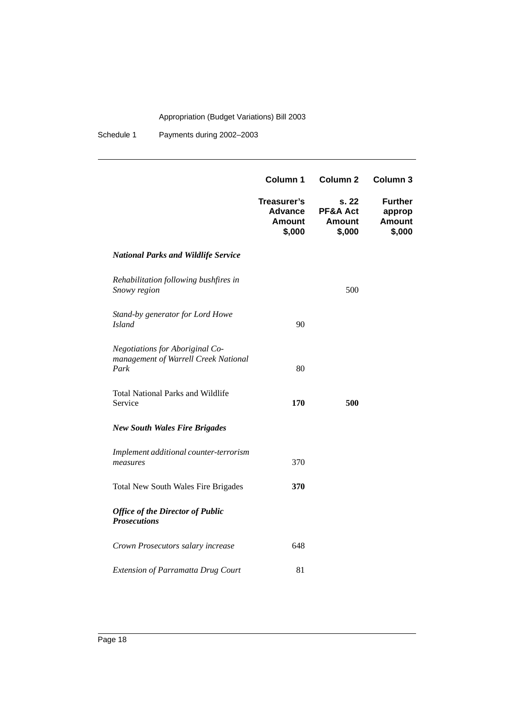| | Column 1 | Column 2 | Column 3 |
|---|---|---|---|
| | **Treasurer's Advance Amount $,000** | **s. 22 PF&A Act Amount $,000** | **Further approp Amount $,000** |
| ***National Parks and Wildlife Service*** | | | |
| *Rehabilitation following bushfires in Snowy region* | | 500 | |
| *Stand-by generator for Lord Howe Island* | 90 | | |
| *Negotiations for Aboriginal Co-management of Warrell Creek National Park* | 80 | | |
| Total National Parks and Wildlife Service | **170** | **500** | |
| ***New South Wales Fire Brigades*** | | | |
| *Implement additional counter-terrorism measures* | 370 | | |
| Total New South Wales Fire Brigades | **370** | | |
| ***Office of the Director of Public Prosecutions*** | | | |
| *Crown Prosecutors salary increase* | 648 | | |
| *Extension of Parramatta Drug Court* | 81 | | |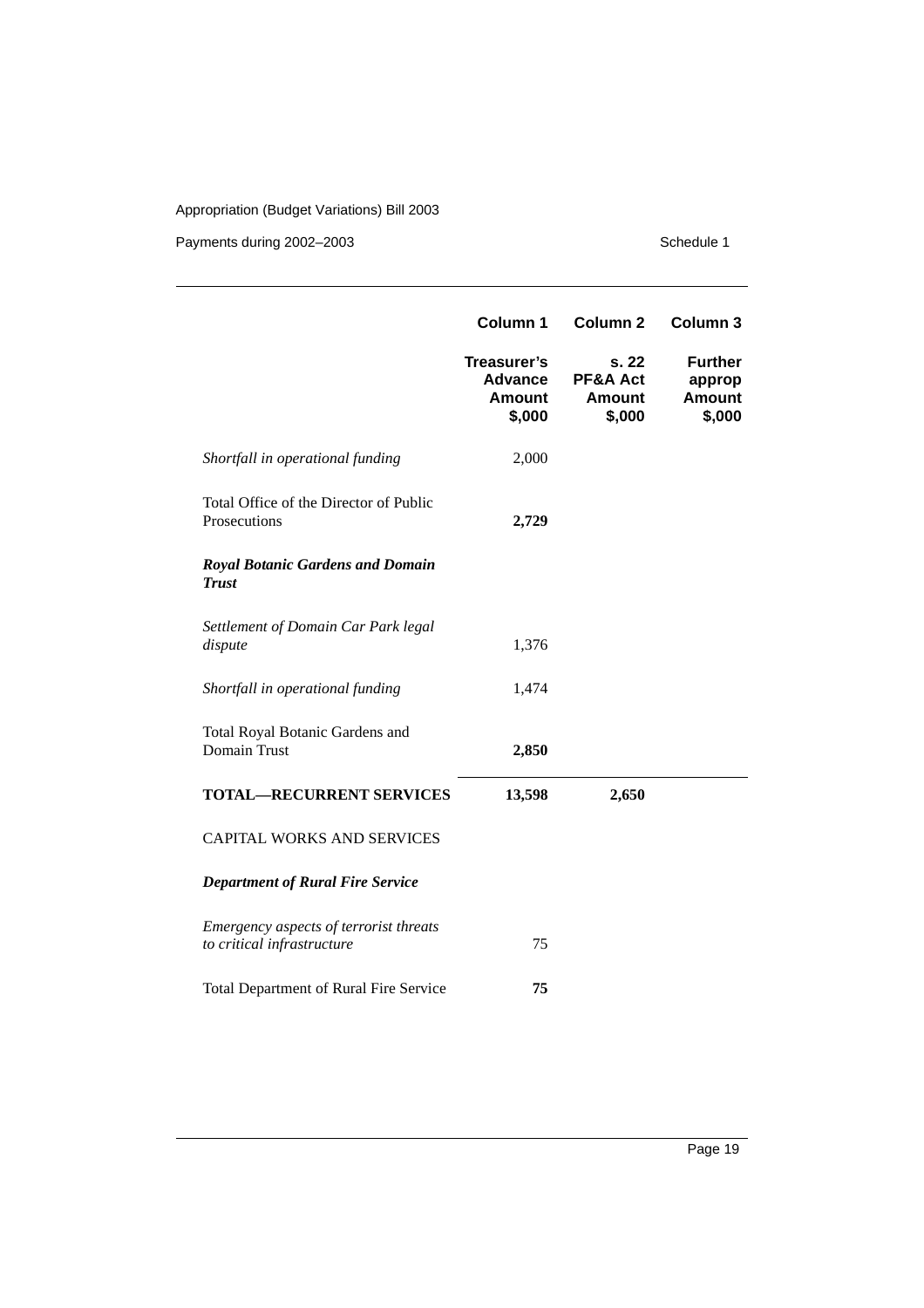| | Column 1 | Column 2 | Column 3 |
|---|---|---|---|
| | **Treasurer's Advance Amount $,000** | **s. 22 PF&A Act Amount $,000** | **Further approp Amount $,000** |
| *Shortfall in operational funding* | 2,000 | | |
| Total Office of the Director of Public Prosecutions | **2,729** | | |
| ***Royal Botanic Gardens and Domain Trust*** | | | |
| *Settlement of Domain Car Park legal dispute* | 1,376 | | |
| *Shortfall in operational funding* | 1,474 | | |
| Total Royal Botanic Gardens and Domain Trust | **2,850** | | |
| **TOTAL—RECURRENT SERVICES** | **13,598** | **2,650** | |
| CAPITAL WORKS AND SERVICES | | | |
| ***Department of Rural Fire Service*** | | | |
| *Emergency aspects of terrorist threats to critical infrastructure* | 75 | | |
| Total Department of Rural Fire Service | **75** | | |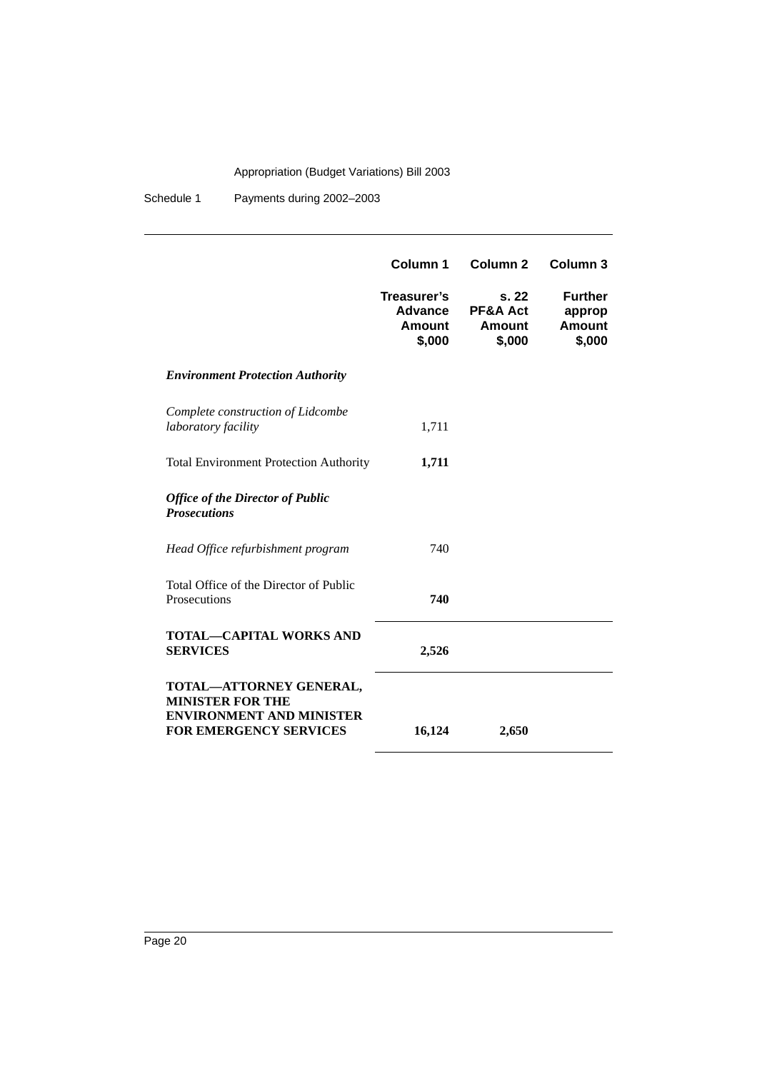| | Column 1 | Column 2 | Column 3 |
|---|---|---|---|
| | **Treasurer's Advance Amount $,000** | **s. 22 PF&A Act Amount $,000** | **Further approp Amount $,000** |
| ***Environment Protection Authority*** | | | |
| *Complete construction of Lidcombe laboratory facility* | 1,711 | | |
| Total Environment Protection Authority | **1,711** | | |
| ***Office of the Director of Public Prosecutions*** | | | |
| *Head Office refurbishment program* | 740 | | |
| Total Office of the Director of Public Prosecutions | **740** | | |
| **TOTAL—CAPITAL WORKS AND SERVICES** | **2,526** | | |
| **TOTAL—ATTORNEY GENERAL, MINISTER FOR THE ENVIRONMENT AND MINISTER FOR EMERGENCY SERVICES** | **16,124** | **2,650** | |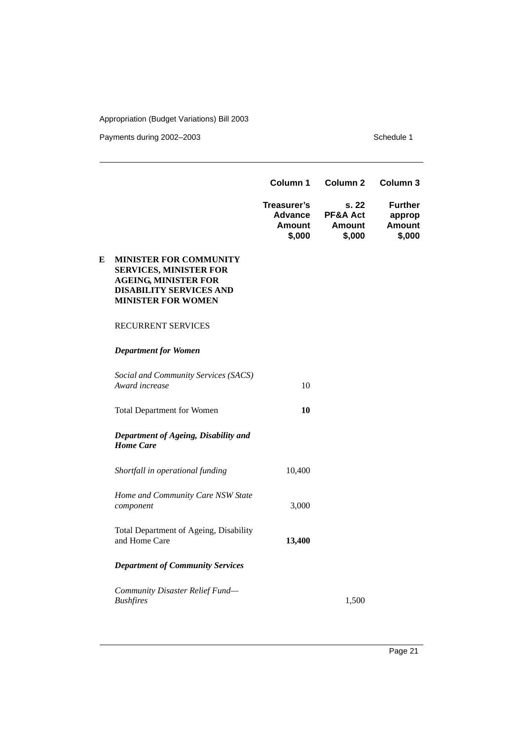| | Column 1 | Column 2 | Column 3 |
|---|---|---|---|
| | **Treasurer's Advance Amount $,000** | **s. 22 PF&A Act Amount $,000** | **Further approp Amount $,000** |
| **E MINISTER FOR COMMUNITY SERVICES, MINISTER FOR AGEING, MINISTER FOR DISABILITY SERVICES AND MINISTER FOR WOMEN** | | | |
| RECURRENT SERVICES | | | |
| ***Department for Women*** | | | |
| *Social and Community Services (SACS) Award increase* | 10 | | |
| Total Department for Women | **10** | | |
| ***Department of Ageing, Disability and Home Care*** | | | |
| *Shortfall in operational funding* | 10,400 | | |
| *Home and Community Care NSW State component* | 3,000 | | |
| Total Department of Ageing, Disability and Home Care | **13,400** | | |
| ***Department of Community Services*** | | | |
| *Community Disaster Relief Fund—Bushfires* | | 1,500 | |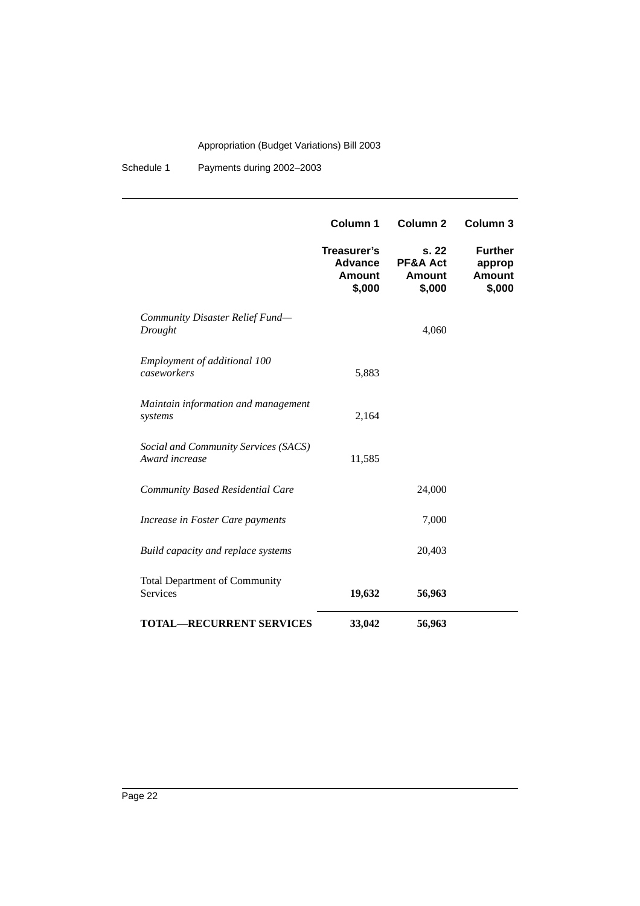|  | Column 1 | Column 2 | Column 3 |
|---|---|---|---|
|  | **Treasurer's Advance Amount $,000** | **s. 22 PF&A Act Amount $,000** | **Further approp Amount $,000** |
| *Community Disaster Relief Fund—Drought* |  | 4,060 |  |
| *Employment of additional 100 caseworkers* | 5,883 |  |  |
| *Maintain information and management systems* | 2,164 |  |  |
| *Social and Community Services (SACS) Award increase* | 11,585 |  |  |
| *Community Based Residential Care* |  | 24,000 |  |
| *Increase in Foster Care payments* |  | 7,000 |  |
| *Build capacity and replace systems* |  | 20,403 |  |
| Total Department of Community Services | **19,632** | **56,963** |  |
| **TOTAL—RECURRENT SERVICES** | **33,042** | **56,963** |  |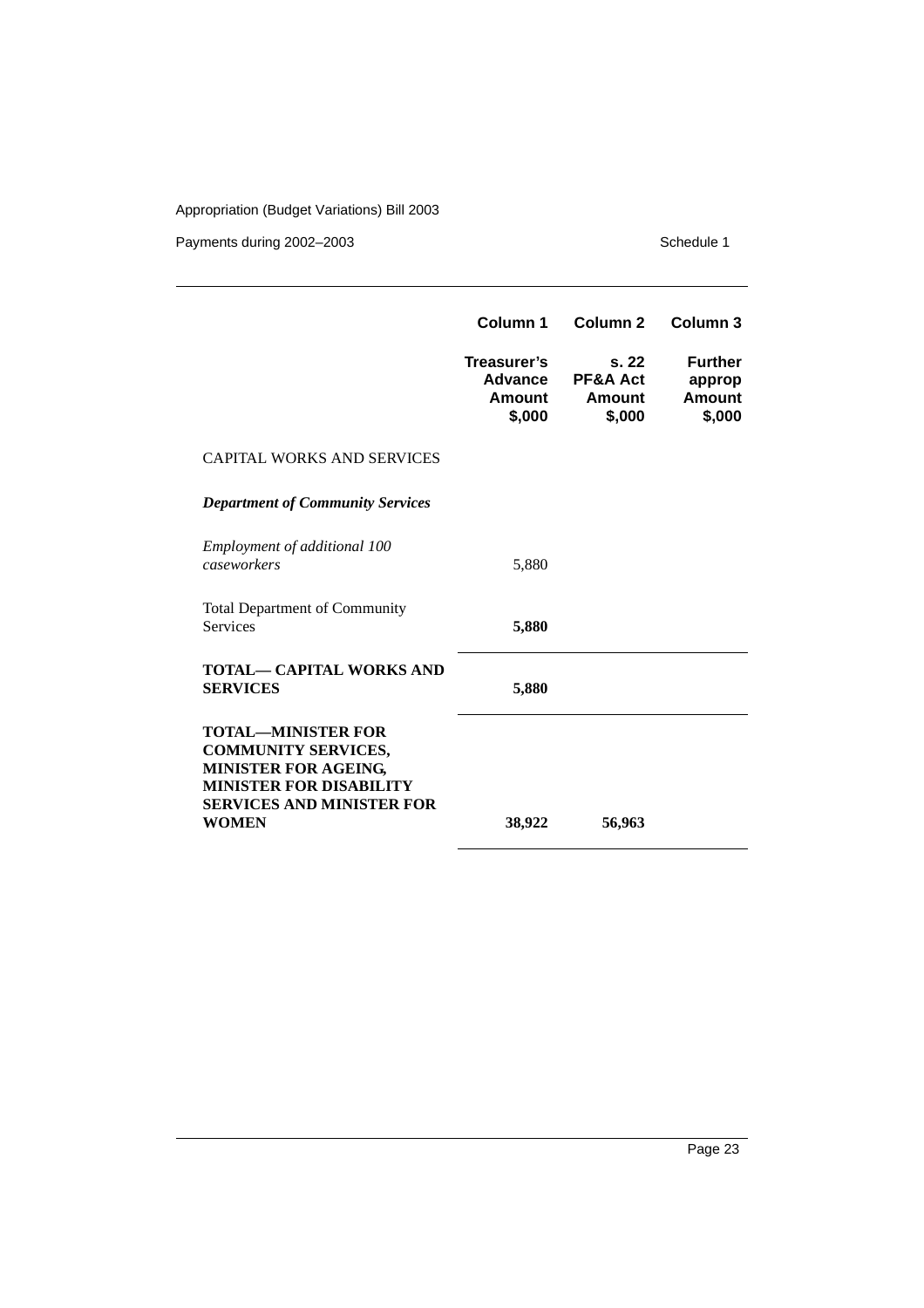|  | Column 1 | Column 2 | Column 3 |
|---|---|---|---|
|  | **Treasurer's Advance Amount $,000** | **s. 22 PF&A Act Amount $,000** | **Further approp Amount $,000** |
| CAPITAL WORKS AND SERVICES | | | |
| ***Department of Community Services*** | | | |
| *Employment of additional 100 caseworkers* | 5,880 | | |
| Total Department of Community Services | **5,880** | | |
| **TOTAL— CAPITAL WORKS AND SERVICES** | **5,880** | | |
| **TOTAL—MINISTER FOR COMMUNITY SERVICES, MINISTER FOR AGEING, MINISTER FOR DISABILITY SERVICES AND MINISTER FOR WOMEN** | **38,922** | **56,963** | |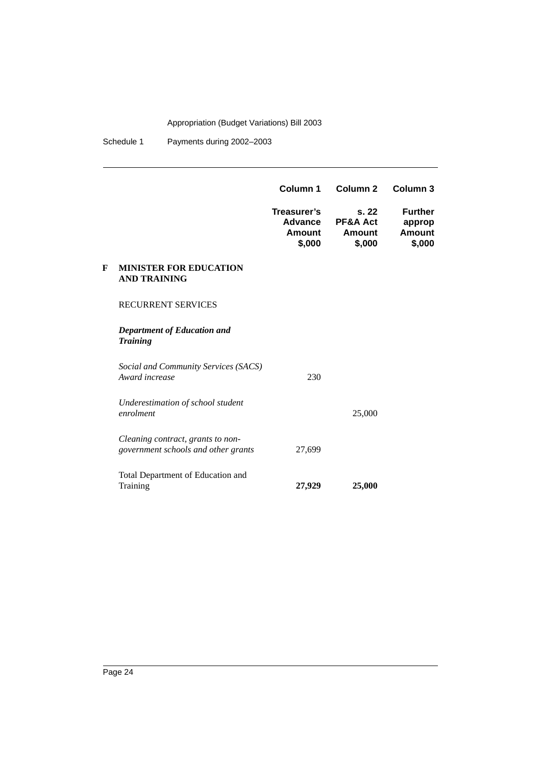| | Column 1 | Column 2 | Column 3 |
|---|---|---|---|
| | **Treasurer's Advance Amount $,000** | **s. 22 PF&A Act Amount $,000** | **Further approp Amount $,000** |
| **F MINISTER FOR EDUCATION AND TRAINING** | | | |
| RECURRENT SERVICES | | | |
| ***Department of Education and Training*** | | | |
| *Social and Community Services (SACS) Award increase* | 230 | | |
| *Underestimation of school student enrolment* | | 25,000 | |
| *Cleaning contract, grants to non-government schools and other grants* | 27,699 | | |
| Total Department of Education and Training | **27,929** | **25,000** | |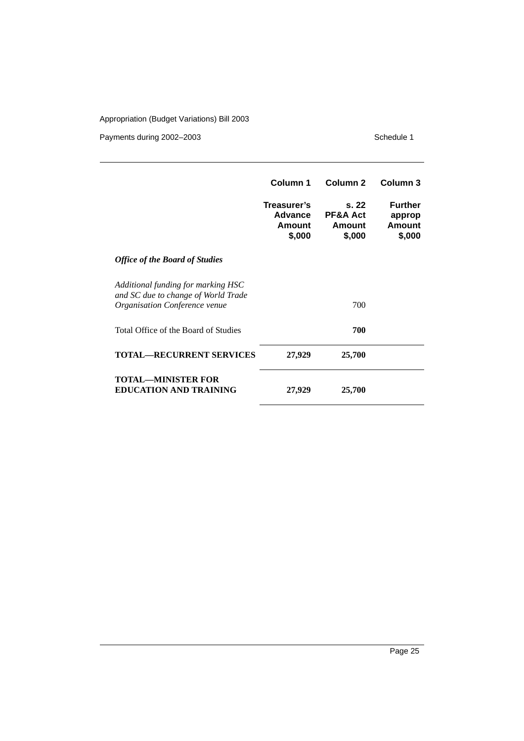| | Column 1 | Column 2 | Column 3 |
|---|---|---|---|
| | **Treasurer's Advance Amount $,000** | **s. 22 PF&A Act Amount $,000** | **Further approp Amount $,000** |
| ***Office of the Board of Studies*** | | | |
| *Additional funding for marking HSC and SC due to change of World Trade Organisation Conference venue* | | 700 | |
| Total Office of the Board of Studies | | **700** | |
| **TOTAL—RECURRENT SERVICES** | **27,929** | **25,700** | |
| **TOTAL—MINISTER FOR EDUCATION AND TRAINING** | **27,929** | **25,700** | |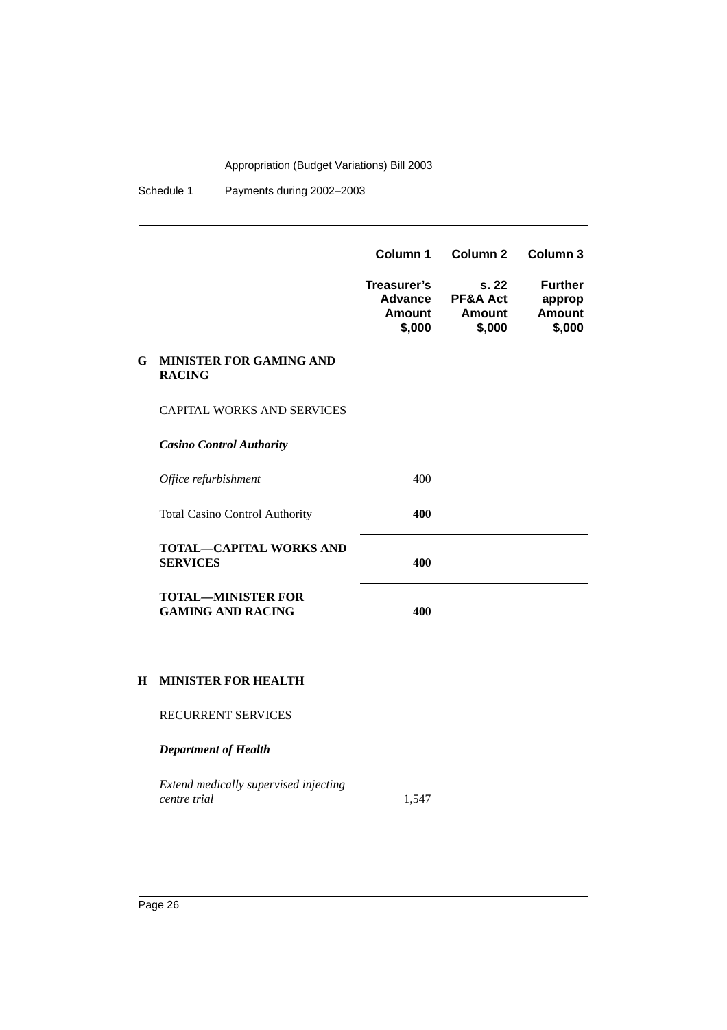| | Column 1 | Column 2 | Column 3 |
|---|---|---|---|
| | **Treasurer's Advance Amount $,000** | **s. 22 PF&A Act Amount $,000** | **Further approp Amount $,000** |
| **G MINISTER FOR GAMING AND RACING** | | | |
| CAPITAL WORKS AND SERVICES | | | |
| ***Casino Control Authority*** | | | |
| *Office refurbishment* | 400 | | |
| Total Casino Control Authority | **400** | | |
| **TOTAL—CAPITAL WORKS AND SERVICES** | **400** | | |
| **TOTAL—MINISTER FOR GAMING AND RACING** | **400** | | |
| **H MINISTER FOR HEALTH** | | | |
| RECURRENT SERVICES | | | |
| ***Department of Health*** | | | |
| *Extend medically supervised injecting centre trial* | 1,547 | | |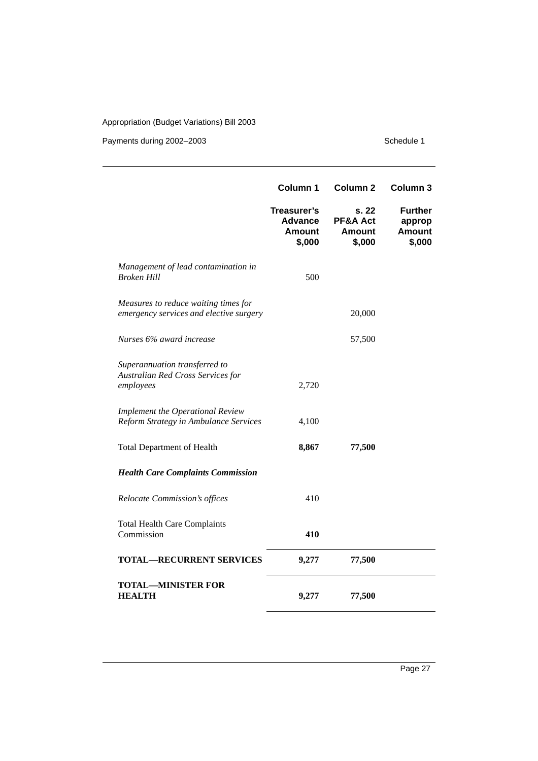| | Column 1 | Column 2 | Column 3 |
|---|---|---|---|
| | **Treasurer's Advance Amount $,000** | **s. 22 PF&A Act Amount $,000** | **Further approp Amount $,000** |
| *Management of lead contamination in Broken Hill* | 500 | | |
| *Measures to reduce waiting times for emergency services and elective surgery* | | 20,000 | |
| *Nurses 6% award increase* | | 57,500 | |
| *Superannuation transferred to Australian Red Cross Services for employees* | 2,720 | | |
| *Implement the Operational Review Reform Strategy in Ambulance Services* | 4,100 | | |
| Total Department of Health | **8,867** | **77,500** | |
| ***Health Care Complaints Commission*** | | | |
| *Relocate Commission's offices* | 410 | | |
| Total Health Care Complaints Commission | **410** | | |
| **TOTAL—RECURRENT SERVICES** | **9,277** | **77,500** | |
| **TOTAL—MINISTER FOR HEALTH** | **9,277** | **77,500** | |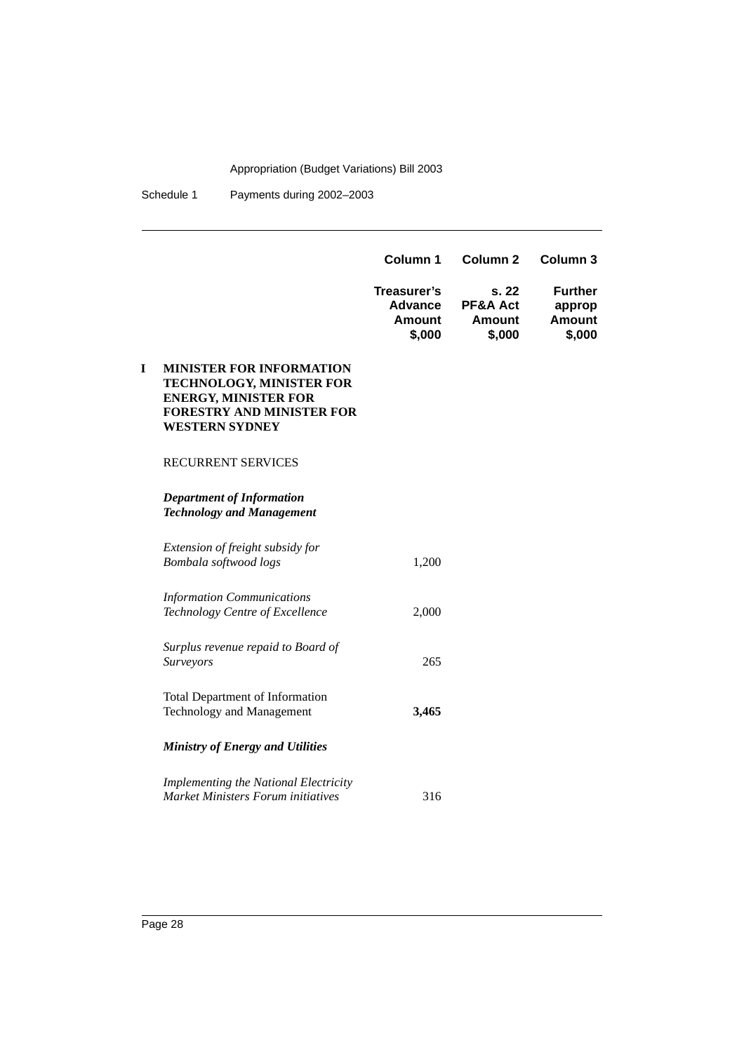| | Column 1 | Column 2 | Column 3 |
|---|---|---|---|
| | Treasurer's Advance Amount $,000 | s. 22 PF&A Act Amount $,000 | Further approp Amount $,000 |
| **I MINISTER FOR INFORMATION TECHNOLOGY, MINISTER FOR ENERGY, MINISTER FOR FORESTRY AND MINISTER FOR WESTERN SYDNEY** | | | |
| RECURRENT SERVICES | | | |
| ***Department of Information Technology and Management*** | | | |
| *Extension of freight subsidy for Bombala softwood logs* | 1,200 | | |
| *Information Communications Technology Centre of Excellence* | 2,000 | | |
| *Surplus revenue repaid to Board of Surveyors* | 265 | | |
| Total Department of Information Technology and Management | **3,465** | | |
| ***Ministry of Energy and Utilities*** | | | |
| *Implementing the National Electricity Market Ministers Forum initiatives* | 316 | | |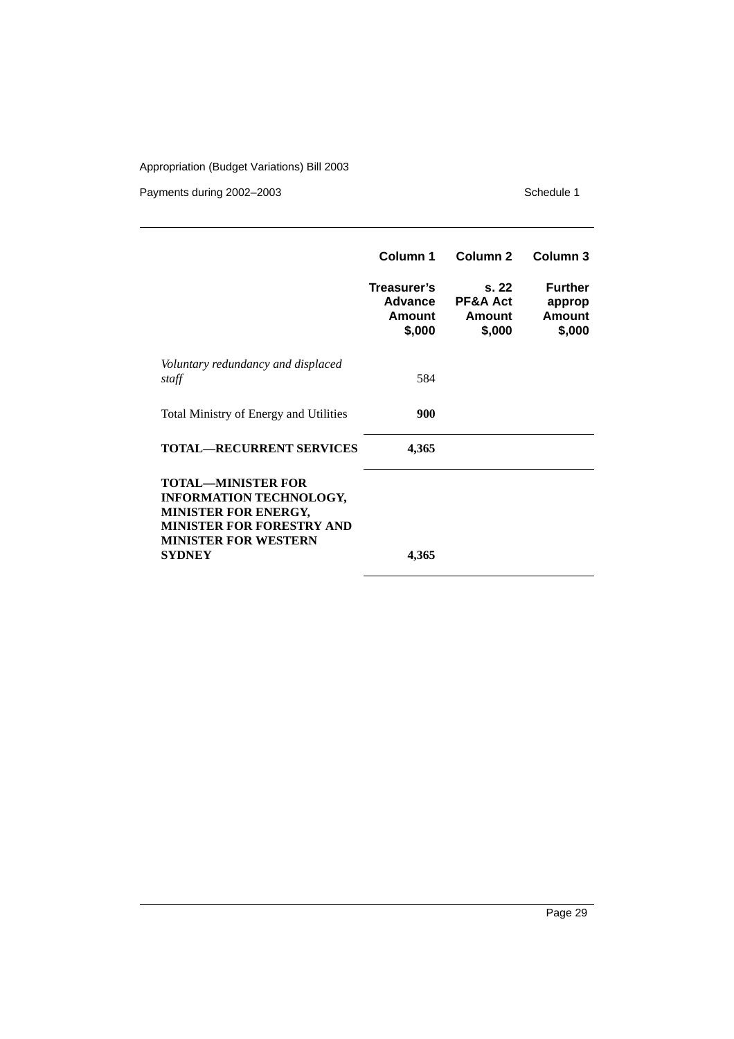| | Column 1 | Column 2 | Column 3 |
|---|---|---|---|
| | **Treasurer's Advance Amount $,000** | **s. 22 PF&A Act Amount $,000** | **Further approp Amount $,000** |
| *Voluntary redundancy and displaced staff* | 584 | | |
| Total Ministry of Energy and Utilities | **900** | | |
| **TOTAL—RECURRENT SERVICES** | **4,365** | | |
| **TOTAL—MINISTER FOR INFORMATION TECHNOLOGY, MINISTER FOR ENERGY, MINISTER FOR FORESTRY AND MINISTER FOR WESTERN SYDNEY** | **4,365** | | |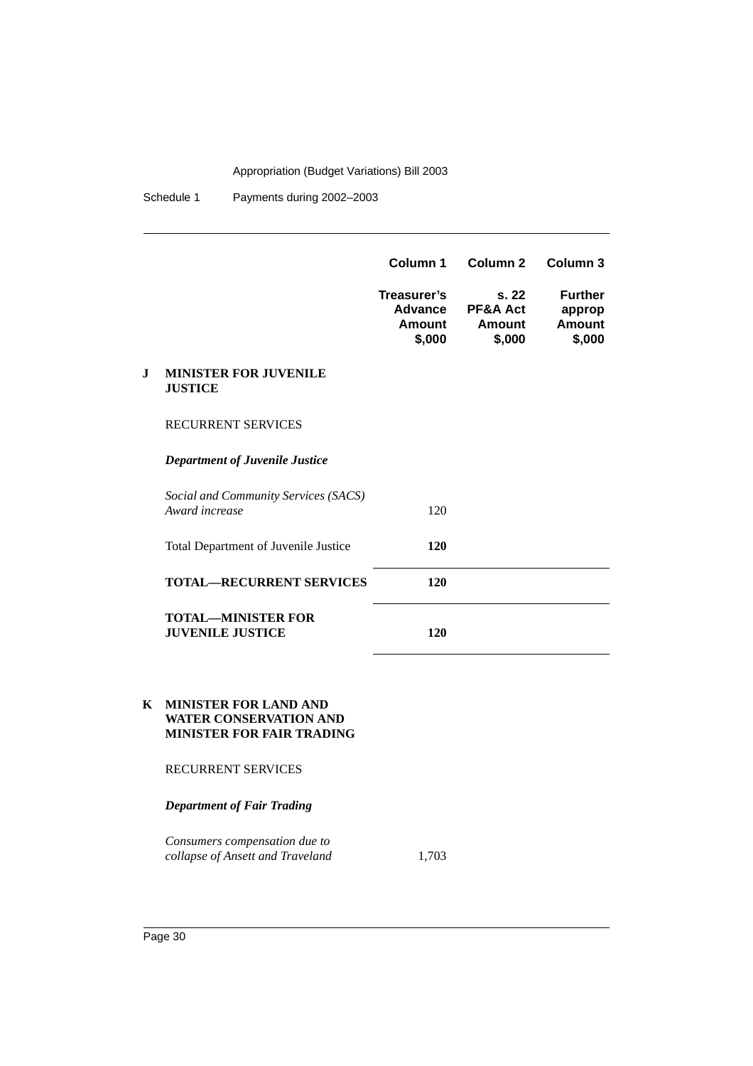| | Column 1 | Column 2 | Column 3 |
|---|---|---|---|
| | **Treasurer's Advance Amount $,000** | **s. 22 PF&A Act Amount $,000** | **Further approp Amount $,000** |
| **J MINISTER FOR JUVENILE JUSTICE** | | | |
| RECURRENT SERVICES | | | |
| ***Department of Juvenile Justice*** | | | |
| *Social and Community Services (SACS) Award increase* | 120 | | |
| Total Department of Juvenile Justice | **120** | | |
| **TOTAL—RECURRENT SERVICES** | **120** | | |
| **TOTAL—MINISTER FOR JUVENILE JUSTICE** | **120** | | |
| **K MINISTER FOR LAND AND WATER CONSERVATION AND MINISTER FOR FAIR TRADING** | | | |
| RECURRENT SERVICES | | | |
| ***Department of Fair Trading*** | | | |
| *Consumers compensation due to collapse of Ansett and Traveland* | 1,703 | | |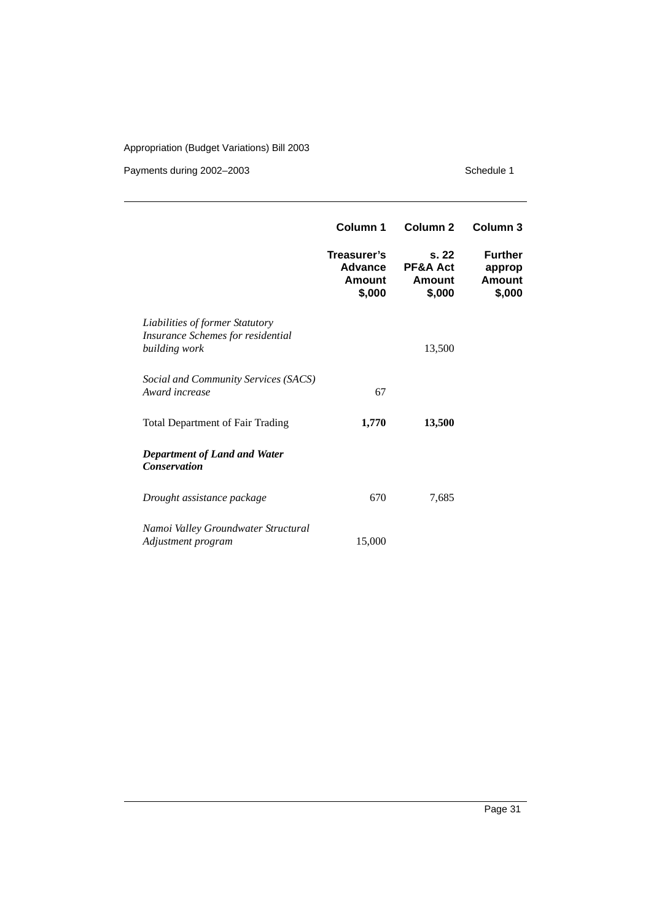| | Column 1 | Column 2 | Column 3 |
|---|---|---|---|
| | **Treasurer's Advance Amount $,000** | **s. 22 PF&A Act Amount $,000** | **Further approp Amount $,000** |
| *Liabilities of former Statutory Insurance Schemes for residential building work* | | 13,500 | |
| *Social and Community Services (SACS) Award increase* | 67 | | |
| Total Department of Fair Trading | **1,770** | **13,500** | |
| ***Department of Land and Water Conservation*** | | | |
| *Drought assistance package* | 670 | 7,685 | |
| *Namoi Valley Groundwater Structural Adjustment program* | 15,000 | | |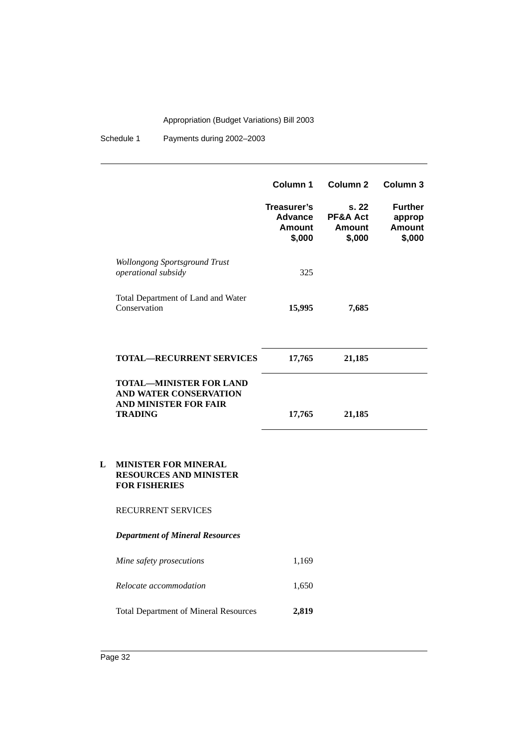| | Column 1 | Column 2 | Column 3 |
|---|---|---|---|
| | **Treasurer's Advance Amount $,000** | **s. 22 PF&A Act Amount $,000** | **Further approp Amount $,000** |
| *Wollongong Sportsground Trust operational subsidy* | 325 | | |
| Total Department of Land and Water Conservation | **15,995** | **7,685** | |
| **TOTAL—RECURRENT SERVICES** | **17,765** | **21,185** | |
| **TOTAL—MINISTER FOR LAND AND WATER CONSERVATION AND MINISTER FOR FAIR TRADING** | **17,765** | **21,185** | |

## L MINISTER FOR MINERAL RESOURCES AND MINISTER FOR FISHERIES

RECURRENT SERVICES

***Department of Mineral Resources***

| | Column 1 | Column 2 | Column 3 |
|---|---|---|---|
| *Mine safety prosecutions* | 1,169 | | |
| *Relocate accommodation* | 1,650 | | |
| Total Department of Mineral Resources | **2,819** | | |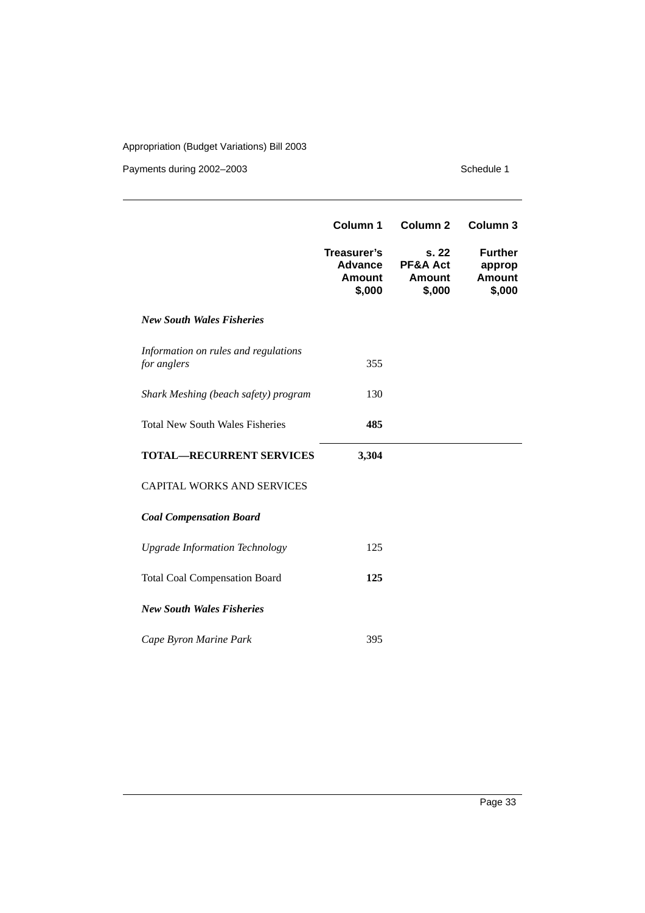| | Column 1 | Column 2 | Column 3 |
|---|---|---|---|
| | **Treasurer's Advance Amount $,000** | **s. 22 PF&A Act Amount $,000** | **Further approp Amount $,000** |
| ***New South Wales Fisheries*** | | | |
| *Information on rules and regulations for anglers* | 355 | | |
| *Shark Meshing (beach safety) program* | 130 | | |
| Total New South Wales Fisheries | **485** | | |
| **TOTAL—RECURRENT SERVICES** | **3,304** | | |
| CAPITAL WORKS AND SERVICES | | | |
| ***Coal Compensation Board*** | | | |
| *Upgrade Information Technology* | 125 | | |
| Total Coal Compensation Board | **125** | | |
| ***New South Wales Fisheries*** | | | |
| *Cape Byron Marine Park* | 395 | | |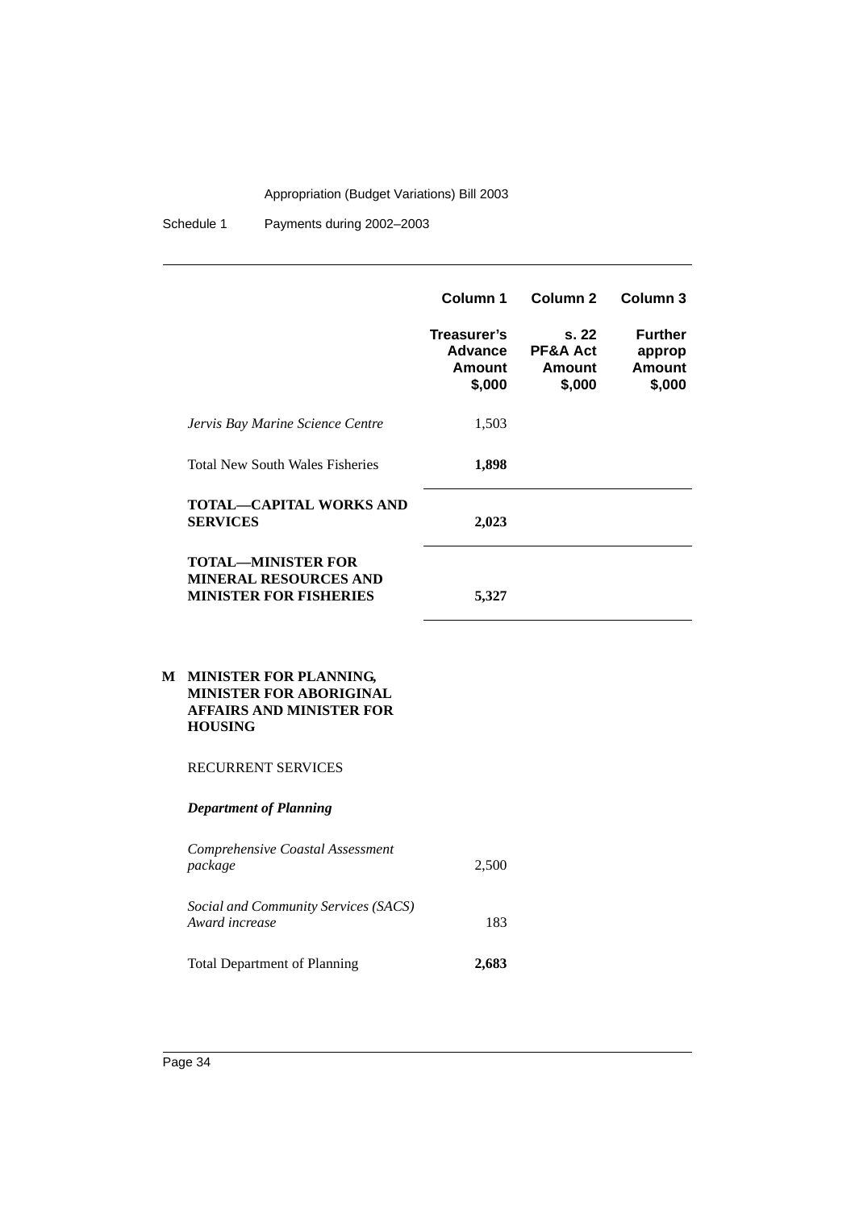| | Column 1 | Column 2 | Column 3 |
|---|---|---|---|
| | **Treasurer's Advance Amount $,000** | **s. 22 PF&A Act Amount $,000** | **Further approp Amount $,000** |
| *Jervis Bay Marine Science Centre* | 1,503 | | |
| Total New South Wales Fisheries | **1,898** | | |
| **TOTAL—CAPITAL WORKS AND SERVICES** | **2,023** | | |
| **TOTAL—MINISTER FOR MINERAL RESOURCES AND MINISTER FOR FISHERIES** | **5,327** | | |

**M MINISTER FOR PLANNING, MINISTER FOR ABORIGINAL AFFAIRS AND MINISTER FOR HOUSING**

RECURRENT SERVICES

***Department of Planning***

| | Column 1 | Column 2 | Column 3 |
|---|---|---|---|
| *Comprehensive Coastal Assessment package* | 2,500 | | |
| *Social and Community Services (SACS) Award increase* | 183 | | |
| Total Department of Planning | **2,683** | | |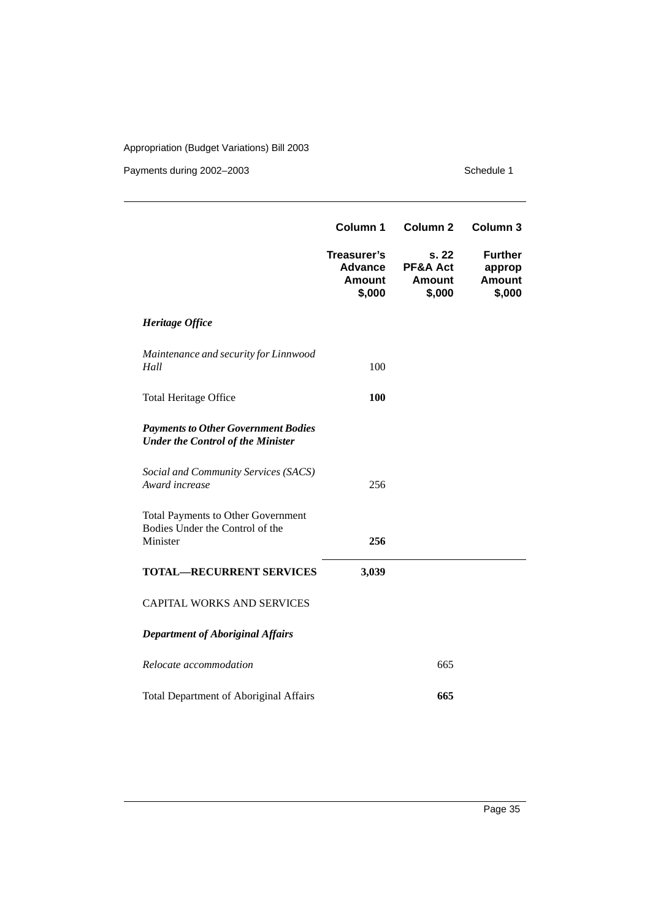| | Column 1 | Column 2 | Column 3 |
|---|---|---|---|
| | **Treasurer's Advance Amount $,000** | **s. 22 PF&A Act Amount $,000** | **Further approp Amount $,000** |
| ***Heritage Office*** | | | |
| *Maintenance and security for Linnwood Hall* | 100 | | |
| Total Heritage Office | **100** | | |
| ***Payments to Other Government Bodies Under the Control of the Minister*** | | | |
| *Social and Community Services (SACS) Award increase* | 256 | | |
| Total Payments to Other Government Bodies Under the Control of the Minister | **256** | | |
| **TOTAL—RECURRENT SERVICES** | **3,039** | | |
| CAPITAL WORKS AND SERVICES | | | |
| ***Department of Aboriginal Affairs*** | | | |
| *Relocate accommodation* | | 665 | |
| Total Department of Aboriginal Affairs | | **665** | |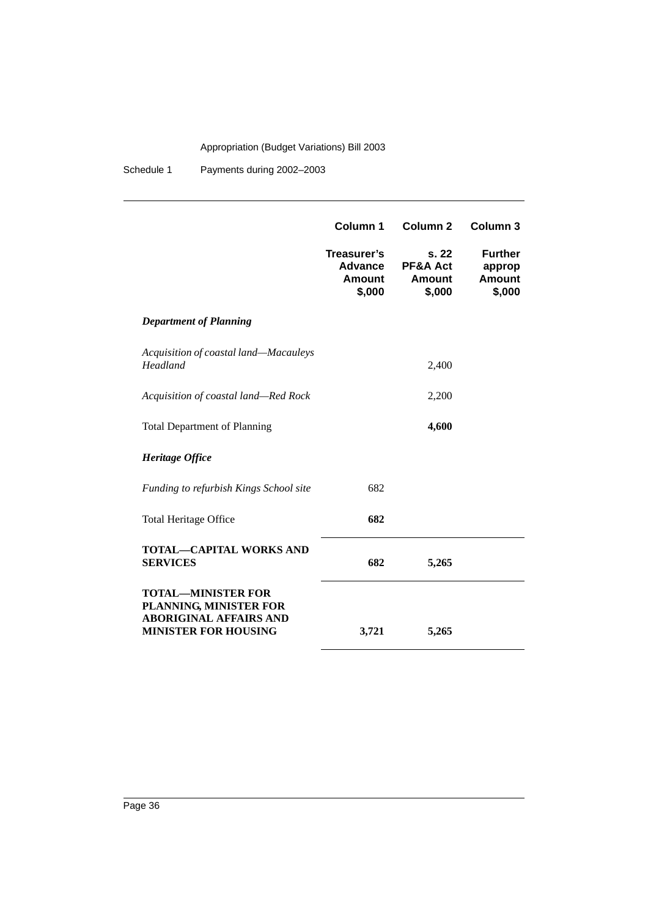| | Column 1 | Column 2 | Column 3 |
| --- | --- | --- | --- |
| | **Treasurer's Advance Amount $,000** | **s. 22 PF&A Act Amount $,000** | **Further approp Amount $,000** |
| ***Department of Planning*** | | | |
| *Acquisition of coastal land—Macauleys Headland* | | 2,400 | |
| *Acquisition of coastal land—Red Rock* | | 2,200 | |
| Total Department of Planning | | **4,600** | |
| ***Heritage Office*** | | | |
| *Funding to refurbish Kings School site* | 682 | | |
| Total Heritage Office | **682** | | |
| **TOTAL—CAPITAL WORKS AND SERVICES** | **682** | **5,265** | |
| **TOTAL—MINISTER FOR PLANNING, MINISTER FOR ABORIGINAL AFFAIRS AND MINISTER FOR HOUSING** | **3,721** | **5,265** | |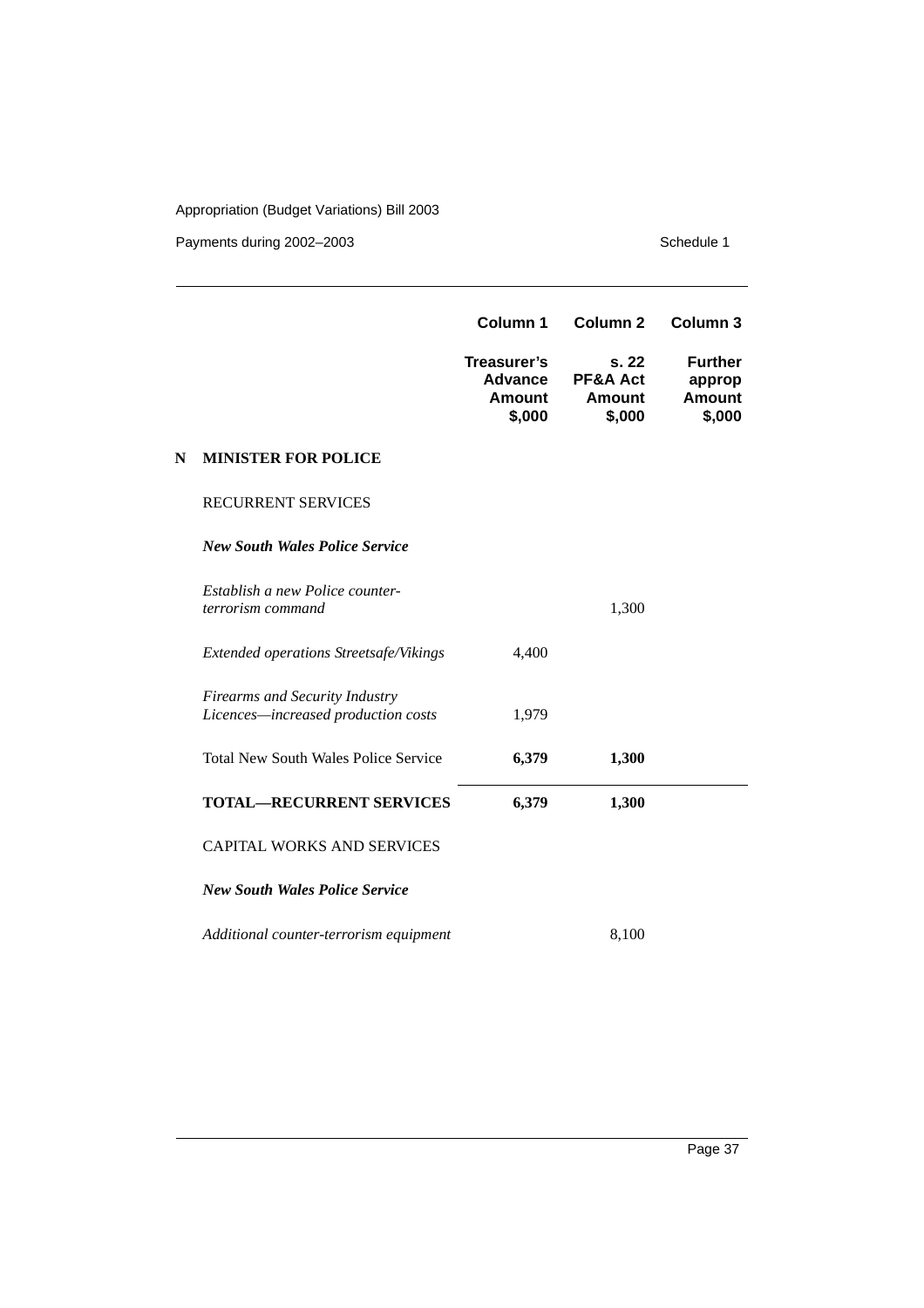| | Column 1 | Column 2 | Column 3 |
|---|---|---|---|
| | **Treasurer's Advance Amount $,000** | **s. 22 PF&A Act Amount $,000** | **Further approp Amount $,000** |
| **N MINISTER FOR POLICE** | | | |
| RECURRENT SERVICES | | | |
| ***New South Wales Police Service*** | | | |
| *Establish a new Police counter-terrorism command* | | 1,300 | |
| *Extended operations Streetsafe/Vikings* | 4,400 | | |
| *Firearms and Security Industry Licences—increased production costs* | 1,979 | | |
| Total New South Wales Police Service | **6,379** | **1,300** | |
| **TOTAL—RECURRENT SERVICES** | **6,379** | **1,300** | |
| CAPITAL WORKS AND SERVICES | | | |
| ***New South Wales Police Service*** | | | |
| *Additional counter-terrorism equipment* | | 8,100 | |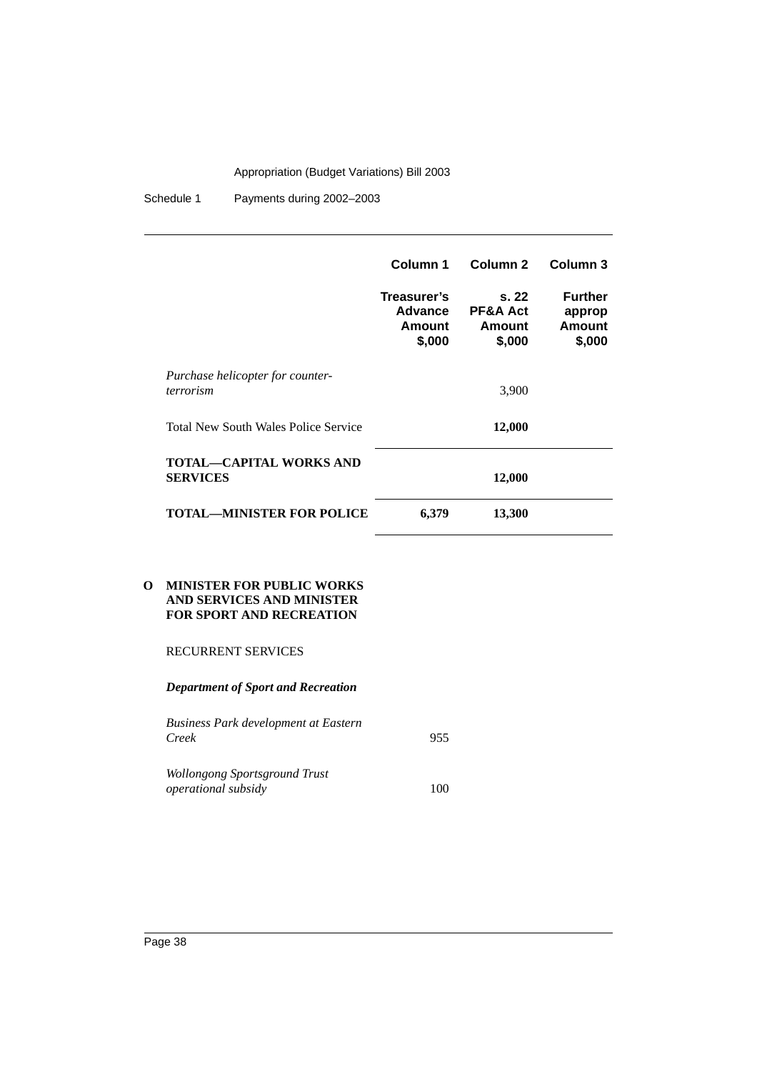| | Column 1 | Column 2 | Column 3 |
|---|---|---|---|
| | **Treasurer's Advance Amount $,000** | **s. 22 PF&A Act Amount $,000** | **Further approp Amount $,000** |
| *Purchase helicopter for counter-terrorism* | | 3,900 | |
| Total New South Wales Police Service | | **12,000** | |
| **TOTAL—CAPITAL WORKS AND SERVICES** | | **12,000** | |
| **TOTAL—MINISTER FOR POLICE** | **6,379** | **13,300** | |

**O MINISTER FOR PUBLIC WORKS AND SERVICES AND MINISTER FOR SPORT AND RECREATION**

RECURRENT SERVICES

***Department of Sport and Recreation***

| | Column 1 | Column 2 | Column 3 |
|---|---|---|---|
| *Business Park development at Eastern Creek* | 955 | | |
| *Wollongong Sportsground Trust operational subsidy* | 100 | | |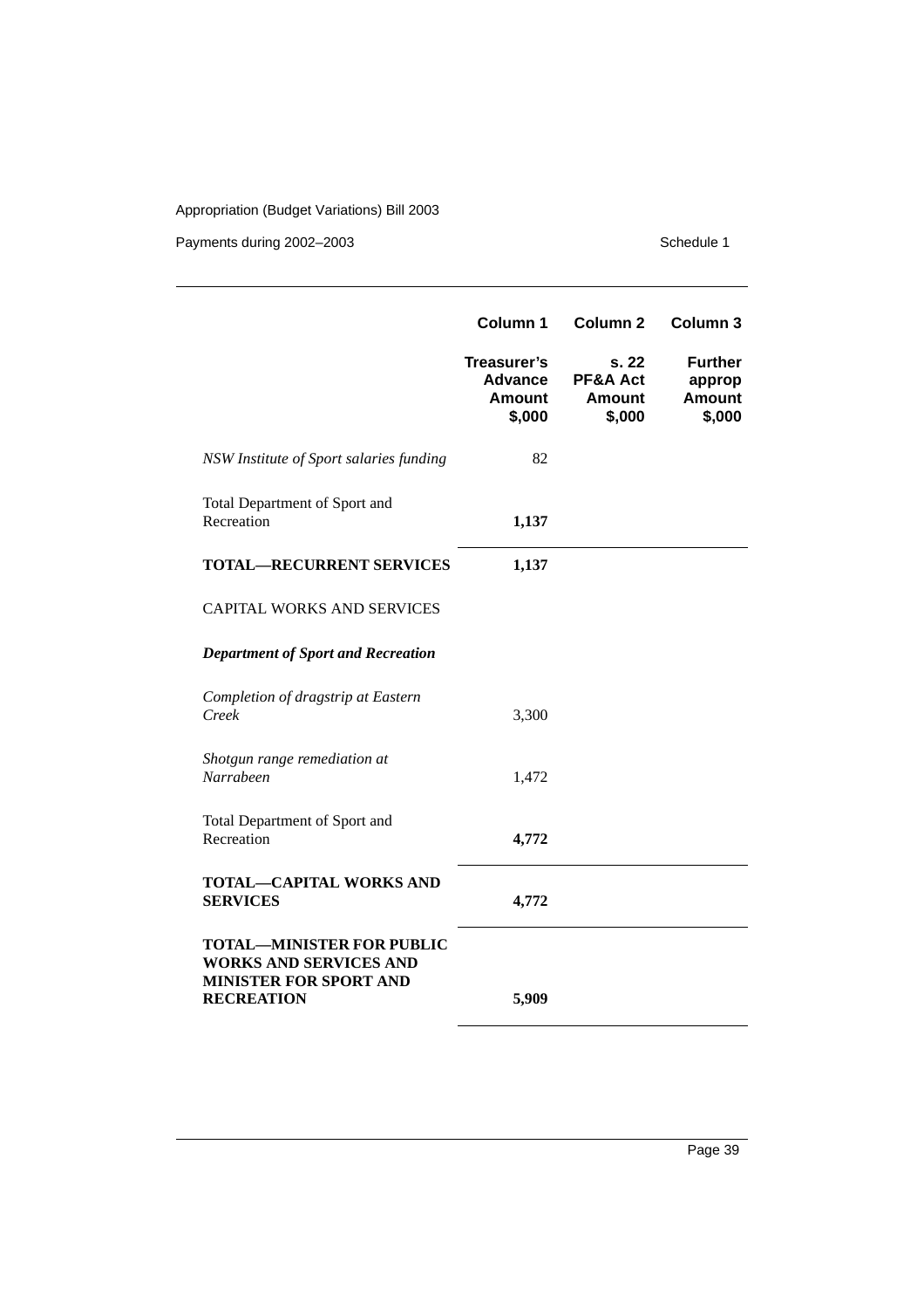| | Column 1 | Column 2 | Column 3 |
|---|---|---|---|
| | **Treasurer's Advance Amount $,000** | **s. 22 PF&A Act Amount $,000** | **Further approp Amount $,000** |
| *NSW Institute of Sport salaries funding* | 82 | | |
| Total Department of Sport and Recreation | **1,137** | | |
| **TOTAL—RECURRENT SERVICES** | **1,137** | | |
| CAPITAL WORKS AND SERVICES | | | |
| ***Department of Sport and Recreation*** | | | |
| *Completion of dragstrip at Eastern Creek* | 3,300 | | |
| *Shotgun range remediation at Narrabeen* | 1,472 | | |
| Total Department of Sport and Recreation | **4,772** | | |
| **TOTAL—CAPITAL WORKS AND SERVICES** | **4,772** | | |
| **TOTAL—MINISTER FOR PUBLIC WORKS AND SERVICES AND MINISTER FOR SPORT AND RECREATION** | **5,909** | | |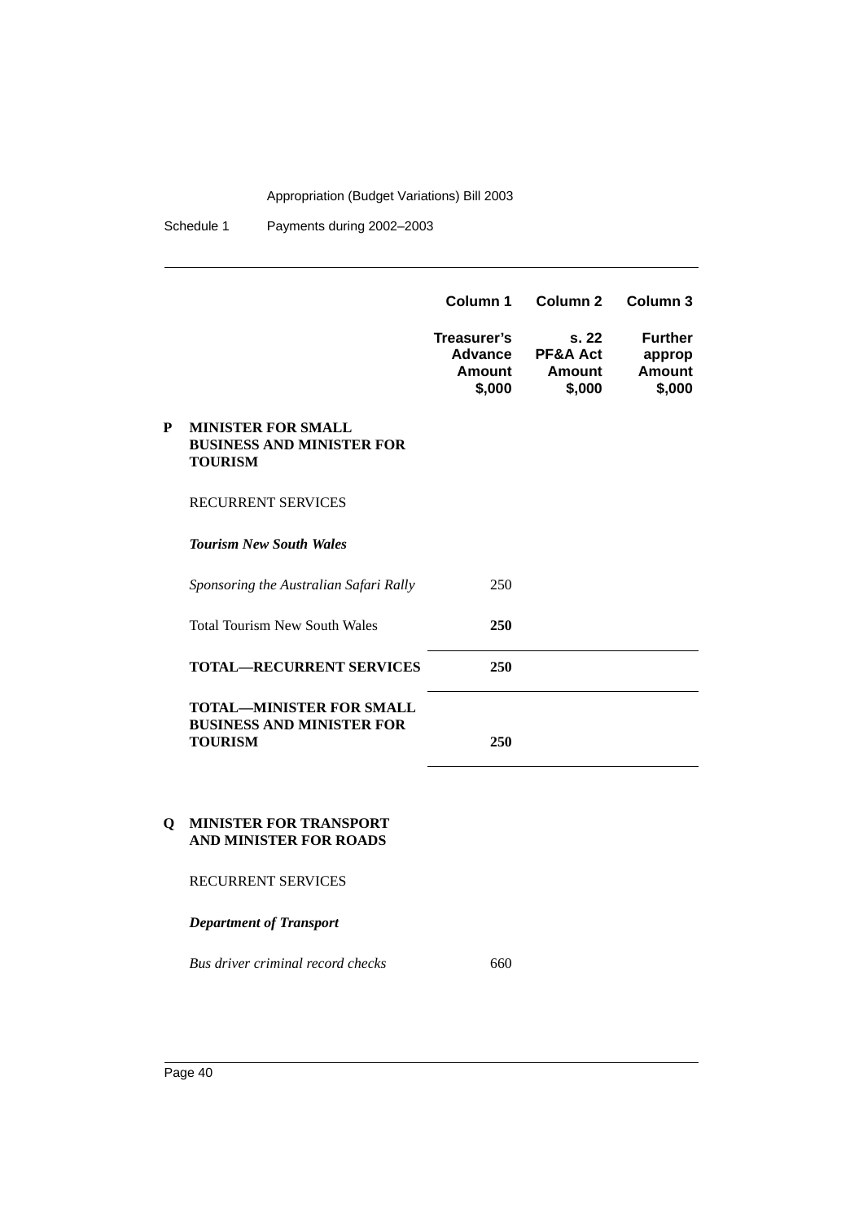| | Column 1 | Column 2 | Column 3 |
|---|---|---|---|
| | **Treasurer's Advance Amount $,000** | **s. 22 PF&A Act Amount $,000** | **Further approp Amount $,000** |
| **P MINISTER FOR SMALL BUSINESS AND MINISTER FOR TOURISM** | | | |
| RECURRENT SERVICES | | | |
| ***Tourism New South Wales*** | | | |
| *Sponsoring the Australian Safari Rally* | 250 | | |
| Total Tourism New South Wales | **250** | | |
| **TOTAL—RECURRENT SERVICES** | **250** | | |
| **TOTAL—MINISTER FOR SMALL BUSINESS AND MINISTER FOR TOURISM** | **250** | | |
| **Q MINISTER FOR TRANSPORT AND MINISTER FOR ROADS** | | | |
| RECURRENT SERVICES | | | |
| ***Department of Transport*** | | | |
| *Bus driver criminal record checks* | 660 | | |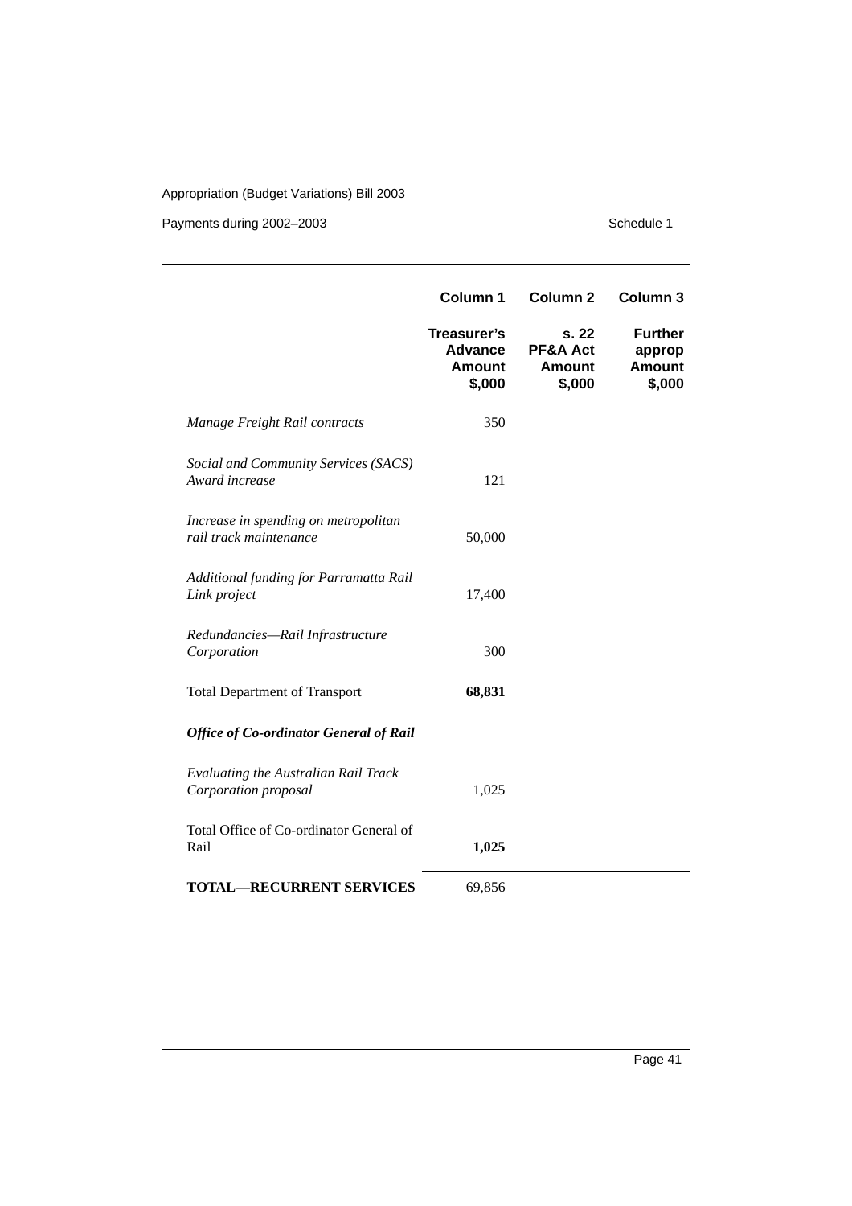| | Column 1 | Column 2 | Column 3 |
|---|---|---|---|
| | **Treasurer's Advance Amount $,000** | **s. 22 PF&A Act Amount $,000** | **Further approp Amount $,000** |
| *Manage Freight Rail contracts* | 350 | | |
| *Social and Community Services (SACS) Award increase* | 121 | | |
| *Increase in spending on metropolitan rail track maintenance* | 50,000 | | |
| *Additional funding for Parramatta Rail Link project* | 17,400 | | |
| *Redundancies—Rail Infrastructure Corporation* | 300 | | |
| Total Department of Transport | **68,831** | | |
| ***Office of Co-ordinator General of Rail*** | | | |
| *Evaluating the Australian Rail Track Corporation proposal* | 1,025 | | |
| Total Office of Co-ordinator General of Rail | **1,025** | | |
| **TOTAL—RECURRENT SERVICES** | 69,856 | | |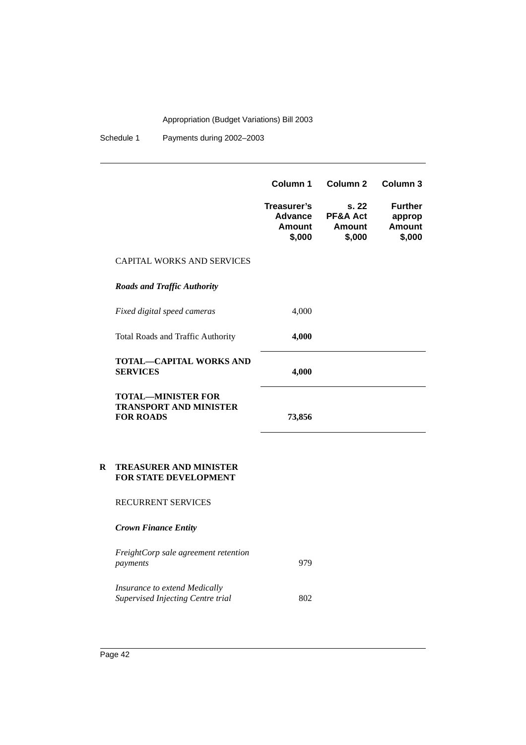| | Column 1 | Column 2 | Column 3 |
|---|---|---|---|
| | **Treasurer's Advance Amount $,000** | **s. 22 PF&A Act Amount $,000** | **Further approp Amount $,000** |
| CAPITAL WORKS AND SERVICES | | | |
| ***Roads and Traffic Authority*** | | | |
| *Fixed digital speed cameras* | 4,000 | | |
| Total Roads and Traffic Authority | **4,000** | | |
| **TOTAL—CAPITAL WORKS AND SERVICES** | **4,000** | | |
| **TOTAL—MINISTER FOR TRANSPORT AND MINISTER FOR ROADS** | **73,856** | | |

**R TREASURER AND MINISTER FOR STATE DEVELOPMENT**

| | Column 1 | Column 2 | Column 3 |
|---|---|---|---|
| RECURRENT SERVICES | | | |
| ***Crown Finance Entity*** | | | |
| *FreightCorp sale agreement retention payments* | 979 | | |
| *Insurance to extend Medically Supervised Injecting Centre trial* | 802 | | |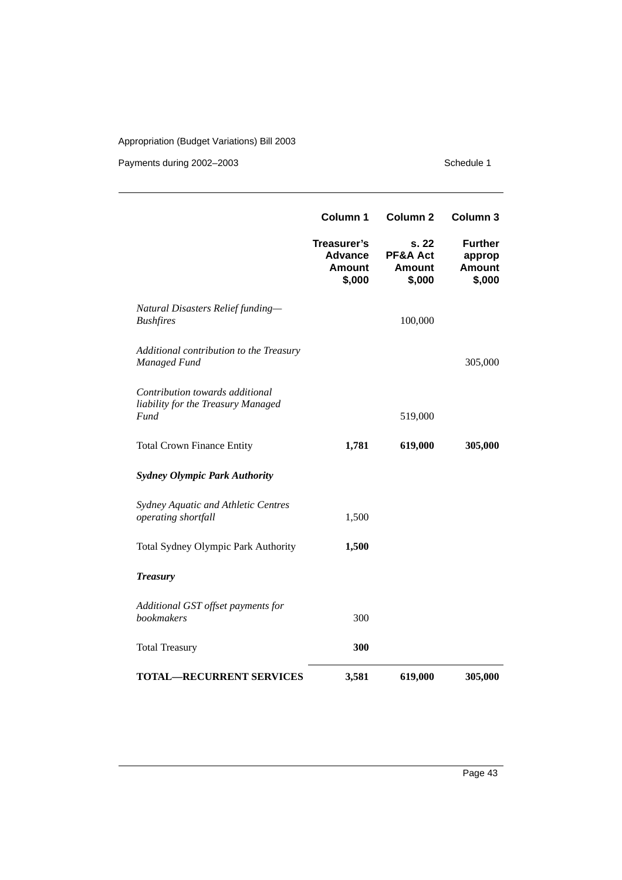| | Column 1 | Column 2 | Column 3 |
|---|---|---|---|
| | **Treasurer's Advance Amount $,000** | **s. 22 PF&A Act Amount $,000** | **Further approp Amount $,000** |
| *Natural Disasters Relief funding—Bushfires* | | 100,000 | |
| *Additional contribution to the Treasury Managed Fund* | | | 305,000 |
| *Contribution towards additional liability for the Treasury Managed Fund* | | 519,000 | |
| Total Crown Finance Entity | **1,781** | **619,000** | **305,000** |
| ***Sydney Olympic Park Authority*** | | | |
| *Sydney Aquatic and Athletic Centres operating shortfall* | 1,500 | | |
| Total Sydney Olympic Park Authority | **1,500** | | |
| ***Treasury*** | | | |
| *Additional GST offset payments for bookmakers* | 300 | | |
| Total Treasury | **300** | | |
| **TOTAL—RECURRENT SERVICES** | **3,581** | **619,000** | **305,000** |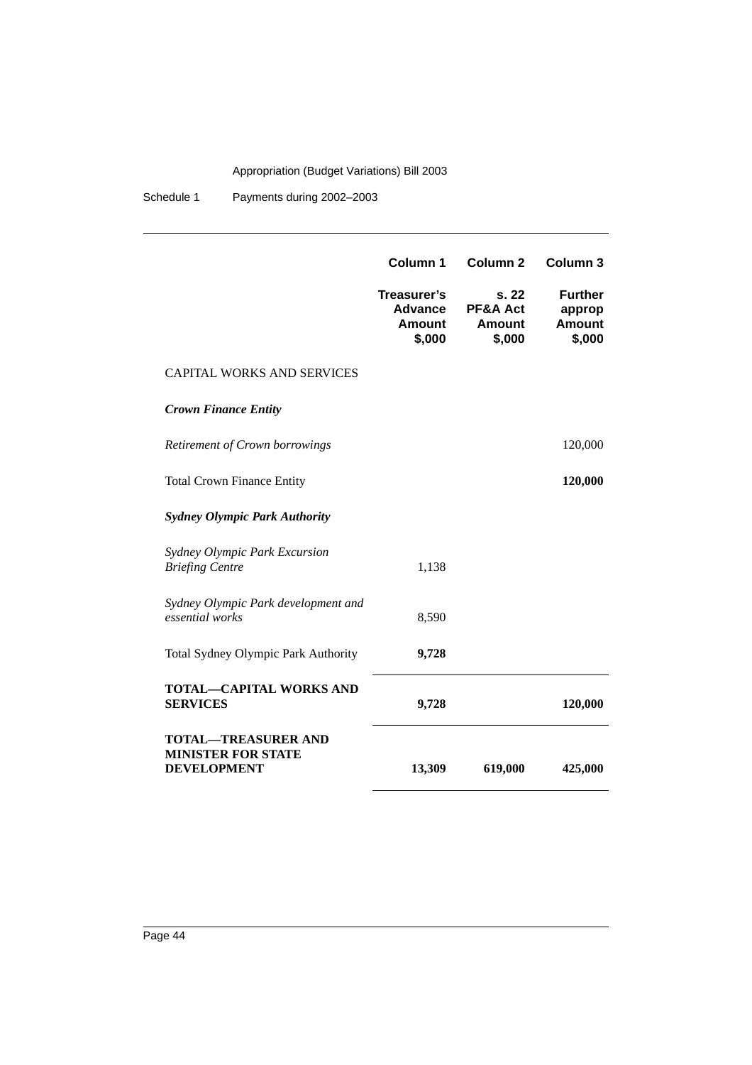| | Column 1 | Column 2 | Column 3 |
|---|---|---|---|
| | **Treasurer's Advance Amount $,000** | **s. 22 PF&A Act Amount $,000** | **Further approp Amount $,000** |
| CAPITAL WORKS AND SERVICES | | | |
| ***Crown Finance Entity*** | | | |
| *Retirement of Crown borrowings* | | | 120,000 |
| Total Crown Finance Entity | | | **120,000** |
| ***Sydney Olympic Park Authority*** | | | |
| *Sydney Olympic Park Excursion Briefing Centre* | 1,138 | | |
| *Sydney Olympic Park development and essential works* | 8,590 | | |
| Total Sydney Olympic Park Authority | **9,728** | | |
| **TOTAL—CAPITAL WORKS AND SERVICES** | **9,728** | | **120,000** |
| **TOTAL—TREASURER AND MINISTER FOR STATE DEVELOPMENT** | **13,309** | **619,000** | **425,000** |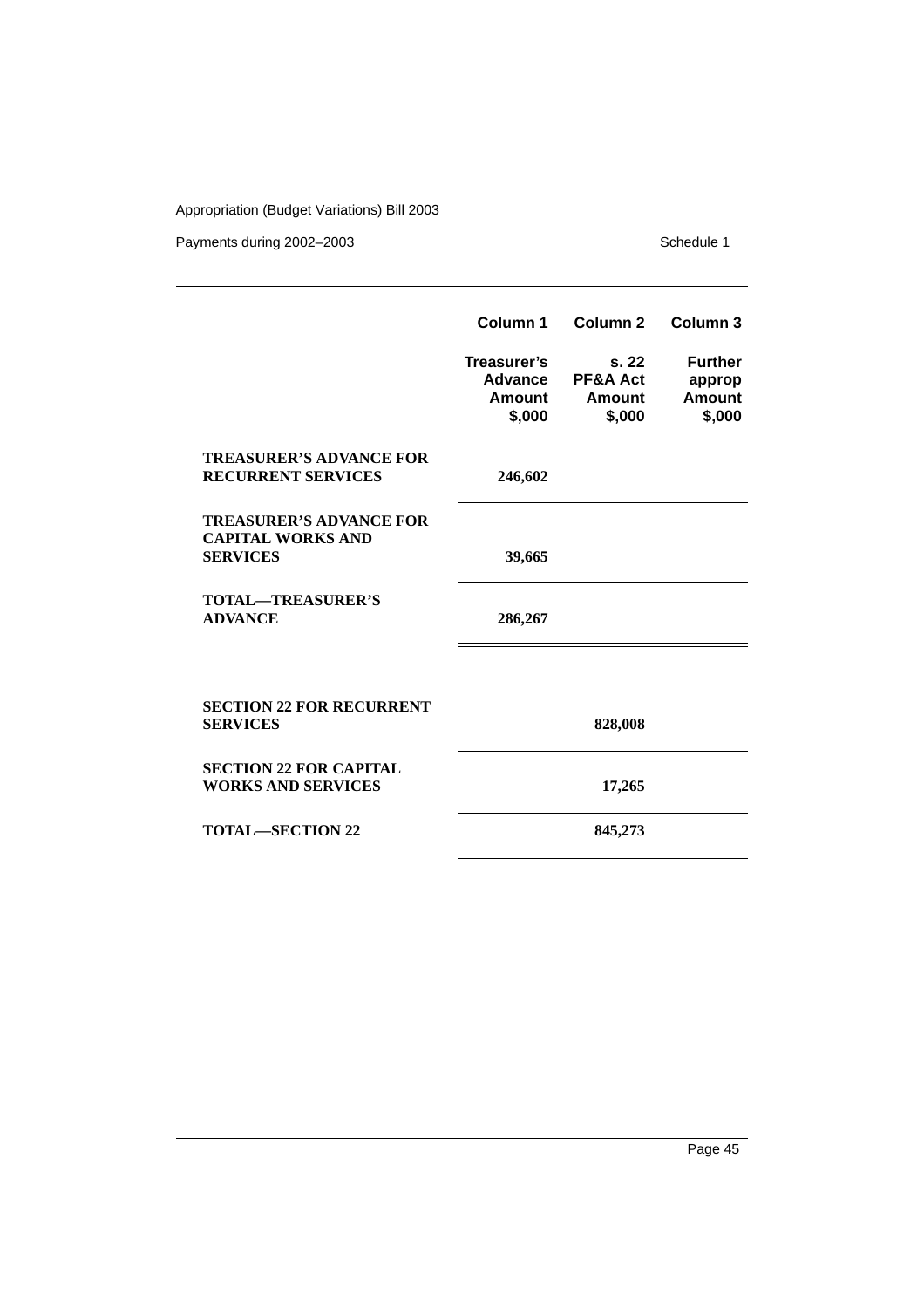| | Column 1 | Column 2 | Column 3 |
|---|---|---|---|
| | **Treasurer's Advance Amount $,000** | **s. 22 PF&A Act Amount $,000** | **Further approp Amount $,000** |
| **TREASURER'S ADVANCE FOR RECURRENT SERVICES** | **246,602** | | |
| **TREASURER'S ADVANCE FOR CAPITAL WORKS AND SERVICES** | **39,665** | | |
| **TOTAL—TREASURER'S ADVANCE** | **286,267** | | |
| **SECTION 22 FOR RECURRENT SERVICES** | | **828,008** | |
| **SECTION 22 FOR CAPITAL WORKS AND SERVICES** | | **17,265** | |
| **TOTAL—SECTION 22** | | **845,273** | |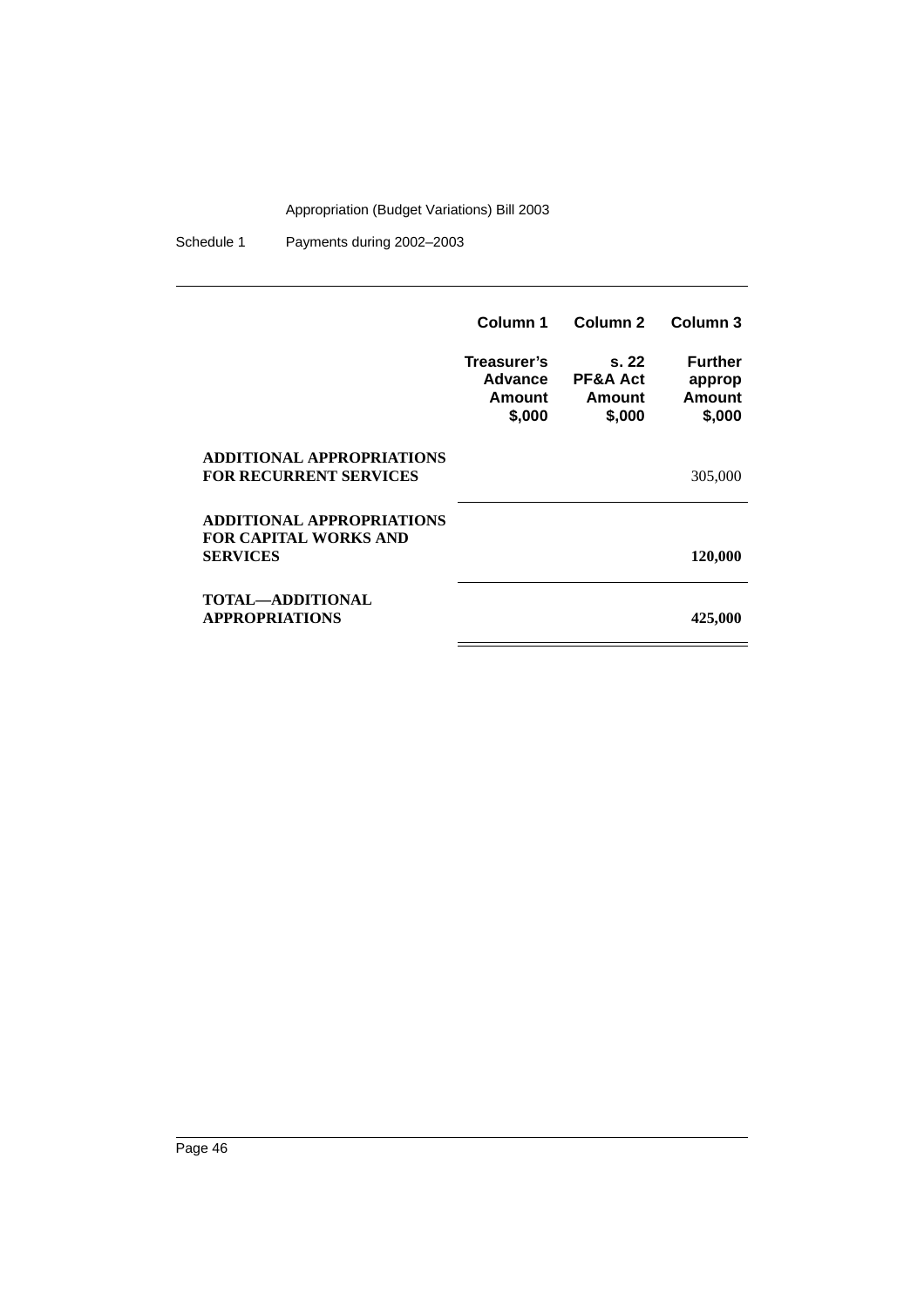| | Column 1 | Column 2 | Column 3 |
|---|---|---|---|
| | **Treasurer's Advance Amount $,000** | **s. 22 PF&A Act Amount $,000** | **Further approp Amount $,000** |
| **ADDITIONAL APPROPRIATIONS FOR RECURRENT SERVICES** | | | 305,000 |
| **ADDITIONAL APPROPRIATIONS FOR CAPITAL WORKS AND SERVICES** | | | **120,000** |
| **TOTAL—ADDITIONAL APPROPRIATIONS** | | | **425,000** |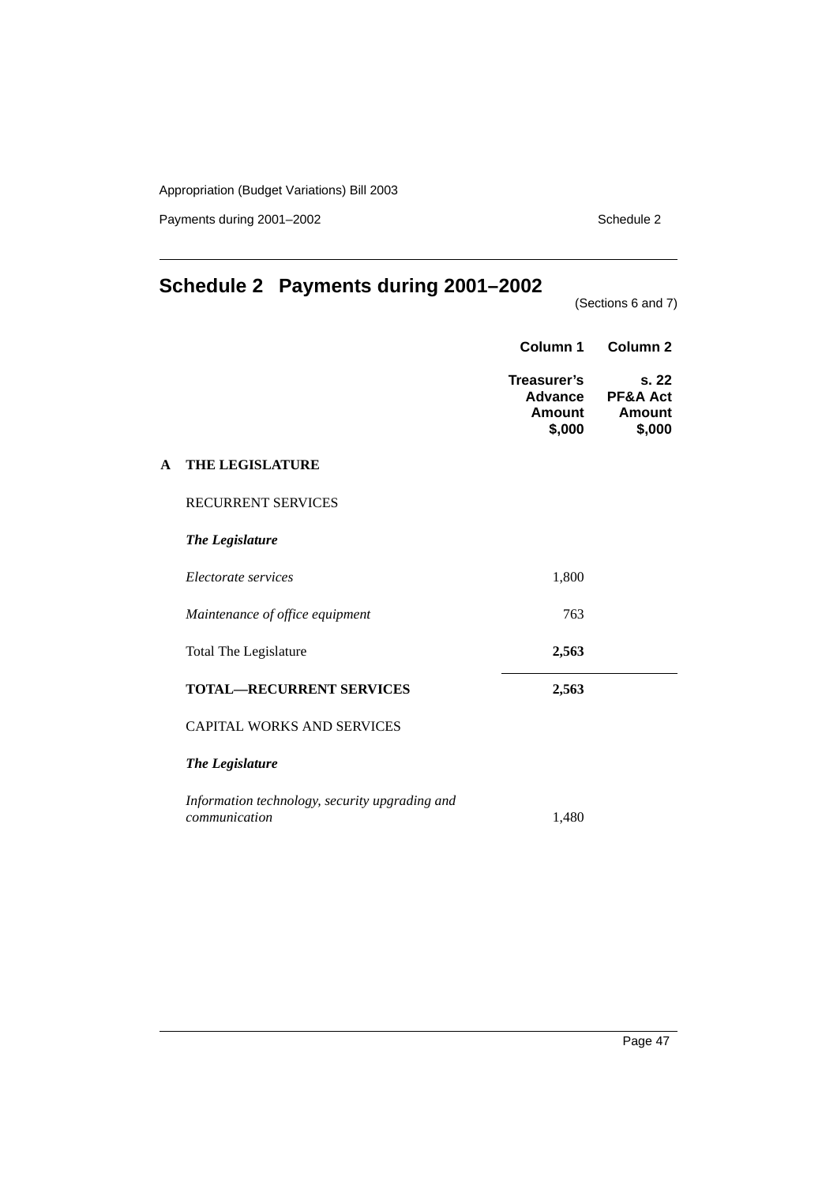# Schedule 2 Payments during 2001–2002

(Sections 6 and 7)

| | | Column 1 | Column 2 |
|---|---|---|---|
| | | Treasurer's Advance Amount $,000 | s. 22 PF&A Act Amount $,000 |
| **A** | **THE LEGISLATURE** | | |
| | RECURRENT SERVICES | | |
| | ***The Legislature*** | | |
| | *Electorate services* | 1,800 | |
| | *Maintenance of office equipment* | 763 | |
| | Total The Legislature | **2,563** | |
| | **TOTAL—RECURRENT SERVICES** | **2,563** | |
| | CAPITAL WORKS AND SERVICES | | |
| | ***The Legislature*** | | |
| | *Information technology, security upgrading and communication* | 1,480 | |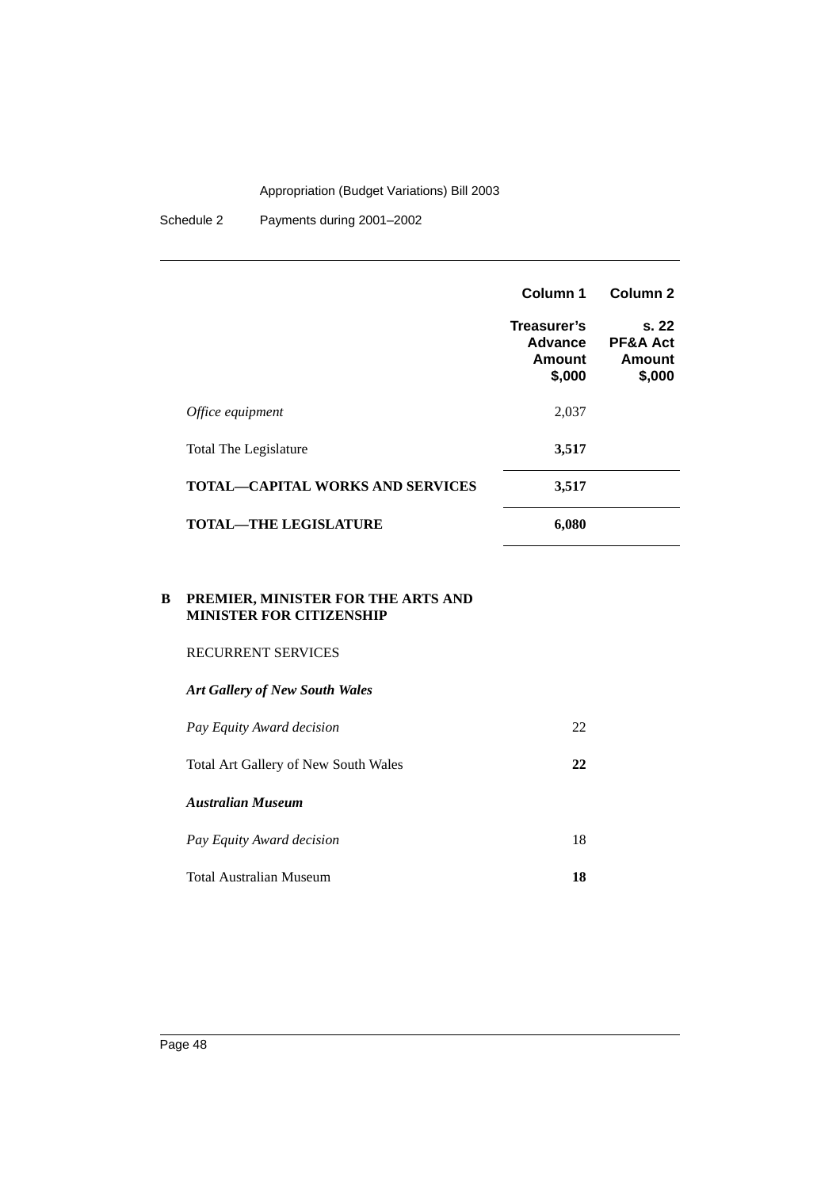| | Column 1 | Column 2 |
|---|---|---|
| | Treasurer's Advance Amount $,000 | s. 22 PF&A Act Amount $,000 |
| *Office equipment* | 2,037 | |
| Total The Legislature | **3,517** | |
| **TOTAL—CAPITAL WORKS AND SERVICES** | **3,517** | |
| **TOTAL—THE LEGISLATURE** | **6,080** | |

## B PREMIER, MINISTER FOR THE ARTS AND MINISTER FOR CITIZENSHIP

| | Column 1 | Column 2 |
|---|---|---|
| RECURRENT SERVICES | | |
| ***Art Gallery of New South Wales*** | | |
| *Pay Equity Award decision* | 22 | |
| Total Art Gallery of New South Wales | **22** | |
| ***Australian Museum*** | | |
| *Pay Equity Award decision* | 18 | |
| Total Australian Museum | **18** | |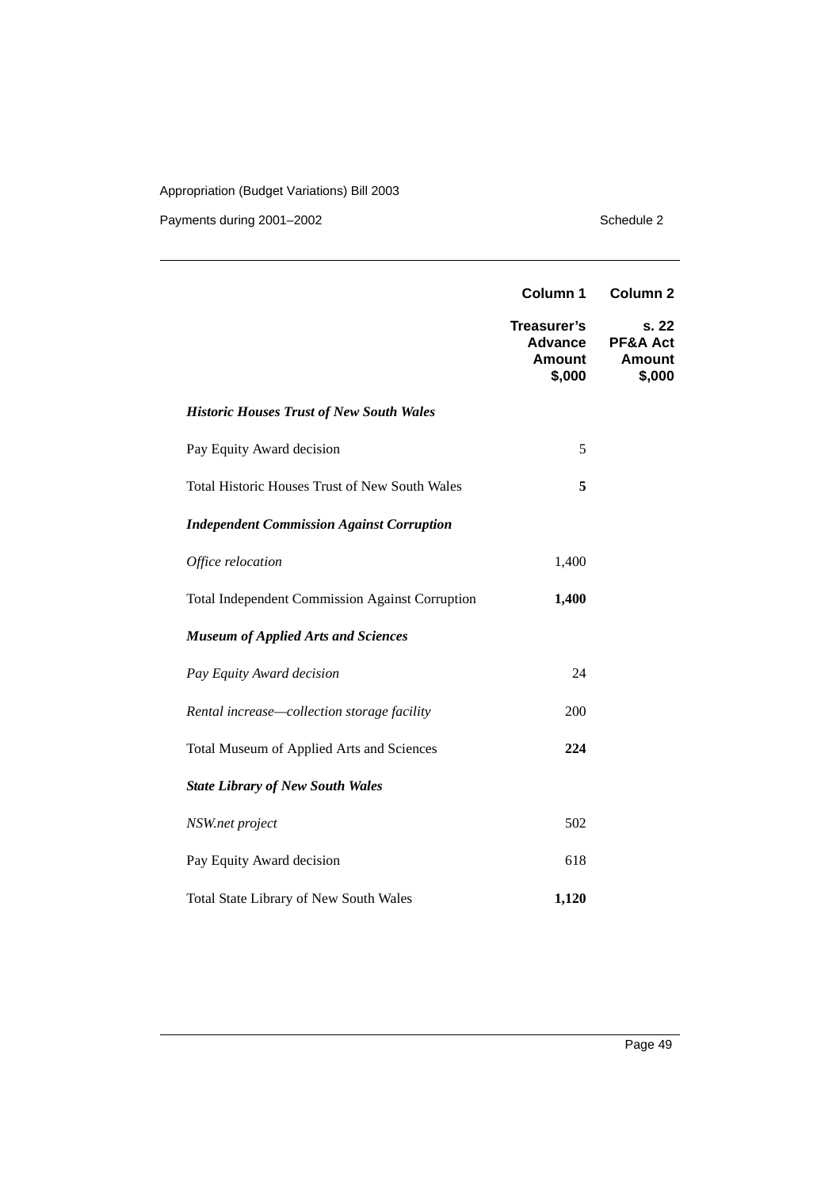| | Column 1 | Column 2 |
|---|---|---|
| | Treasurer's Advance Amount $,000 | s. 22 PF&A Act Amount $,000 |
| ***Historic Houses Trust of New South Wales*** | | |
| Pay Equity Award decision | 5 | |
| Total Historic Houses Trust of New South Wales | **5** | |
| ***Independent Commission Against Corruption*** | | |
| *Office relocation* | 1,400 | |
| Total Independent Commission Against Corruption | **1,400** | |
| ***Museum of Applied Arts and Sciences*** | | |
| *Pay Equity Award decision* | 24 | |
| *Rental increase—collection storage facility* | 200 | |
| Total Museum of Applied Arts and Sciences | **224** | |
| ***State Library of New South Wales*** | | |
| *NSW.net project* | 502 | |
| Pay Equity Award decision | 618 | |
| Total State Library of New South Wales | **1,120** | |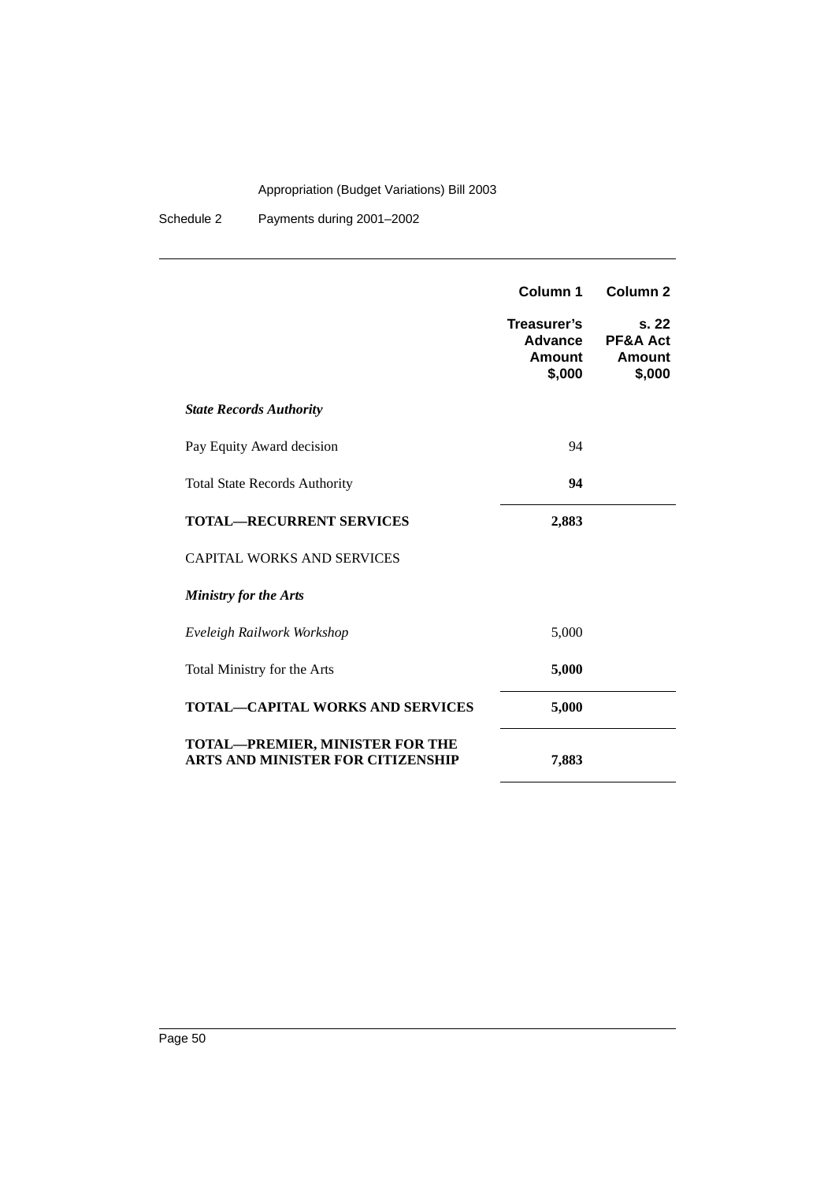| | Column 1 | Column 2 |
|---|---|---|
| | Treasurer's Advance Amount $,000 | s. 22 PF&A Act Amount $,000 |
| ***State Records Authority*** | | |
| Pay Equity Award decision | 94 | |
| Total State Records Authority | **94** | |
| **TOTAL—RECURRENT SERVICES** | **2,883** | |
| CAPITAL WORKS AND SERVICES | | |
| ***Ministry for the Arts*** | | |
| *Eveleigh Railwork Workshop* | 5,000 | |
| Total Ministry for the Arts | **5,000** | |
| **TOTAL—CAPITAL WORKS AND SERVICES** | **5,000** | |
| **TOTAL—PREMIER, MINISTER FOR THE ARTS AND MINISTER FOR CITIZENSHIP** | **7,883** | |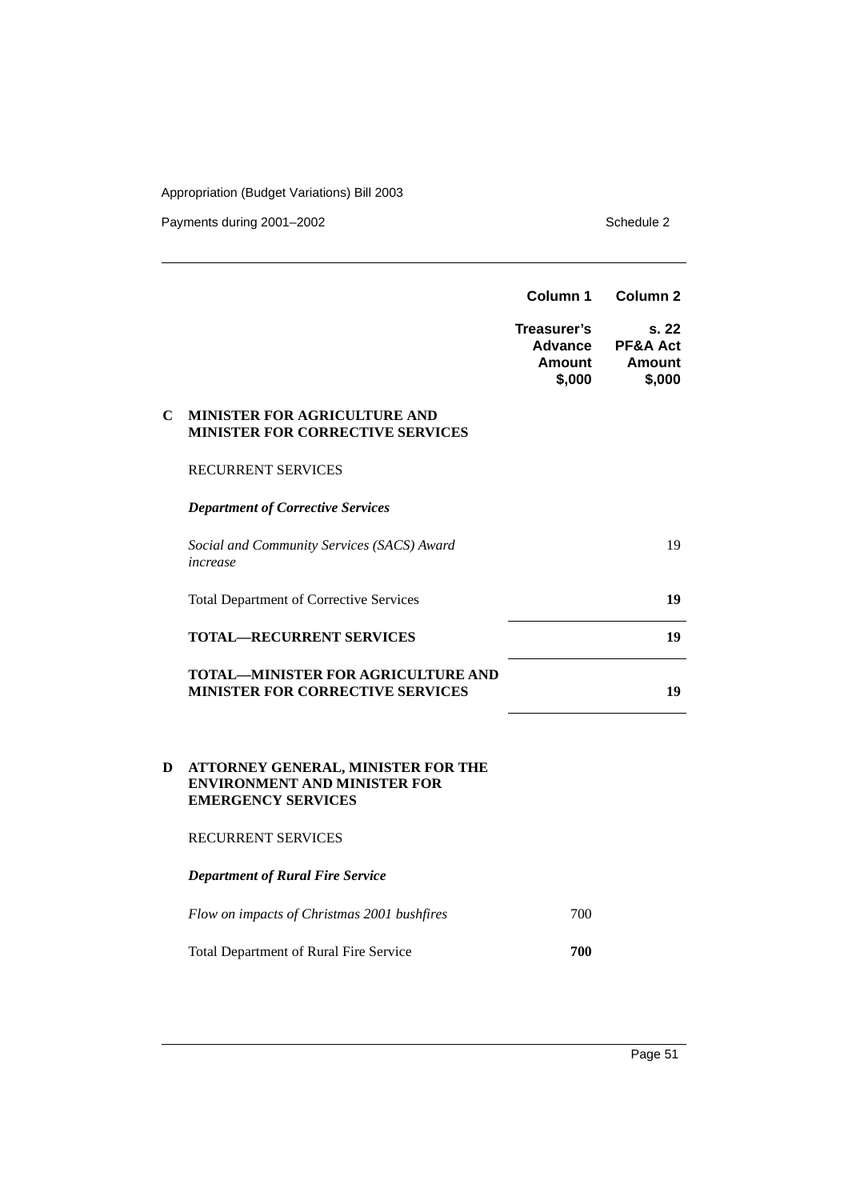| | Column 1 | Column 2 |
|---|---|---|
| | **Treasurer's Advance Amount $,000** | **s. 22 PF&A Act Amount $,000** |
| **C MINISTER FOR AGRICULTURE AND MINISTER FOR CORRECTIVE SERVICES** | | |
| RECURRENT SERVICES | | |
| ***Department of Corrective Services*** | | |
| *Social and Community Services (SACS) Award increase* | | 19 |
| Total Department of Corrective Services | | **19** |
| **TOTAL—RECURRENT SERVICES** | | **19** |
| **TOTAL—MINISTER FOR AGRICULTURE AND MINISTER FOR CORRECTIVE SERVICES** | | **19** |
| **D ATTORNEY GENERAL, MINISTER FOR THE ENVIRONMENT AND MINISTER FOR EMERGENCY SERVICES** | | |
| RECURRENT SERVICES | | |
| ***Department of Rural Fire Service*** | | |
| *Flow on impacts of Christmas 2001 bushfires* | 700 | |
| Total Department of Rural Fire Service | **700** | |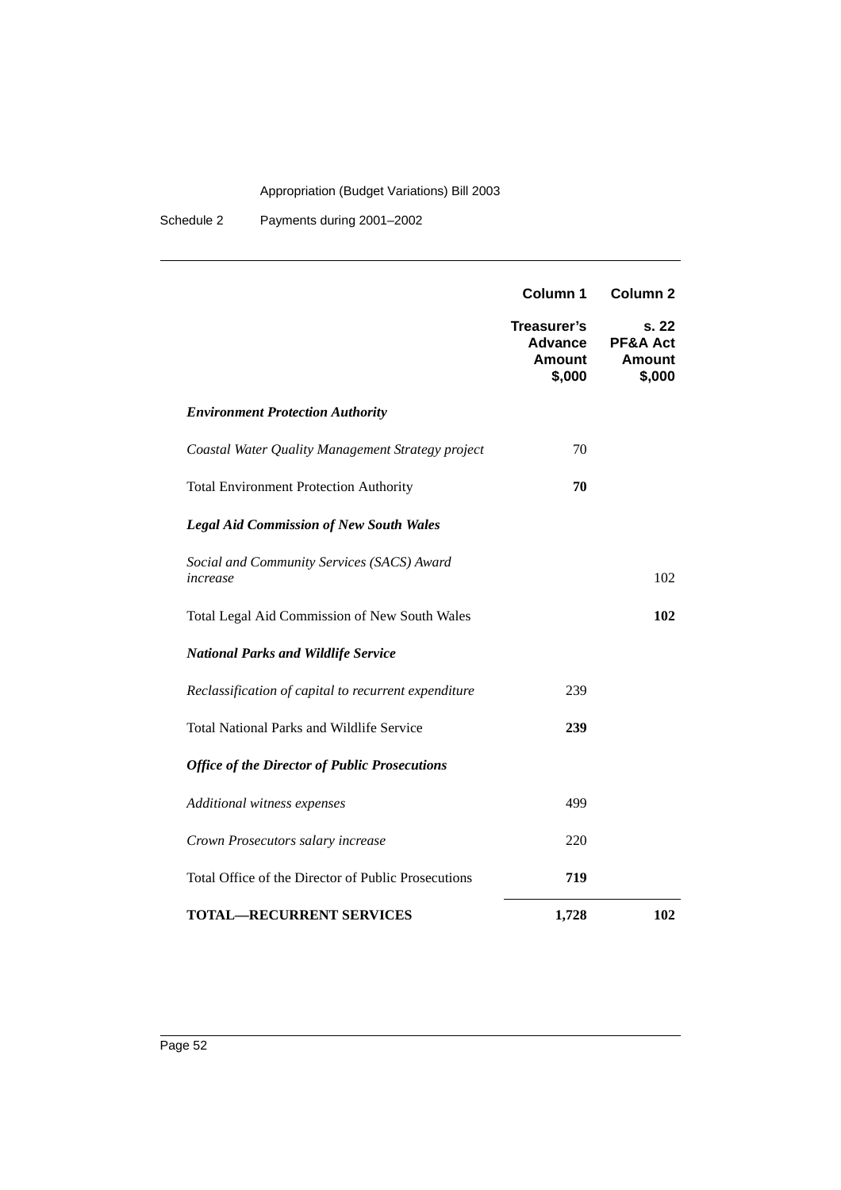| | Column 1 | Column 2 |
|---|---|---|
| | **Treasurer's Advance Amount $,000** | **s. 22 PF&A Act Amount $,000** |
| ***Environment Protection Authority*** | | |
| *Coastal Water Quality Management Strategy project* | 70 | |
| Total Environment Protection Authority | **70** | |
| ***Legal Aid Commission of New South Wales*** | | |
| *Social and Community Services (SACS) Award increase* | | 102 |
| Total Legal Aid Commission of New South Wales | | **102** |
| ***National Parks and Wildlife Service*** | | |
| *Reclassification of capital to recurrent expenditure* | 239 | |
| Total National Parks and Wildlife Service | **239** | |
| ***Office of the Director of Public Prosecutions*** | | |
| *Additional witness expenses* | 499 | |
| *Crown Prosecutors salary increase* | 220 | |
| Total Office of the Director of Public Prosecutions | **719** | |
| **TOTAL—RECURRENT SERVICES** | **1,728** | **102** |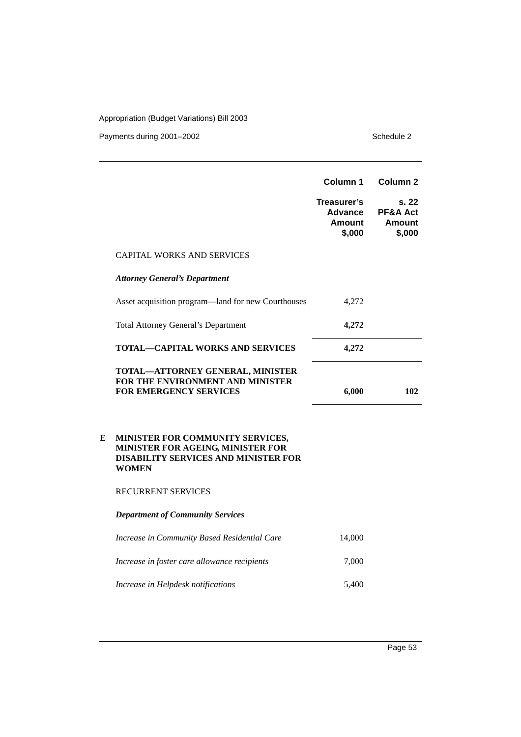| | Column 1 | Column 2 |
|---|---|---|
| | Treasurer's Advance Amount $,000 | s. 22 PF&A Act Amount $,000 |
| CAPITAL WORKS AND SERVICES | | |
| ***Attorney General's Department*** | | |
| Asset acquisition program—land for new Courthouses | 4,272 | |
| Total Attorney General's Department | **4,272** | |
| **TOTAL—CAPITAL WORKS AND SERVICES** | **4,272** | |
| **TOTAL—ATTORNEY GENERAL, MINISTER FOR THE ENVIRONMENT AND MINISTER FOR EMERGENCY SERVICES** | **6,000** | **102** |

**E MINISTER FOR COMMUNITY SERVICES, MINISTER FOR AGEING, MINISTER FOR DISABILITY SERVICES AND MINISTER FOR WOMEN**

| | Column 1 | Column 2 |
|---|---|---|
| RECURRENT SERVICES | | |
| ***Department of Community Services*** | | |
| *Increase in Community Based Residential Care* | 14,000 | |
| *Increase in foster care allowance recipients* | 7,000 | |
| *Increase in Helpdesk notifications* | 5,400 | |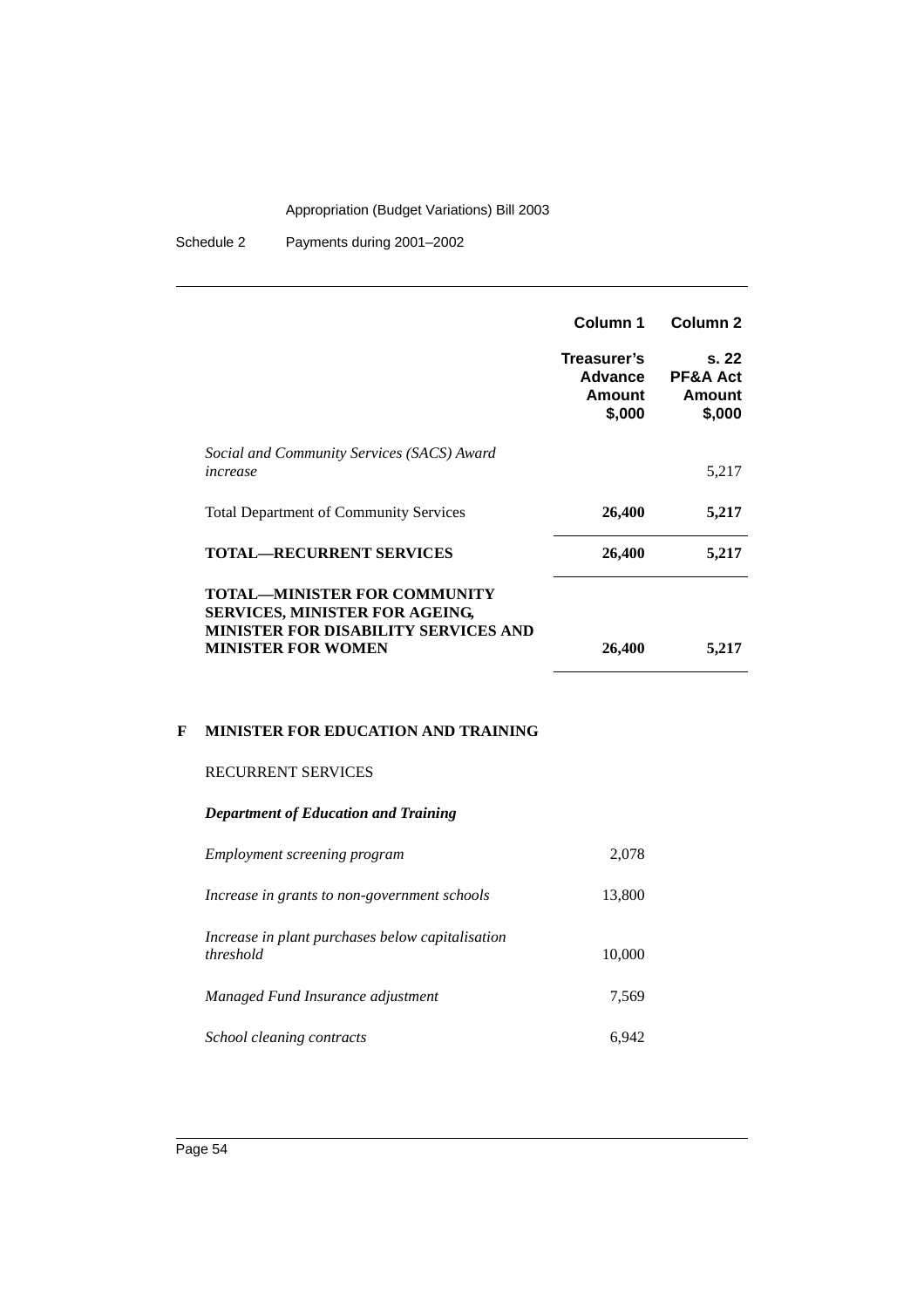| | Column 1 | Column 2 |
|---|---|---|
| | Treasurer's Advance Amount $,000 | s. 22 PF&A Act Amount $,000 |
| *Social and Community Services (SACS) Award increase* | | 5,217 |
| Total Department of Community Services | **26,400** | **5,217** |
| **TOTAL—RECURRENT SERVICES** | **26,400** | **5,217** |
| **TOTAL—MINISTER FOR COMMUNITY SERVICES, MINISTER FOR AGEING, MINISTER FOR DISABILITY SERVICES AND MINISTER FOR WOMEN** | **26,400** | **5,217** |

**F MINISTER FOR EDUCATION AND TRAINING**

RECURRENT SERVICES

***Department of Education and Training***

| | Column 1 | Column 2 |
|---|---|---|
| *Employment screening program* | 2,078 | |
| *Increase in grants to non-government schools* | 13,800 | |
| *Increase in plant purchases below capitalisation threshold* | 10,000 | |
| *Managed Fund Insurance adjustment* | 7,569 | |
| *School cleaning contracts* | 6,942 | |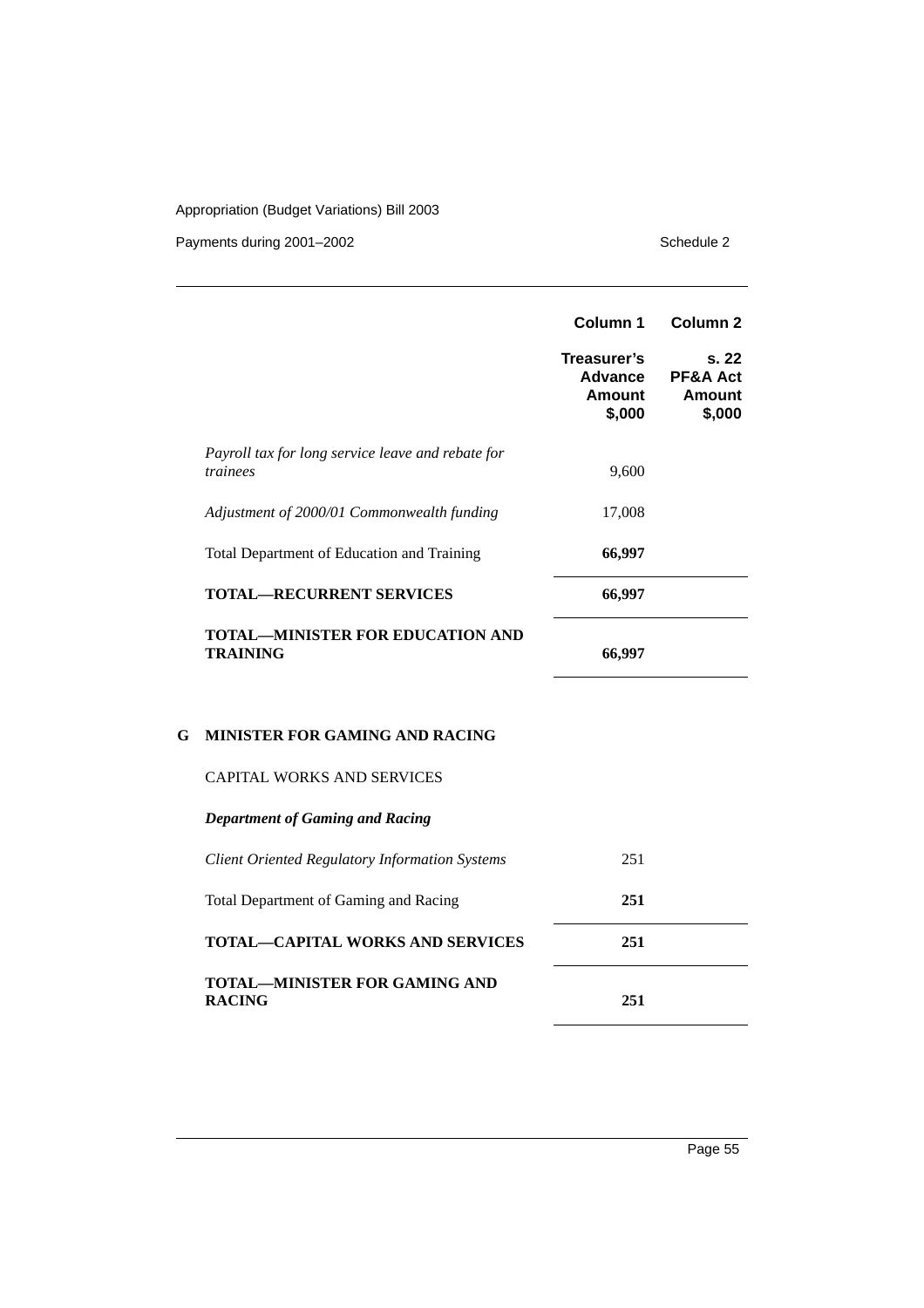| | Column 1 | Column 2 |
|---|---|---|
| | Treasurer's Advance Amount $,000 | s. 22 PF&A Act Amount $,000 |
| *Payroll tax for long service leave and rebate for trainees* | 9,600 | |
| *Adjustment of 2000/01 Commonwealth funding* | 17,008 | |
| Total Department of Education and Training | **66,997** | |
| **TOTAL—RECURRENT SERVICES** | **66,997** | |
| **TOTAL—MINISTER FOR EDUCATION AND TRAINING** | **66,997** | |

**G MINISTER FOR GAMING AND RACING**

CAPITAL WORKS AND SERVICES

***Department of Gaming and Racing***

| | Column 1 | Column 2 |
|---|---|---|
| *Client Oriented Regulatory Information Systems* | 251 | |
| Total Department of Gaming and Racing | **251** | |
| **TOTAL—CAPITAL WORKS AND SERVICES** | **251** | |
| **TOTAL—MINISTER FOR GAMING AND RACING** | **251** | |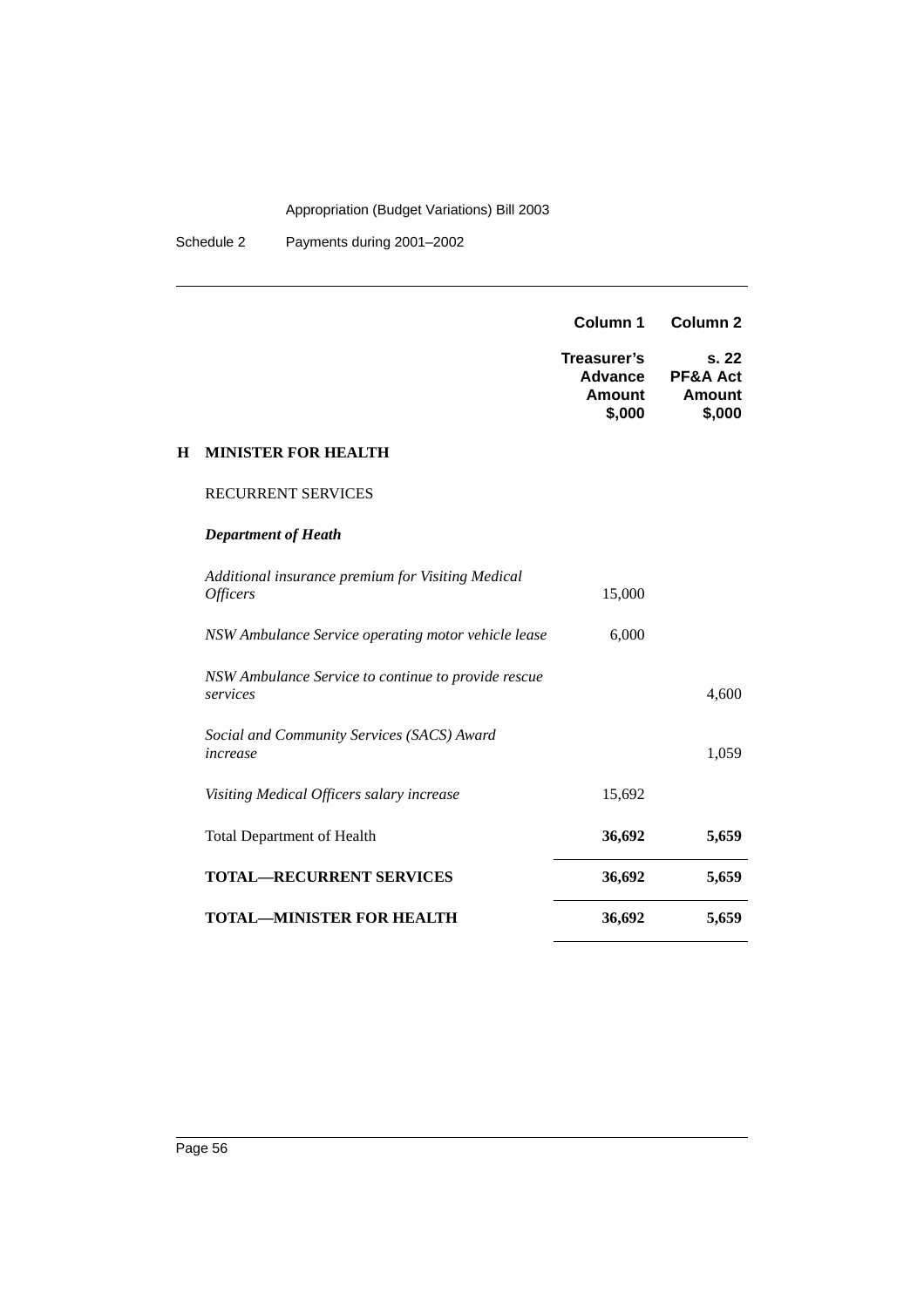| | Column 1 | Column 2 |
|---|---|---|
| | Treasurer's Advance Amount $,000 | s. 22 PF&A Act Amount $,000 |
| **H MINISTER FOR HEALTH** | | |
| RECURRENT SERVICES | | |
| ***Department of Heath*** | | |
| *Additional insurance premium for Visiting Medical Officers* | 15,000 | |
| *NSW Ambulance Service operating motor vehicle lease* | 6,000 | |
| *NSW Ambulance Service to continue to provide rescue services* | | 4,600 |
| *Social and Community Services (SACS) Award increase* | | 1,059 |
| *Visiting Medical Officers salary increase* | 15,692 | |
| Total Department of Health | **36,692** | **5,659** |
| **TOTAL—RECURRENT SERVICES** | **36,692** | **5,659** |
| **TOTAL—MINISTER FOR HEALTH** | **36,692** | **5,659** |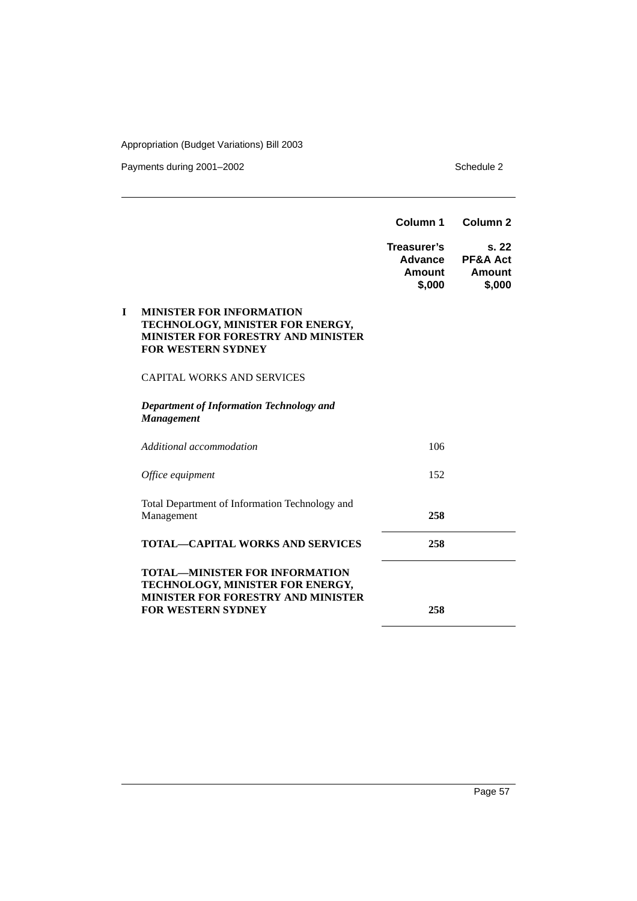| | Column 1 | Column 2 |
|---|---|---|
| | Treasurer's Advance Amount $,000 | s. 22 PF&A Act Amount $,000 |
| **I MINISTER FOR INFORMATION TECHNOLOGY, MINISTER FOR ENERGY, MINISTER FOR FORESTRY AND MINISTER FOR WESTERN SYDNEY** | | |
| CAPITAL WORKS AND SERVICES | | |
| ***Department of Information Technology and Management*** | | |
| *Additional accommodation* | 106 | |
| *Office equipment* | 152 | |
| Total Department of Information Technology and Management | **258** | |
| **TOTAL—CAPITAL WORKS AND SERVICES** | **258** | |
| **TOTAL—MINISTER FOR INFORMATION TECHNOLOGY, MINISTER FOR ENERGY, MINISTER FOR FORESTRY AND MINISTER FOR WESTERN SYDNEY** | **258** | |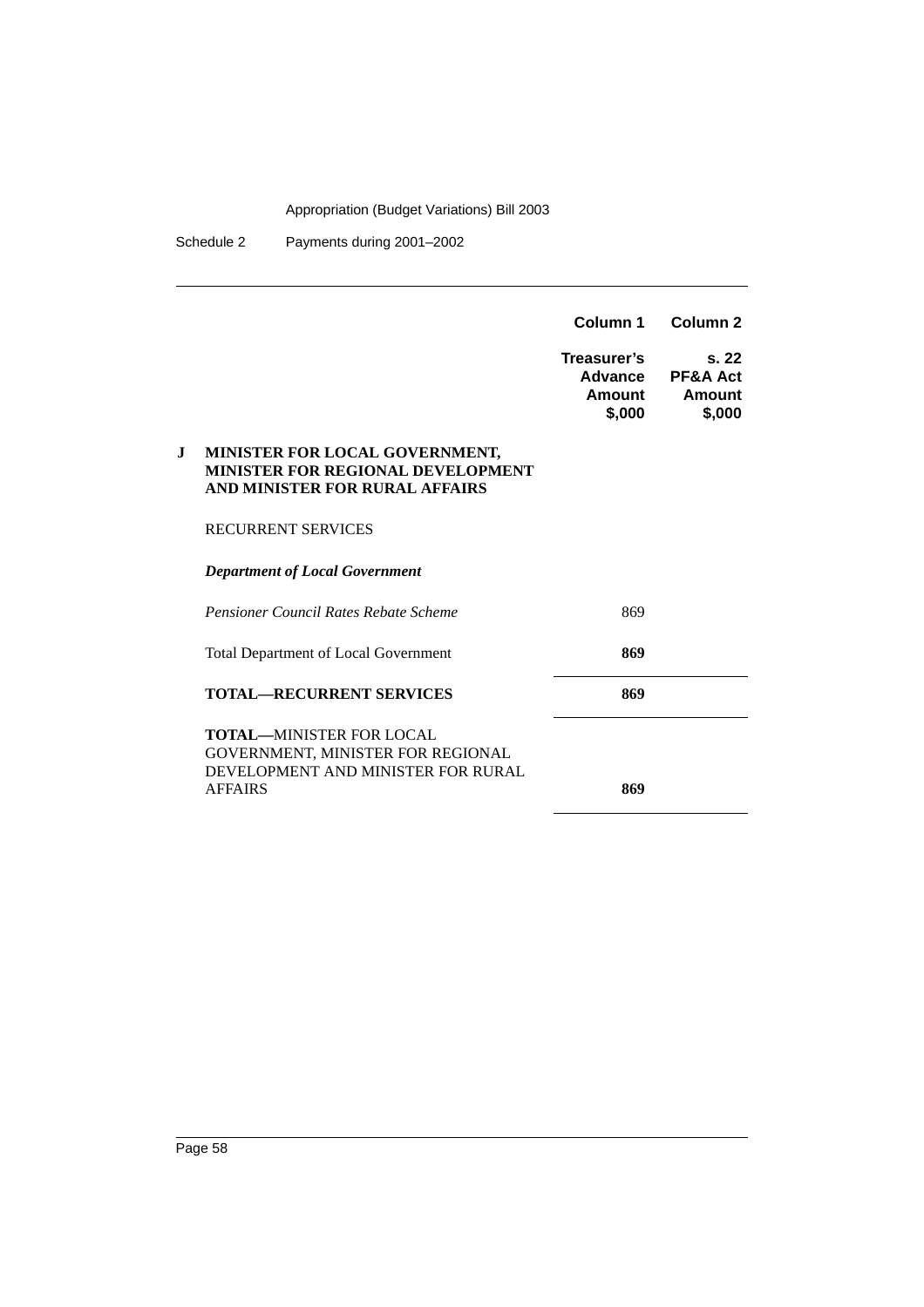| | Column 1 | Column 2 |
|---|---|---|
| | **Treasurer's Advance Amount $,000** | **s. 22 PF&A Act Amount $,000** |
| **J MINISTER FOR LOCAL GOVERNMENT, MINISTER FOR REGIONAL DEVELOPMENT AND MINISTER FOR RURAL AFFAIRS** | | |
| RECURRENT SERVICES | | |
| ***Department of Local Government*** | | |
| *Pensioner Council Rates Rebate Scheme* | 869 | |
| Total Department of Local Government | **869** | |
| **TOTAL—RECURRENT SERVICES** | **869** | |
| **TOTAL—**MINISTER FOR LOCAL GOVERNMENT, MINISTER FOR REGIONAL DEVELOPMENT AND MINISTER FOR RURAL AFFAIRS | **869** | |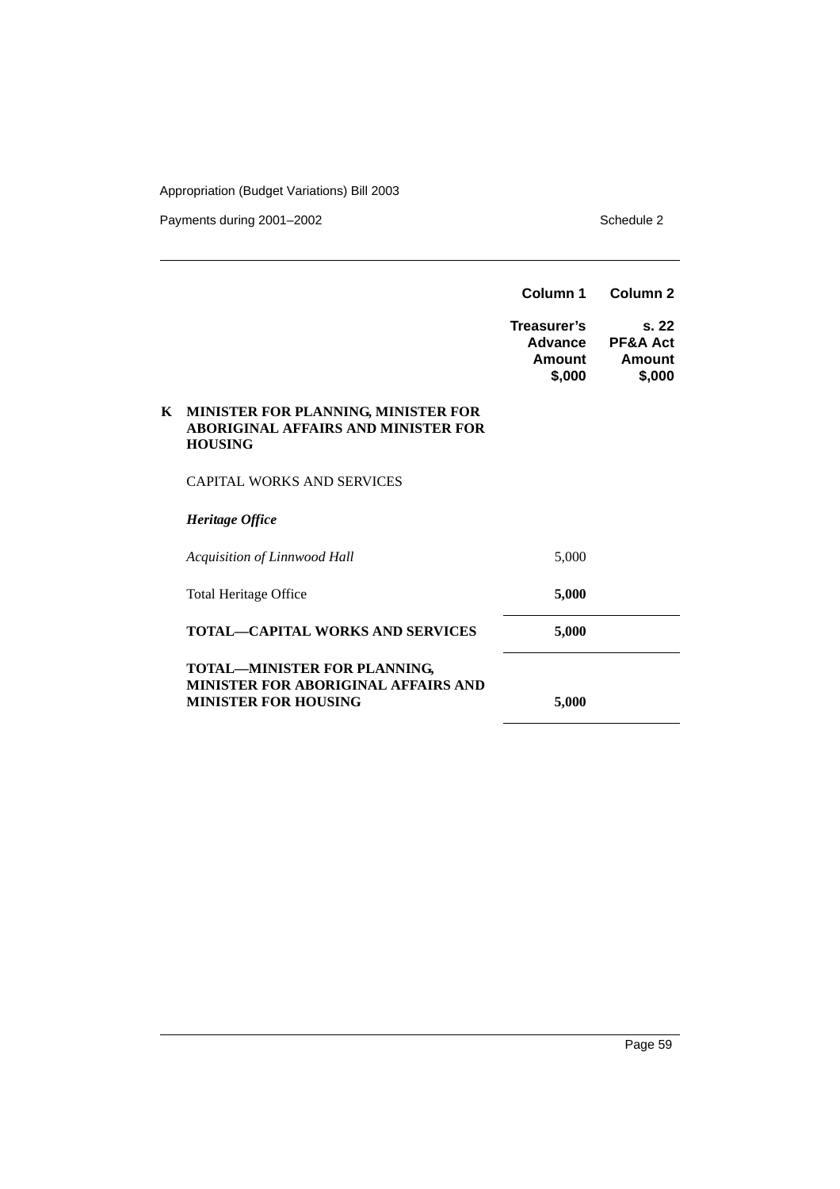| | Column 1 | Column 2 |
|---|---|---|
| | **Treasurer's Advance Amount $,000** | **s. 22 PF&A Act Amount $,000** |
| **K MINISTER FOR PLANNING, MINISTER FOR ABORIGINAL AFFAIRS AND MINISTER FOR HOUSING** | | |
| CAPITAL WORKS AND SERVICES | | |
| ***Heritage Office*** | | |
| *Acquisition of Linnwood Hall* | 5,000 | |
| Total Heritage Office | **5,000** | |
| **TOTAL—CAPITAL WORKS AND SERVICES** | **5,000** | |
| **TOTAL—MINISTER FOR PLANNING, MINISTER FOR ABORIGINAL AFFAIRS AND MINISTER FOR HOUSING** | **5,000** | |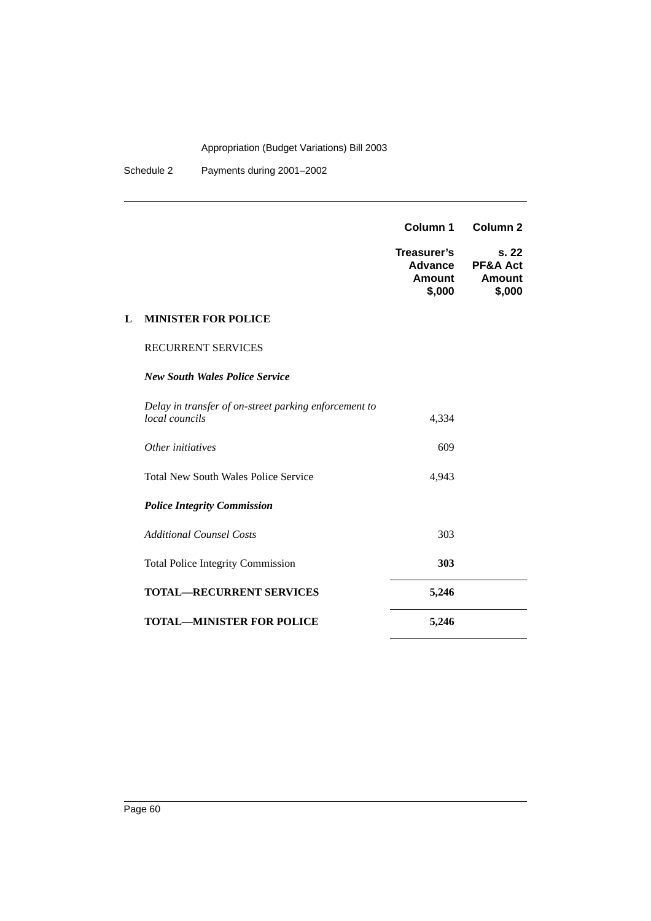| | Column 1 | Column 2 |
|---|---|---|
| | Treasurer's Advance Amount $,000 | s. 22 PF&A Act Amount $,000 |
| **L MINISTER FOR POLICE** | | |
| RECURRENT SERVICES | | |
| ***New South Wales Police Service*** | | |
| *Delay in transfer of on-street parking enforcement to local councils* | 4,334 | |
| *Other initiatives* | 609 | |
| Total New South Wales Police Service | 4,943 | |
| ***Police Integrity Commission*** | | |
| *Additional Counsel Costs* | 303 | |
| Total Police Integrity Commission | **303** | |
| **TOTAL—RECURRENT SERVICES** | **5,246** | |
| **TOTAL—MINISTER FOR POLICE** | **5,246** | |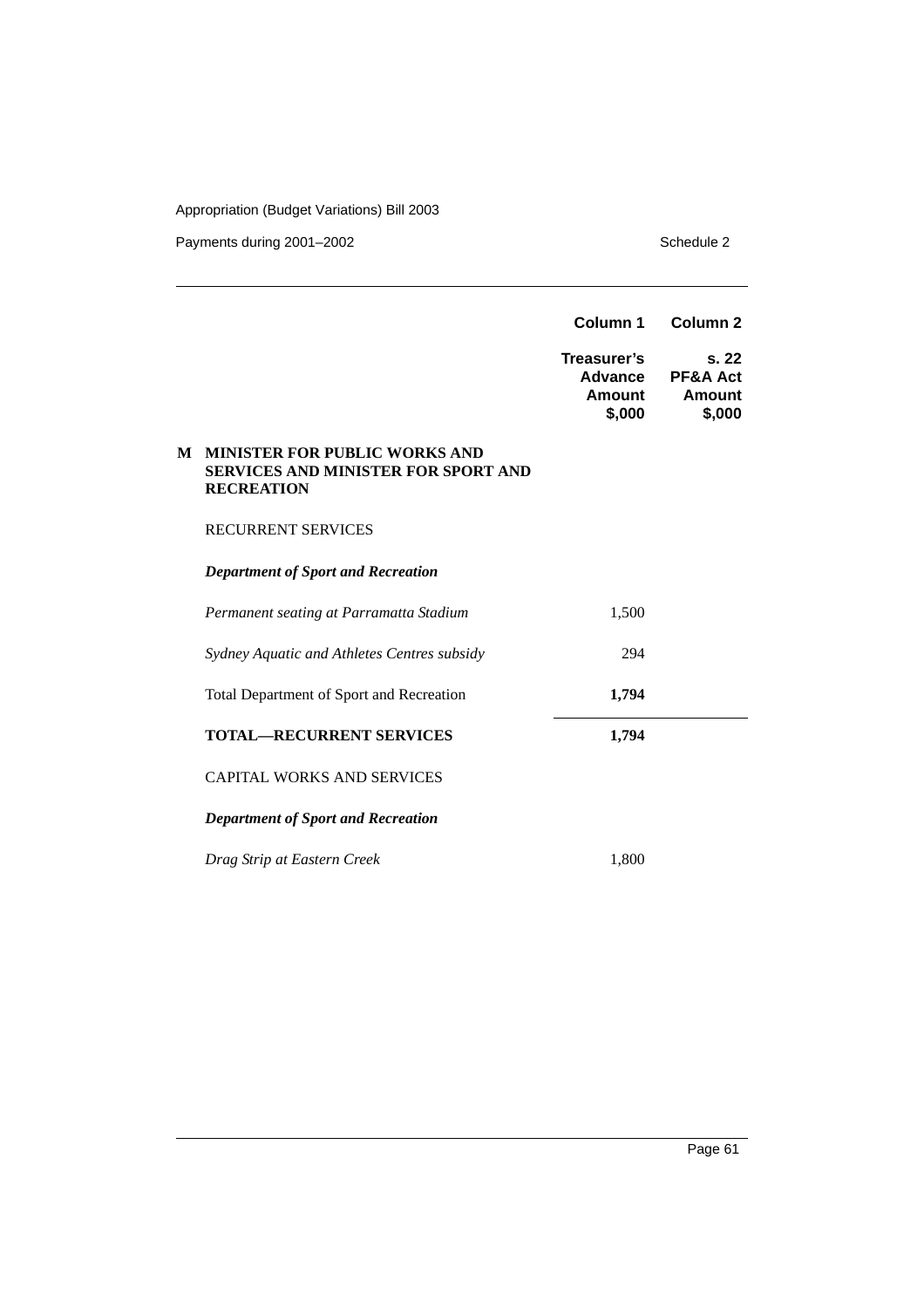| | Column 1 | Column 2 |
|---|---|---|
| | Treasurer's Advance Amount $,000 | s. 22 PF&A Act Amount $,000 |
| **M MINISTER FOR PUBLIC WORKS AND SERVICES AND MINISTER FOR SPORT AND RECREATION** | | |
| RECURRENT SERVICES | | |
| ***Department of Sport and Recreation*** | | |
| *Permanent seating at Parramatta Stadium* | 1,500 | |
| *Sydney Aquatic and Athletes Centres subsidy* | 294 | |
| Total Department of Sport and Recreation | **1,794** | |
| **TOTAL—RECURRENT SERVICES** | **1,794** | |
| CAPITAL WORKS AND SERVICES | | |
| ***Department of Sport and Recreation*** | | |
| *Drag Strip at Eastern Creek* | 1,800 | |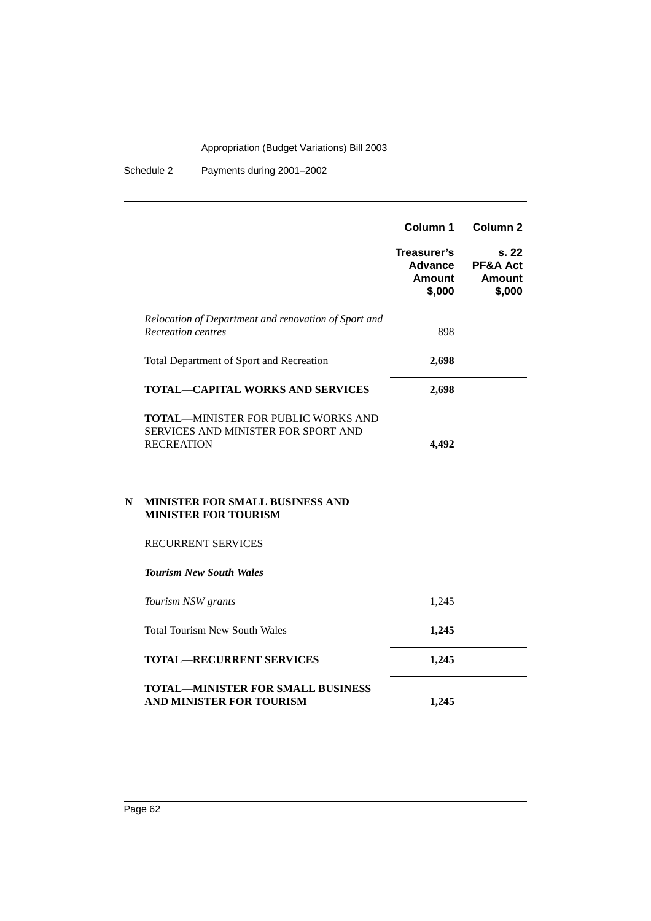| | Column 1 | Column 2 |
|---|---|---|
| | Treasurer's Advance Amount $,000 | s. 22 PF&A Act Amount $,000 |
| *Relocation of Department and renovation of Sport and Recreation centres* | 898 | |
| Total Department of Sport and Recreation | **2,698** | |
| **TOTAL—CAPITAL WORKS AND SERVICES** | **2,698** | |
| **TOTAL—**MINISTER FOR PUBLIC WORKS AND SERVICES AND MINISTER FOR SPORT AND RECREATION | **4,492** | |

## N MINISTER FOR SMALL BUSINESS AND MINISTER FOR TOURISM

RECURRENT SERVICES

***Tourism New South Wales***

| | Column 1 | Column 2 |
|---|---|---|
| *Tourism NSW grants* | 1,245 | |
| Total Tourism New South Wales | **1,245** | |
| **TOTAL—RECURRENT SERVICES** | **1,245** | |
| **TOTAL—MINISTER FOR SMALL BUSINESS AND MINISTER FOR TOURISM** | **1,245** | |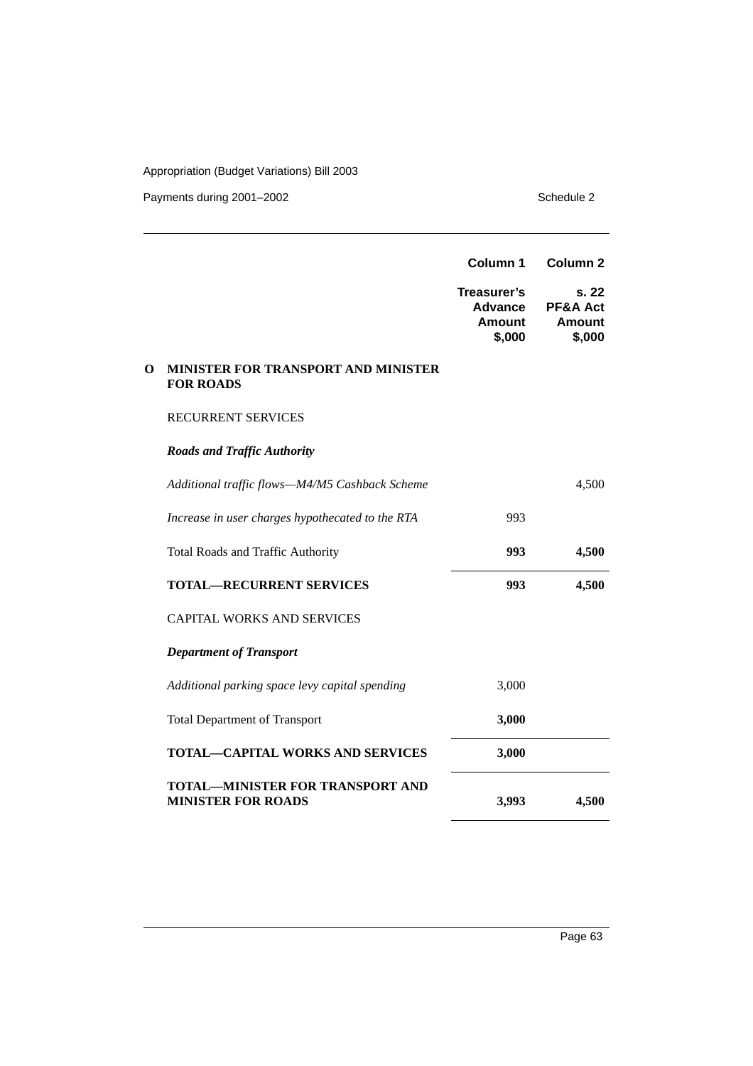| | | Column 1 | Column 2 |
|---|---|---|---|
| | | **Treasurer's Advance Amount $,000** | **s. 22 PF&A Act Amount $,000** |
| **O** | **MINISTER FOR TRANSPORT AND MINISTER FOR ROADS** | | |
| | RECURRENT SERVICES | | |
| | ***Roads and Traffic Authority*** | | |
| | *Additional traffic flows—M4/M5 Cashback Scheme* | | 4,500 |
| | *Increase in user charges hypothecated to the RTA* | 993 | |
| | Total Roads and Traffic Authority | **993** | **4,500** |
| | **TOTAL—RECURRENT SERVICES** | **993** | **4,500** |
| | CAPITAL WORKS AND SERVICES | | |
| | ***Department of Transport*** | | |
| | *Additional parking space levy capital spending* | 3,000 | |
| | Total Department of Transport | **3,000** | |
| | **TOTAL—CAPITAL WORKS AND SERVICES** | **3,000** | |
| | **TOTAL—MINISTER FOR TRANSPORT AND MINISTER FOR ROADS** | **3,993** | **4,500** |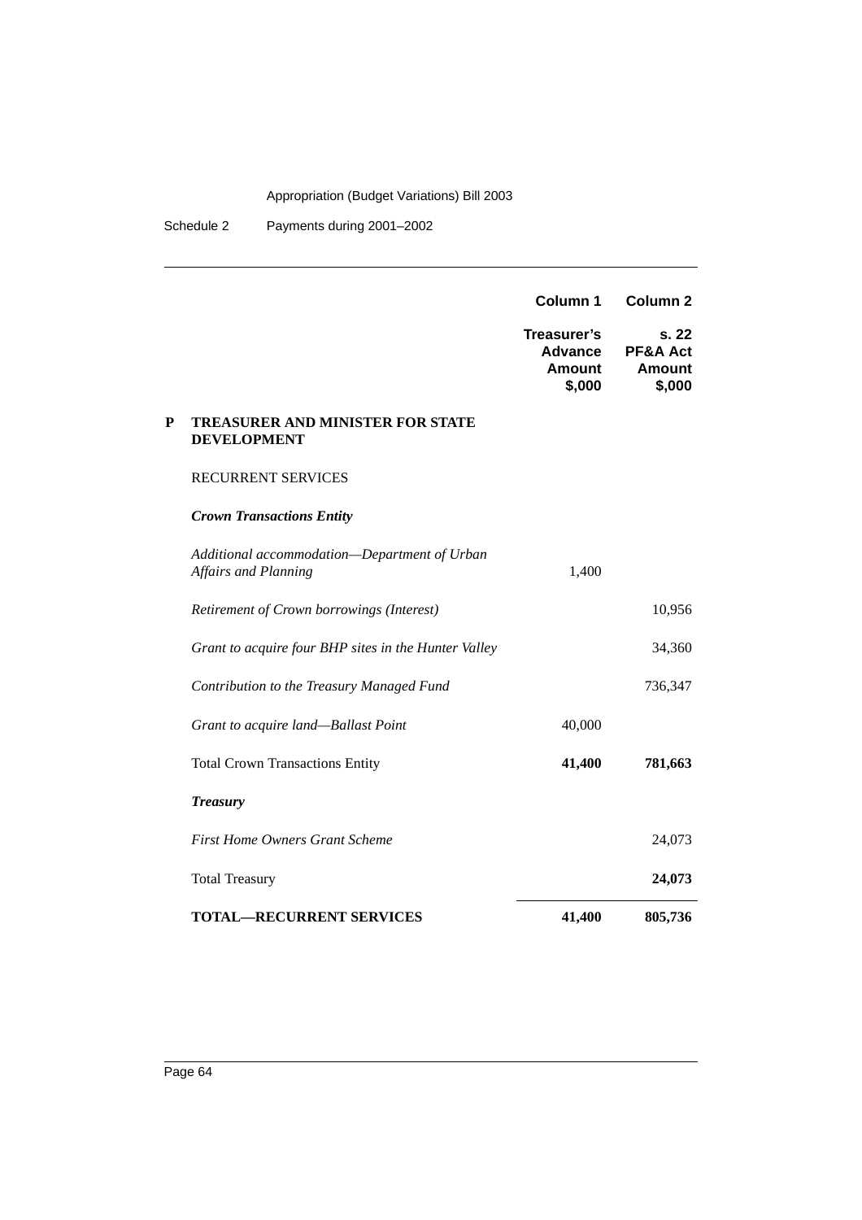| | | Column 1 | Column 2 |
|---|---|---|---|
| | | Treasurer's Advance Amount $,000 | s. 22 PF&A Act Amount $,000 |
| **P** | **TREASURER AND MINISTER FOR STATE DEVELOPMENT** | | |
| | RECURRENT SERVICES | | |
| | ***Crown Transactions Entity*** | | |
| | *Additional accommodation—Department of Urban Affairs and Planning* | 1,400 | |
| | *Retirement of Crown borrowings (Interest)* | | 10,956 |
| | *Grant to acquire four BHP sites in the Hunter Valley* | | 34,360 |
| | *Contribution to the Treasury Managed Fund* | | 736,347 |
| | *Grant to acquire land—Ballast Point* | 40,000 | |
| | Total Crown Transactions Entity | **41,400** | **781,663** |
| | ***Treasury*** | | |
| | *First Home Owners Grant Scheme* | | 24,073 |
| | Total Treasury | | **24,073** |
| | **TOTAL—RECURRENT SERVICES** | **41,400** | **805,736** |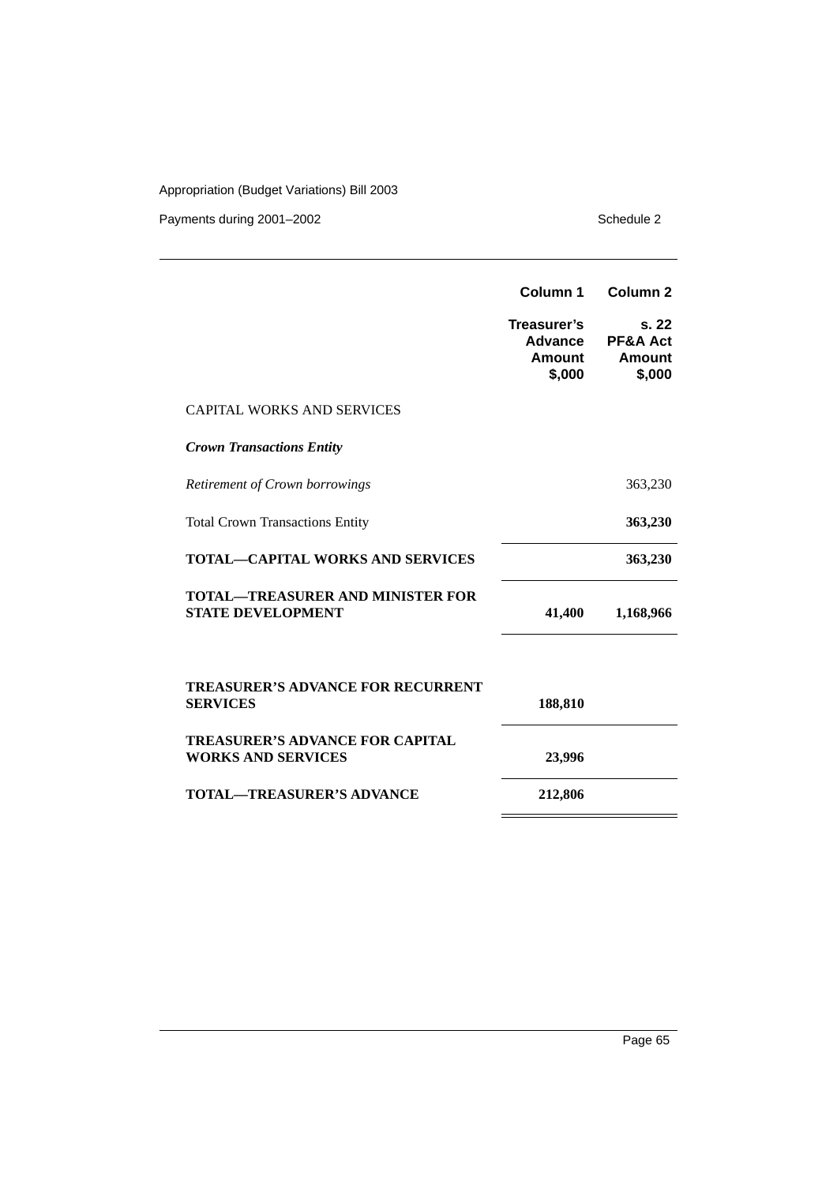| | Column 1 | Column 2 |
|---|---|---|
| | **Treasurer's Advance Amount $,000** | **s. 22 PF&A Act Amount $,000** |
| CAPITAL WORKS AND SERVICES | | |
| ***Crown Transactions Entity*** | | |
| *Retirement of Crown borrowings* | | 363,230 |
| Total Crown Transactions Entity | | **363,230** |
| **TOTAL—CAPITAL WORKS AND SERVICES** | | **363,230** |
| **TOTAL—TREASURER AND MINISTER FOR STATE DEVELOPMENT** | **41,400** | **1,168,966** |
| **TREASURER'S ADVANCE FOR RECURRENT SERVICES** | **188,810** | |
| **TREASURER'S ADVANCE FOR CAPITAL WORKS AND SERVICES** | **23,996** | |
| **TOTAL—TREASURER'S ADVANCE** | **212,806** | |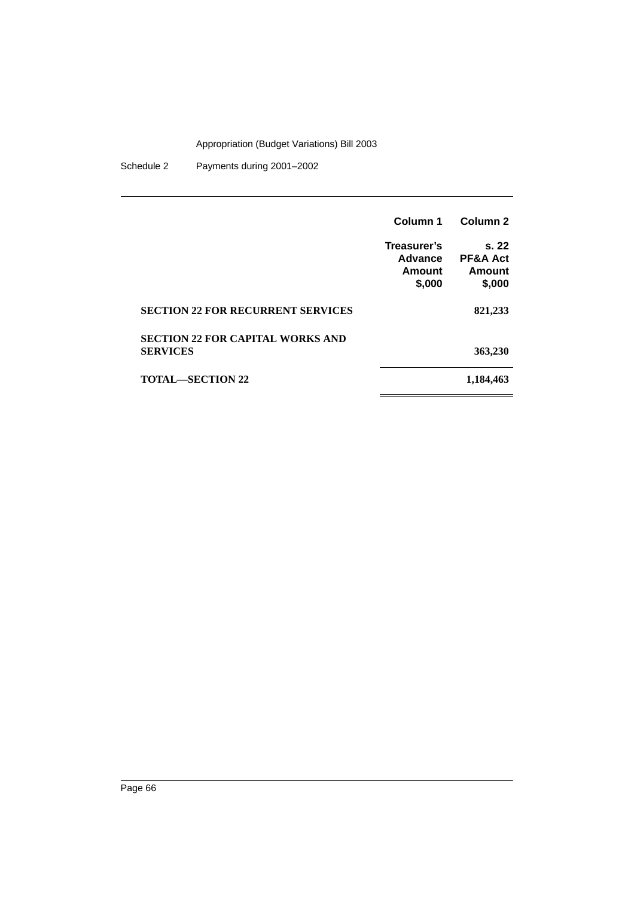| | Column 1 | Column 2 |
| --- | --- | --- |
| | Treasurer's Advance Amount $,000 | s. 22 PF&A Act Amount $,000 |
| **SECTION 22 FOR RECURRENT SERVICES** | | **821,233** |
| **SECTION 22 FOR CAPITAL WORKS AND SERVICES** | | **363,230** |
| **TOTAL—SECTION 22** | | **1,184,463** |